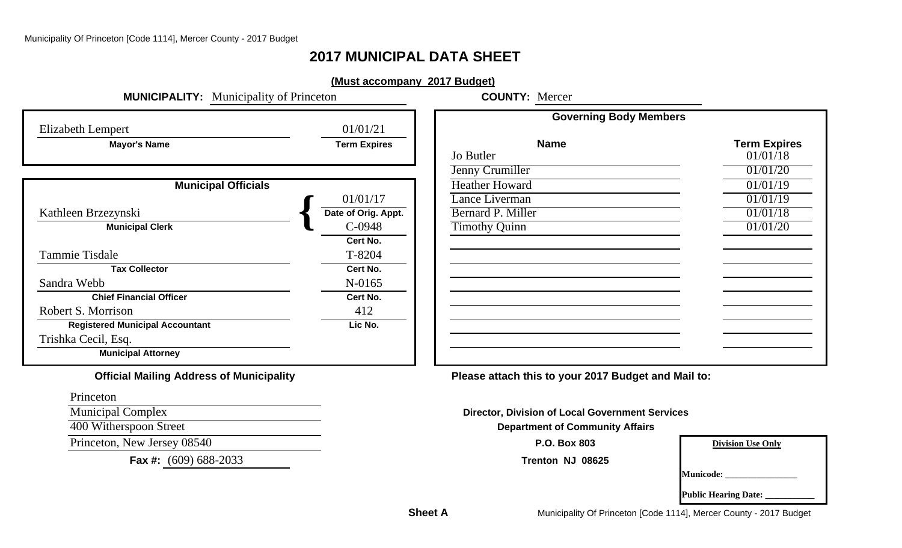# 2017 MUNICIPAL DATA SHEET

**(Must accompany 2017 Budget)**

**MUNICIPALITY:** Municipality of Princeton **COUNTY:** Mercer

| Mayor's Name | Term Expires |
|---|---|
| Elizabeth Lempert | 01/01/21 |

## Municipal Officials

| Name | Title | |
|---|---|---|
| Kathleen Brzezynski | Municipal Clerk | Date of Orig. Appt.: 01/01/17; Cert No.: C-0948 |
| Tammie Tisdale | Tax Collector | Cert No.: T-8204 |
| Sandra Webb | Chief Financial Officer | Cert No.: N-0165 |
| Robert S. Morrison | Registered Municipal Accountant | Lic No.: 412 |
| Trishka Cecil, Esq. | Municipal Attorney | |

## Governing Body Members

| Name | Term Expires |
|---|---|
| Jo Butler | 01/01/18 |
| Jenny Crumiller | 01/01/20 |
| Heather Howard | 01/01/19 |
| Lance Liverman | 01/01/19 |
| Bernard P. Miller | 01/01/18 |
| Timothy Quinn | 01/01/20 |

**Official Mailing Address of Municipality**

Princeton
Municipal Complex
400 Witherspoon Street
Princeton, New Jersey 08540
**Fax #:** (609) 688-2033

**Please attach this to your 2017 Budget and Mail to:**

**Director, Division of Local Government Services**
**Department of Community Affairs**
**P.O. Box 803**
**Trenton NJ 08625**

**Division Use Only**

Municode: ________________

Public Hearing Date: ___________

**Sheet A**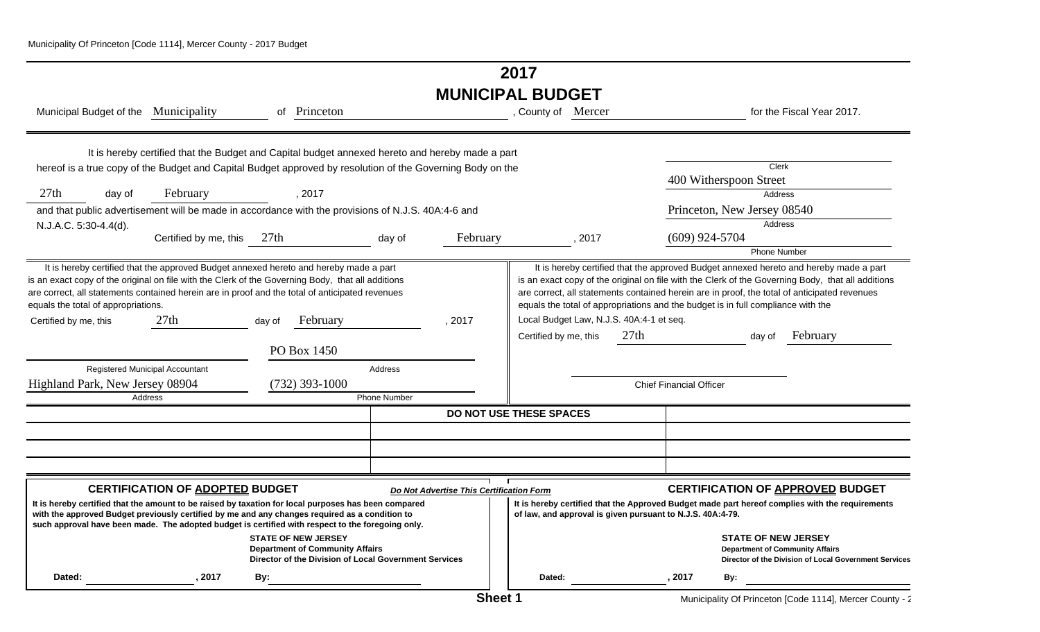# 2017
# MUNICIPAL BUDGET

Municipal Budget of the Municipality of Princeton, County of Mercer for the Fiscal Year 2017.

It is hereby certified that the Budget and Capital budget annexed hereto and hereby made a part hereof is a true copy of the Budget and Capital Budget approved by resolution of the Governing Body on the 27th day of February, 2017 and that public advertisement will be made in accordance with the provisions of N.J.S. 40A:4-6 and N.J.A.C. 5:30-4.4(d).

Certified by me, this 27th day of February, 2017

Clerk
400 Witherspoon Street
Address
Princeton, New Jersey 08540
Address
(609) 924-5704
Phone Number

It is hereby certified that the approved Budget annexed hereto and hereby made a part is an exact copy of the original on file with the Clerk of the Governing Body, that all additions are correct, all statements contained herein are in proof and the total of anticipated revenues equals the total of appropriations.

Certified by me, this 27th day of February, 2017

Registered Municipal Accountant
PO Box 1450
Address
Highland Park, New Jersey 08904
Address
(732) 393-1000
Phone Number

It is hereby certified that the approved Budget annexed hereto and hereby made a part is an exact copy of the original on file with the Clerk of the Governing Body, that all additions are correct, all statements contained herein are in proof, the total of anticipated revenues equals the total of appropriations and the budget is in full compliance with the Local Budget Law, N.J.S. 40A:4-1 et seq.

Certified by me, this 27th day of February

Chief Financial Officer

**DO NOT USE THESE SPACES**

## CERTIFICATION OF ADOPTED BUDGET

***Do Not Advertise This Certification Form***

**It is hereby certified that the amount to be raised by taxation for local purposes has been compared with the approved Budget previously certified by me and any changes required as a condition to such approval have been made. The adopted budget is certified with respect to the foregoing only.**

**STATE OF NEW JERSEY**
**Department of Community Affairs**
**Director of the Division of Local Government Services**

**Dated:** ______, 2017 **By:** ______

## CERTIFICATION OF APPROVED BUDGET

**It is hereby certified that the Approved Budget made part hereof complies with the requirements of law, and approval is given pursuant to N.J.S. 40A:4-79.**

**STATE OF NEW JERSEY**
**Department of Community Affairs**
**Director of the Division of Local Government Services**

**Dated:** ______, 2017 **By:** ______

**Sheet 1**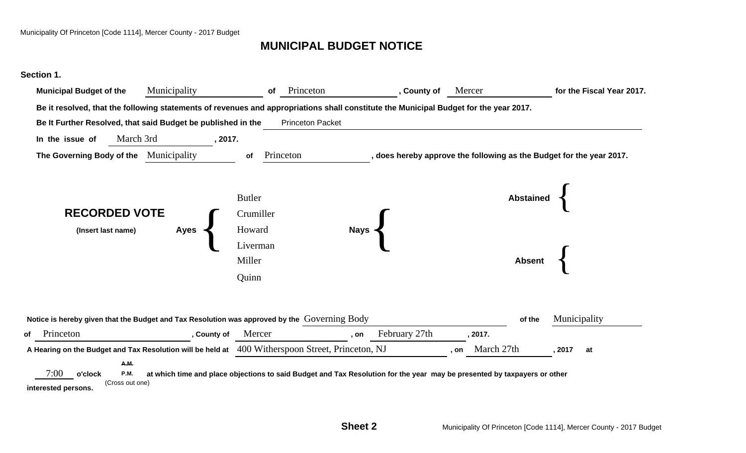# MUNICIPAL BUDGET NOTICE

**Section 1.**

**Municipal Budget of the** Municipality **of** Princeton **, County of** Mercer **for the Fiscal Year 2017.**

**Be it resolved, that the following statements of revenues and appropriations shall constitute the Municipal Budget for the year 2017.**

**Be It Further Resolved, that said Budget be published in the** Princeton Packet

**In the issue of** March 3rd **, 2017.**

**The Governing Body of the** Municipality **of** Princeton **, does hereby approve the following as the Budget for the year 2017.**

**RECORDED VOTE**
**(Insert last name)**

| Ayes | Nays | Abstained | Absent |
|---|---|---|---|
| Butler<br>Crumiller<br>Howard<br>Liverman<br>Miller<br>Quinn | | | |

**Notice is hereby given that the Budget and Tax Resolution was approved by the** Governing Body **of the** Municipality **of** Princeton **, County of** Mercer **, on** February 27th **, 2017.**

**A Hearing on the Budget and Tax Resolution will be held at** 400 Witherspoon Street, Princeton, NJ **, on** March 27th **, 2017 at** 7:00 **o'clock** ~~**A.M.**~~ **P.M.** (Cross out one) **at which time and place objections to said Budget and Tax Resolution for the year may be presented by taxpayers or other interested persons.**

**Sheet 2**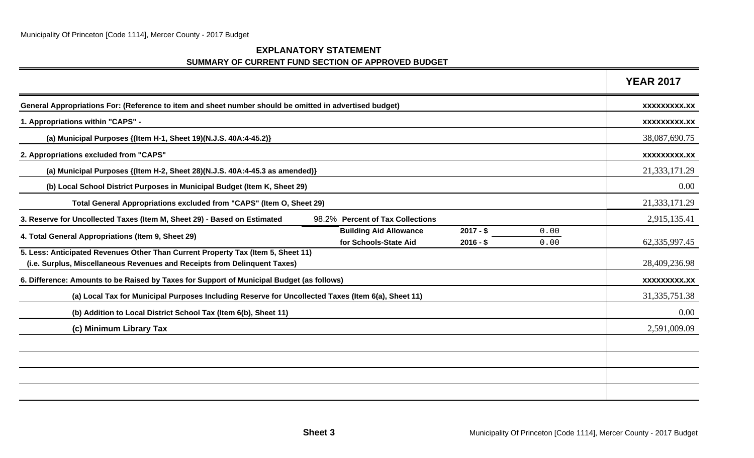## EXPLANATORY STATEMENT

### SUMMARY OF CURRENT FUND SECTION OF APPROVED BUDGET

| | | | | YEAR 2017 |
|---|---|---|---|---|
| **General Appropriations For: (Reference to item and sheet number should be omitted in advertised budget)** | | | | xxxxxxxxx.xx |
| **1. Appropriations within "CAPS" -** | | | | xxxxxxxxx.xx |
| **(a) Municipal Purposes {(Item H-1, Sheet 19)(N.J.S. 40A:4-45.2)}** | | | | 38,087,690.75 |
| **2. Appropriations excluded from "CAPS"** | | | | xxxxxxxxx.xx |
| **(a) Municipal Purposes {(Item H-2, Sheet 28)(N.J.S. 40A:4-45.3 as amended)}** | | | | 21,333,171.29 |
| **(b) Local School District Purposes in Municipal Budget (Item K, Sheet 29)** | | | | 0.00 |
| **Total General Appropriations excluded from "CAPS" (Item O, Sheet 29)** | | | | 21,333,171.29 |
| **3. Reserve for Uncollected Taxes (Item M, Sheet 29) - Based on Estimated** | 98.2% **Percent of Tax Collections** | | | 2,915,135.41 |
| **4. Total General Appropriations (Item 9, Sheet 29)** | **Building Aid Allowance for Schools-State Aid** | **2017 - $** 0.00 | **2016 - $** 0.00 | 62,335,997.45 |
| **5. Less: Anticipated Revenues Other Than Current Property Tax (Item 5, Sheet 11) (i.e. Surplus, Miscellaneous Revenues and Receipts from Delinquent Taxes)** | | | | 28,409,236.98 |
| **6. Difference: Amounts to be Raised by Taxes for Support of Municipal Budget (as follows)** | | | | xxxxxxxxx.xx |
| **(a) Local Tax for Municipal Purposes Including Reserve for Uncollected Taxes (Item 6(a), Sheet 11)** | | | | 31,335,751.38 |
| **(b) Addition to Local District School Tax (Item 6(b), Sheet 11)** | | | | 0.00 |
| **(c) Minimum Library Tax** | | | | 2,591,009.09 |

**Sheet 3**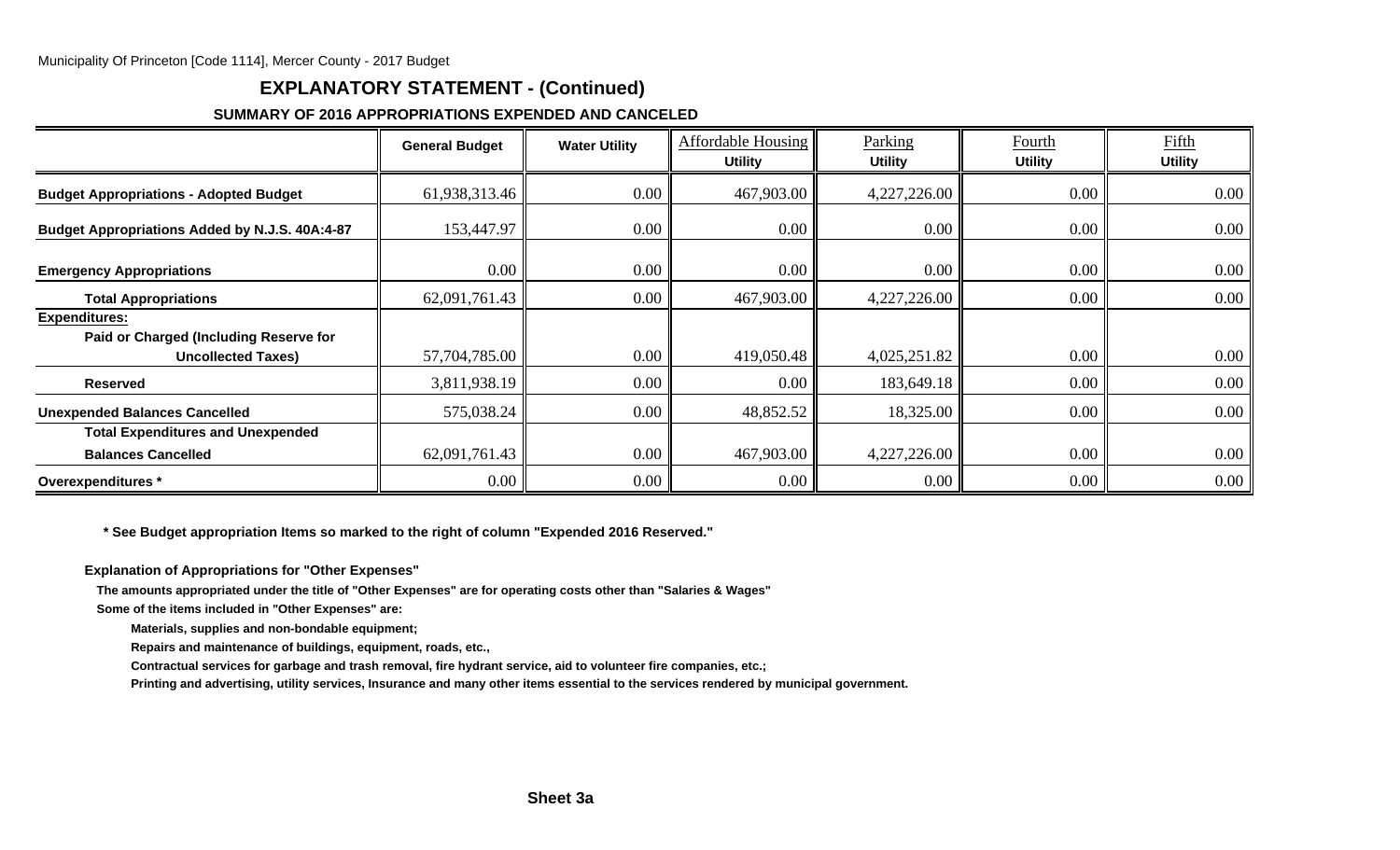Municipality Of Princeton [Code 1114], Mercer County - 2017 Budget

# EXPLANATORY STATEMENT - (Continued)

## SUMMARY OF 2016 APPROPRIATIONS EXPENDED AND CANCELED

| | General Budget | Water Utility | Affordable Housing Utility | Parking Utility | Fourth Utility | Fifth Utility |
|---|---|---|---|---|---|---|
| **Budget Appropriations - Adopted Budget** | 61,938,313.46 | 0.00 | 467,903.00 | 4,227,226.00 | 0.00 | 0.00 |
| **Budget Appropriations Added by N.J.S. 40A:4-87** | 153,447.97 | 0.00 | 0.00 | 0.00 | 0.00 | 0.00 |
| **Emergency Appropriations** | 0.00 | 0.00 | 0.00 | 0.00 | 0.00 | 0.00 |
| **Total Appropriations** | 62,091,761.43 | 0.00 | 467,903.00 | 4,227,226.00 | 0.00 | 0.00 |
| **Expenditures:** | | | | | | |
| **Paid or Charged (Including Reserve for Uncollected Taxes)** | 57,704,785.00 | 0.00 | 419,050.48 | 4,025,251.82 | 0.00 | 0.00 |
| **Reserved** | 3,811,938.19 | 0.00 | 0.00 | 183,649.18 | 0.00 | 0.00 |
| **Unexpended Balances Cancelled** | 575,038.24 | 0.00 | 48,852.52 | 18,325.00 | 0.00 | 0.00 |
| **Total Expenditures and Unexpended Balances Cancelled** | 62,091,761.43 | 0.00 | 467,903.00 | 4,227,226.00 | 0.00 | 0.00 |
| **Overexpenditures *** | 0.00 | 0.00 | 0.00 | 0.00 | 0.00 | 0.00 |

**\* See Budget appropriation Items so marked to the right of column "Expended 2016 Reserved."**

**Explanation of Appropriations for "Other Expenses"**

**The amounts appropriated under the title of "Other Expenses" are for operating costs other than "Salaries & Wages"**

**Some of the items included in "Other Expenses" are:**

**Materials, supplies and non-bondable equipment;**

**Repairs and maintenance of buildings, equipment, roads, etc.,**

**Contractual services for garbage and trash removal, fire hydrant service, aid to volunteer fire companies, etc.;**

**Printing and advertising, utility services, Insurance and many other items essential to the services rendered by municipal government.**

**Sheet 3a**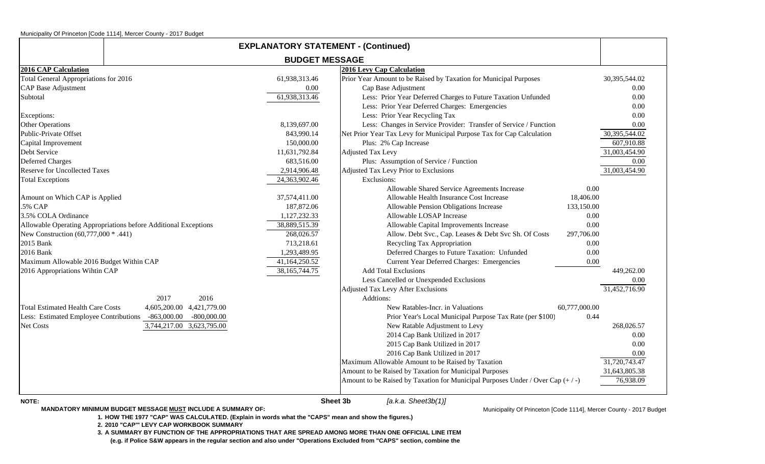## EXPLANATORY STATEMENT - (Continued)

### BUDGET MESSAGE

**2016 CAP Calculation**

| | | |
|---|---|---|
| Total General Appropriations for 2016 | | 61,938,313.46 |
| CAP Base Adjustment | | 0.00 |
| Subtotal | | 61,938,313.46 |
| | | |
| Exceptions: | | |
| Other Operations | | 8,139,697.00 |
| Public-Private Offset | | 843,990.14 |
| Capital Improvement | | 150,000.00 |
| Debt Service | | 11,631,792.84 |
| Deferred Charges | | 683,516.00 |
| Reserve for Uncollected Taxes | | 2,914,906.48 |
| Total Exceptions | | 24,363,902.46 |
| | | |
| Amount on Which CAP is Applied | | 37,574,411.00 |
| .5% CAP | | 187,872.06 |
| 3.5% COLA Ordinance | | 1,127,232.33 |
| Allowable Operating Appropriations before Additional Exceptions | | 38,889,515.39 |
| New Construction (60,777,000 * .441) | | 268,026.57 |
| 2015 Bank | | 713,218.61 |
| 2016 Bank | | 1,293,489.95 |
| Maximum Allowable 2016 Budget Within CAP | | 41,164,250.52 |
| 2016 Appropriations Wihtin CAP | | 38,165,744.75 |

| | 2017 | 2016 |
|---|---|---|
| Total Estimated Health Care Costs | 4,605,200.00 | 4,421,779.00 |
| Less: Estimated Employee Contributions | -863,000.00 | -800,000.00 |
| Net Costs | 3,744,217.00 | 3,623,795.00 |

**2016 Levy Cap Calculation**

| | | |
|---|---|---|
| Prior Year Amount to be Raised by Taxation for Municipal Purposes | | 30,395,544.02 |
| Cap Base Adjustment | | 0.00 |
| Less: Prior Year Deferred Charges to Future Taxation Unfunded | | 0.00 |
| Less: Prior Year Deferred Charges: Emergencies | | 0.00 |
| Less: Prior Year Recycling Tax | | 0.00 |
| Less: Changes in Service Provider: Transfer of Service / Function | | 0.00 |
| Net Prior Year Tax Levy for Municipal Purpose Tax for Cap Calculation | | 30,395,544.02 |
| Plus: 2% Cap Increase | | 607,910.88 |
| Adjusted Tax Levy | | 31,003,454.90 |
| Plus: Assumption of Service / Function | | 0.00 |
| Adjusted Tax Levy Prior to Exclusions | | 31,003,454.90 |
| Exclusions: | | |
| Allowable Shared Service Agreements Increase | 0.00 | |
| Allowable Health Insurance Cost Increase | 18,406.00 | |
| Allowable Pension Obligations Increase | 133,150.00 | |
| Allowable LOSAP Increase | 0.00 | |
| Allowable Capital Improvements Increase | 0.00 | |
| Allow. Debt Svc., Cap. Leases & Debt Svc Sh. Of Costs | 297,706.00 | |
| Recycling Tax Appropriation | 0.00 | |
| Deferred Charges to Future Taxation: Unfunded | 0.00 | |
| Current Year Deferred Charges: Emergencies | 0.00 | |
| Add Total Exclusions | | 449,262.00 |
| Less Cancelled or Unexpended Exclusions | | 0.00 |
| Adjusted Tax Levy After Exclusions | | 31,452,716.90 |
| Addtions: | | |
| New Ratables-Incr. in Valuations | 60,777,000.00 | |
| Prior Year's Local Municipal Purpose Tax Rate (per $100) | 0.44 | |
| New Ratable Adjustment to Levy | | 268,026.57 |
| 2014 Cap Bank Utilized in 2017 | | 0.00 |
| 2015 Cap Bank Utilized in 2017 | | 0.00 |
| 2016 Cap Bank Utilized in 2017 | | 0.00 |
| Maximum Allowable Amount to be Raised by Taxation | | 31,720,743.47 |
| Amount to be Raised by Taxation for Municipal Purposes | | 31,643,805.38 |
| Amount to be Raised by Taxation for Municipal Purposes Under / Over Cap (+ / -) | | 76,938.09 |

**NOTE:**

**MANDATORY MINIMUM BUDGET MESSAGE MUST INCLUDE A SUMMARY OF:**

1. **HOW THE 1977 "CAP" WAS CALCULATED. (Explain in words what the "CAPS" mean and show the figures.)**
2. **2010 "CAP'" LEVY CAP WORKBOOK SUMMARY**
3. **A SUMMARY BY FUNCTION OF THE APPROPRIATIONS THAT ARE SPREAD AMONG MORE THAN ONE OFFICIAL LINE ITEM (e.g. if Police S&W appears in the regular section and also under "Operations Excluded from "CAPS" section, combine the**

**Sheet 3b** *[a.k.a. Sheet3b(1)]*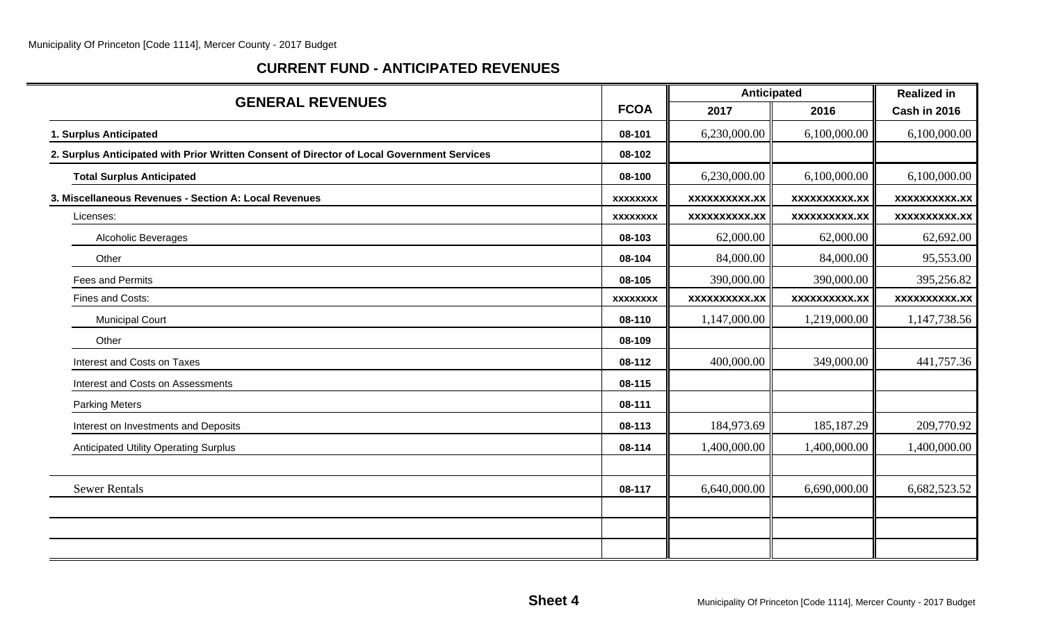## CURRENT FUND - ANTICIPATED REVENUES

| GENERAL REVENUES | FCOA | Anticipated | | Realized in |
|---|---|---|---|---|
| | | 2017 | 2016 | Cash in 2016 |
| **1. Surplus Anticipated** | **08-101** | 6,230,000.00 | 6,100,000.00 | 6,100,000.00 |
| **2. Surplus Anticipated with Prior Written Consent of Director of Local Government Services** | **08-102** | | | |
| **Total Surplus Anticipated** | **08-100** | 6,230,000.00 | 6,100,000.00 | 6,100,000.00 |
| **3. Miscellaneous Revenues - Section A: Local Revenues** | **xxxxxxxx** | **xxxxxxxxxx.xx** | **xxxxxxxxxx.xx** | **xxxxxxxxxx.xx** |
| Licenses: | **xxxxxxxx** | **xxxxxxxxxx.xx** | **xxxxxxxxxx.xx** | **xxxxxxxxxx.xx** |
| Alcoholic Beverages | **08-103** | 62,000.00 | 62,000.00 | 62,692.00 |
| Other | **08-104** | 84,000.00 | 84,000.00 | 95,553.00 |
| Fees and Permits | **08-105** | 390,000.00 | 390,000.00 | 395,256.82 |
| Fines and Costs: | **xxxxxxxx** | **xxxxxxxxxx.xx** | **xxxxxxxxxx.xx** | **xxxxxxxxxx.xx** |
| Municipal Court | **08-110** | 1,147,000.00 | 1,219,000.00 | 1,147,738.56 |
| Other | **08-109** | | | |
| Interest and Costs on Taxes | **08-112** | 400,000.00 | 349,000.00 | 441,757.36 |
| Interest and Costs on Assessments | **08-115** | | | |
| Parking Meters | **08-111** | | | |
| Interest on Investments and Deposits | **08-113** | 184,973.69 | 185,187.29 | 209,770.92 |
| Anticipated Utility Operating Surplus | **08-114** | 1,400,000.00 | 1,400,000.00 | 1,400,000.00 |
| | | | | |
| Sewer Rentals | **08-117** | 6,640,000.00 | 6,690,000.00 | 6,682,523.52 |
| | | | | |
| | | | | |
| | | | | |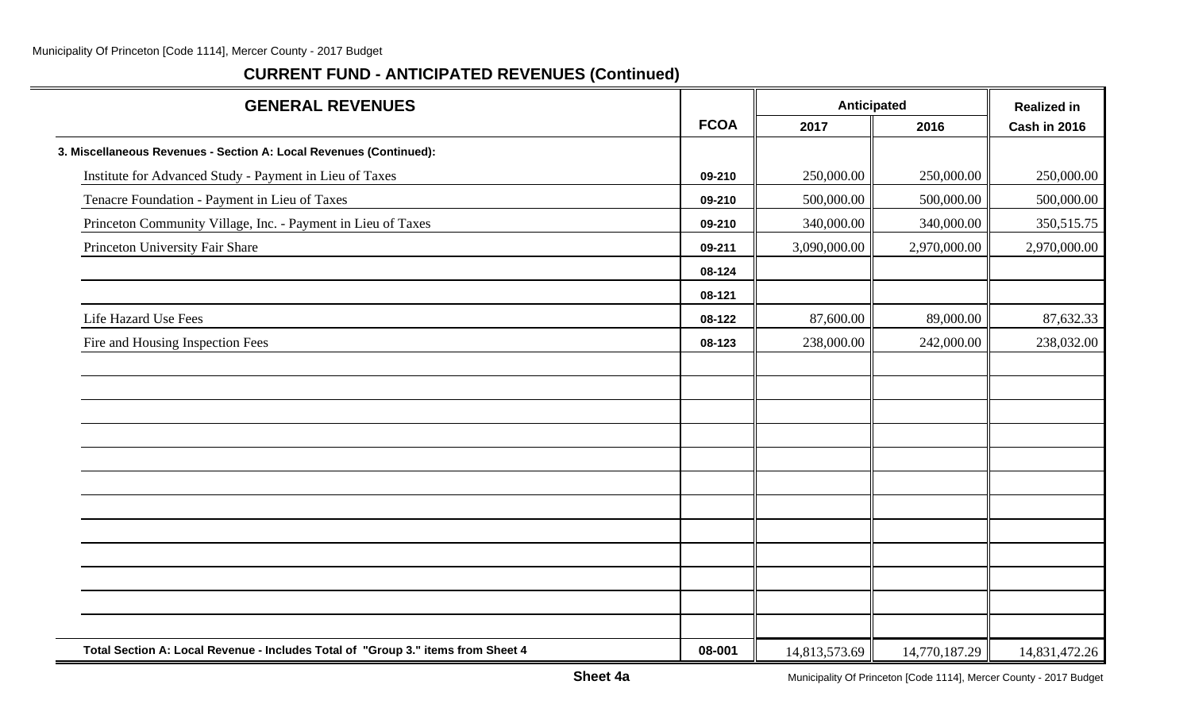## CURRENT FUND - ANTICIPATED REVENUES (Continued)

| GENERAL REVENUES | FCOA | Anticipated | | Realized in |
|---|---|---|---|---|
| | | 2017 | 2016 | Cash in 2016 |
| **3. Miscellaneous Revenues - Section A: Local Revenues (Continued):** | | | | |
| Institute for Advanced Study - Payment in Lieu of Taxes | 09-210 | 250,000.00 | 250,000.00 | 250,000.00 |
| Tenacre Foundation - Payment in Lieu of Taxes | 09-210 | 500,000.00 | 500,000.00 | 500,000.00 |
| Princeton Community Village, Inc. - Payment in Lieu of Taxes | 09-210 | 340,000.00 | 340,000.00 | 350,515.75 |
| Princeton University Fair Share | 09-211 | 3,090,000.00 | 2,970,000.00 | 2,970,000.00 |
| | 08-124 | | | |
| | 08-121 | | | |
| Life Hazard Use Fees | 08-122 | 87,600.00 | 89,000.00 | 87,632.33 |
| Fire and Housing Inspection Fees | 08-123 | 238,000.00 | 242,000.00 | 238,032.00 |
| **Total Section A: Local Revenue - Includes Total of "Group 3." items from Sheet 4** | 08-001 | 14,813,573.69 | 14,770,187.29 | 14,831,472.26 |

**Sheet 4a**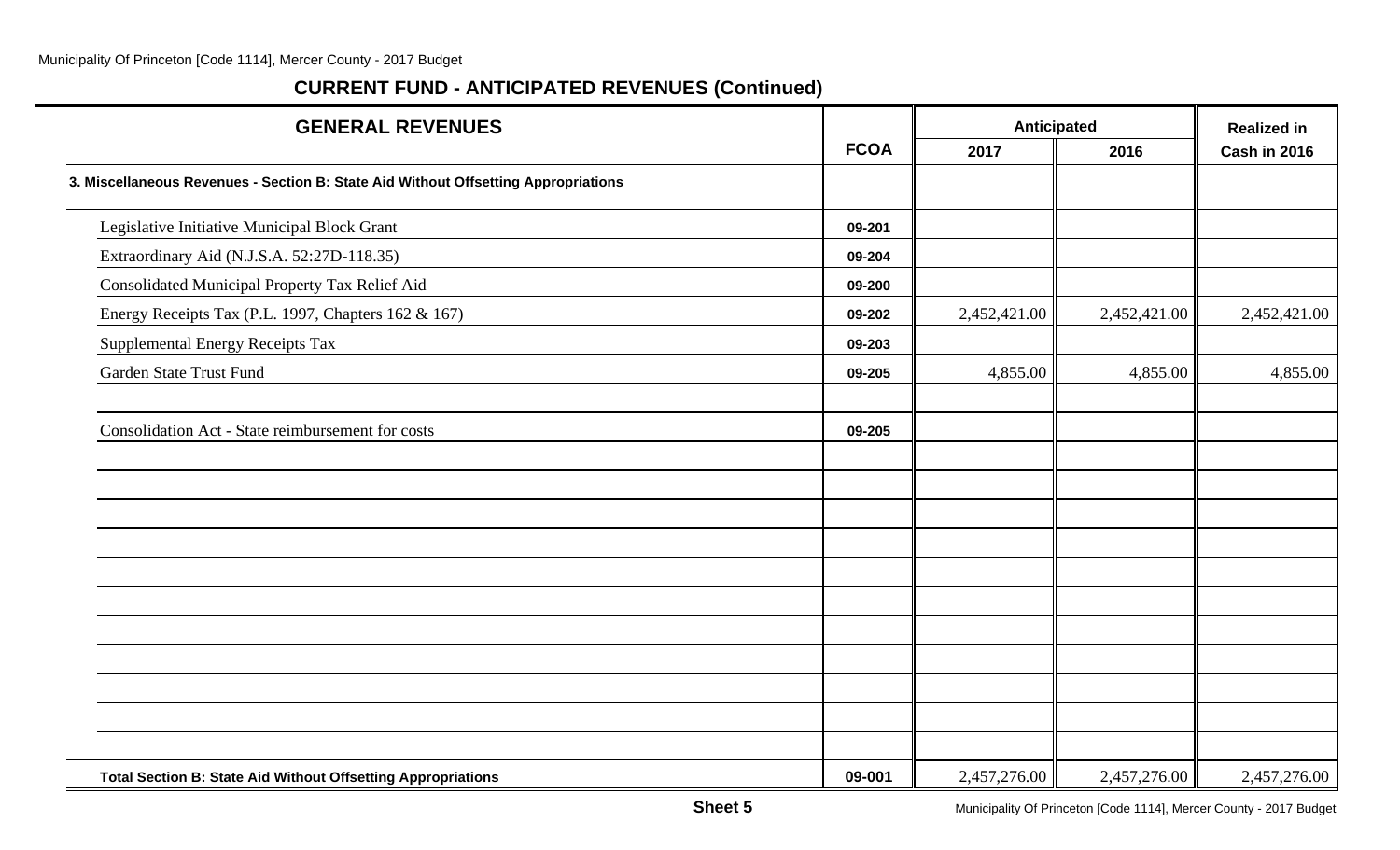## CURRENT FUND - ANTICIPATED REVENUES (Continued)

| GENERAL REVENUES | FCOA | Anticipated | | Realized in |
|---|---|---|---|---|
| | | 2017 | 2016 | Cash in 2016 |
| **3. Miscellaneous Revenues - Section B: State Aid Without Offsetting Appropriations** | | | | |
| Legislative Initiative Municipal Block Grant | 09-201 | | | |
| Extraordinary Aid (N.J.S.A. 52:27D-118.35) | 09-204 | | | |
| Consolidated Municipal Property Tax Relief Aid | 09-200 | | | |
| Energy Receipts Tax (P.L. 1997, Chapters 162 & 167) | 09-202 | 2,452,421.00 | 2,452,421.00 | 2,452,421.00 |
| Supplemental Energy Receipts Tax | 09-203 | | | |
| Garden State Trust Fund | 09-205 | 4,855.00 | 4,855.00 | 4,855.00 |
| | | | | |
| Consolidation Act - State reimbursement for costs | 09-205 | | | |
| | | | | |
| | | | | |
| | | | | |
| | | | | |
| | | | | |
| | | | | |
| | | | | |
| | | | | |
| | | | | |
| | | | | |
| | | | | |
| **Total Section B: State Aid Without Offsetting Appropriations** | 09-001 | 2,457,276.00 | 2,457,276.00 | 2,457,276.00 |

**Sheet 5**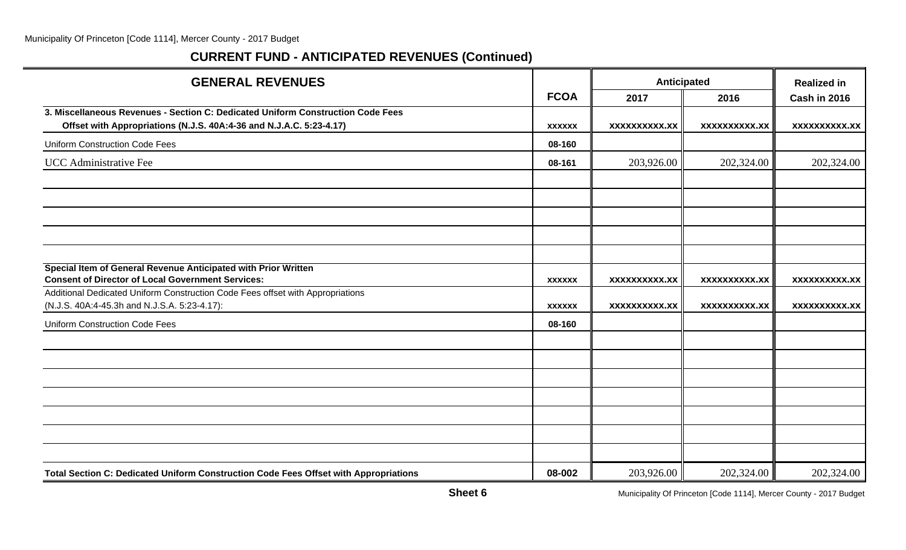## CURRENT FUND - ANTICIPATED REVENUES (Continued)

| GENERAL REVENUES | FCOA | Anticipated 2017 | Anticipated 2016 | Realized in Cash in 2016 |
|---|---|---|---|---|
| **3. Miscellaneous Revenues - Section C: Dedicated Uniform Construction Code Fees Offset with Appropriations (N.J.S. 40A:4-36 and N.J.A.C. 5:23-4.17)** | **xxxxxx** | **xxxxxxxxxx.xx** | **xxxxxxxxxx.xx** | **xxxxxxxxxx.xx** |
| Uniform Construction Code Fees | 08-160 | | | |
| UCC Administrative Fee | 08-161 | 203,926.00 | 202,324.00 | 202,324.00 |
| | | | | |
| | | | | |
| | | | | |
| | | | | |
| | | | | |
| **Special Item of General Revenue Anticipated with Prior Written Consent of Director of Local Government Services:** | **xxxxxx** | **xxxxxxxxxx.xx** | **xxxxxxxxxx.xx** | **xxxxxxxxxx.xx** |
| Additional Dedicated Uniform Construction Code Fees offset with Appropriations (N.J.S. 40A:4-45.3h and N.J.S.A. 5:23-4.17): | **xxxxxx** | **xxxxxxxxxx.xx** | **xxxxxxxxxx.xx** | **xxxxxxxxxx.xx** |
| Uniform Construction Code Fees | 08-160 | | | |
| | | | | |
| | | | | |
| | | | | |
| | | | | |
| | | | | |
| | | | | |
| | | | | |
| **Total Section C: Dedicated Uniform Construction Code Fees Offset with Appropriations** | **08-002** | 203,926.00 | 202,324.00 | 202,324.00 |

**Sheet 6**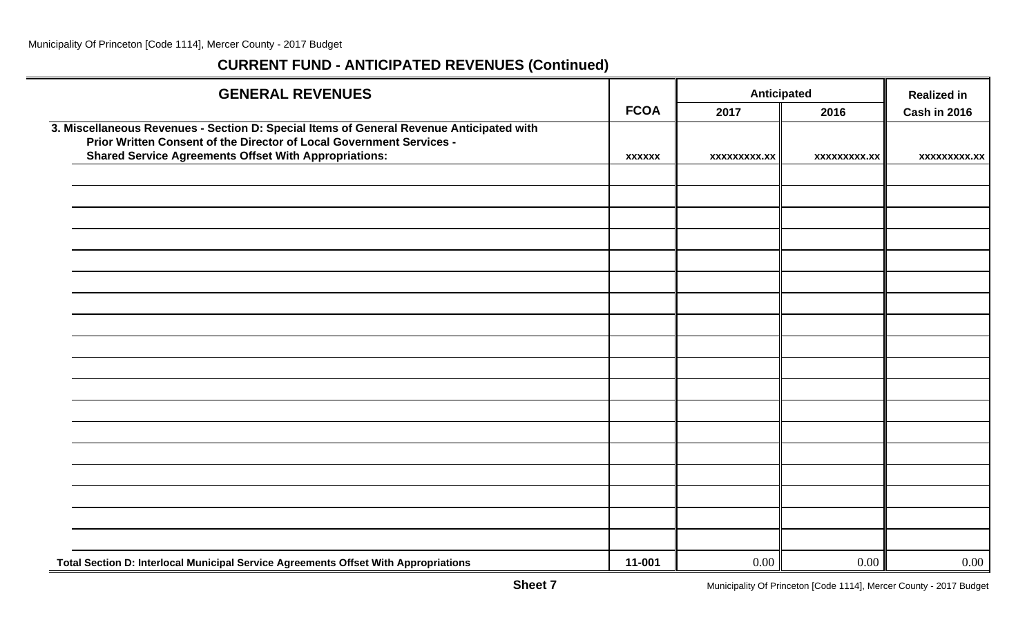## CURRENT FUND - ANTICIPATED REVENUES (Continued)

| GENERAL REVENUES | FCOA | Anticipated | | Realized in |
|---|---|---|---|---|
| | | 2017 | 2016 | Cash in 2016 |
| **3. Miscellaneous Revenues - Section D: Special Items of General Revenue Anticipated with Prior Written Consent of the Director of Local Government Services - Shared Service Agreements Offset With Appropriations:** | xxxxxx | xxxxxxxxx.xx | xxxxxxxxx.xx | xxxxxxxxx.xx |
| | | | | |
| | | | | |
| | | | | |
| | | | | |
| | | | | |
| | | | | |
| | | | | |
| | | | | |
| | | | | |
| | | | | |
| | | | | |
| | | | | |
| | | | | |
| | | | | |
| | | | | |
| | | | | |
| | | | | |
| | | | | |
| **Total Section D: Interlocal Municipal Service Agreements Offset With Appropriations** | 11-001 | 0.00 | 0.00 | 0.00 |

**Sheet 7**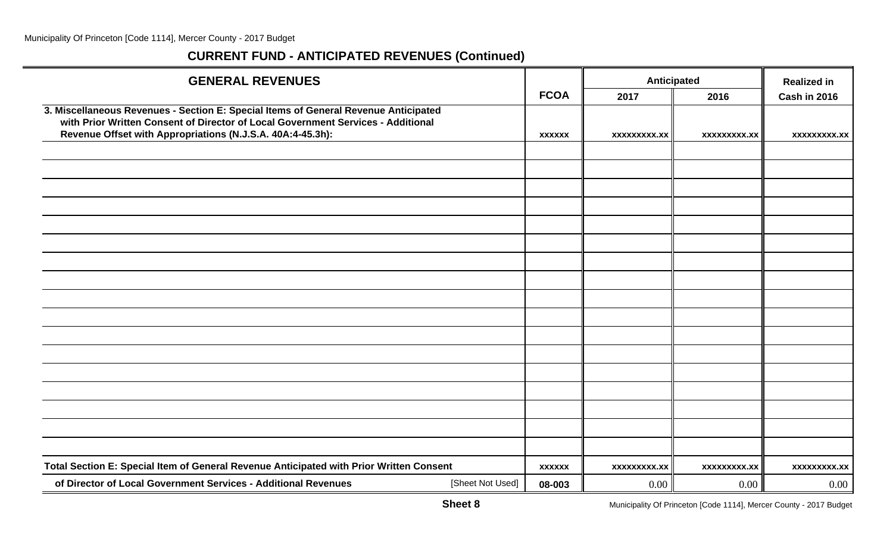## CURRENT FUND - ANTICIPATED REVENUES (Continued)

| GENERAL REVENUES | FCOA | Anticipated 2017 | Anticipated 2016 | Realized in Cash in 2016 |
|---|---|---|---|---|
| **3. Miscellaneous Revenues - Section E: Special Items of General Revenue Anticipated with Prior Written Consent of Director of Local Government Services - Additional Revenue Offset with Appropriations (N.J.S.A. 40A:4-45.3h):** | xxxxxx | xxxxxxxxx.xx | xxxxxxxxx.xx | xxxxxxxxx.xx |
| | | | | |
| | | | | |
| | | | | |
| | | | | |
| | | | | |
| | | | | |
| | | | | |
| | | | | |
| | | | | |
| | | | | |
| | | | | |
| | | | | |
| | | | | |
| | | | | |
| | | | | |
| | | | | |
| | | | | |
| **Total Section E: Special Item of General Revenue Anticipated with Prior Written Consent** | xxxxxx | xxxxxxxxx.xx | xxxxxxxxx.xx | xxxxxxxxx.xx |
| **of Director of Local Government Services - Additional Revenues** [Sheet Not Used] | **08-003** | 0.00 | 0.00 | 0.00 |

**Sheet 8**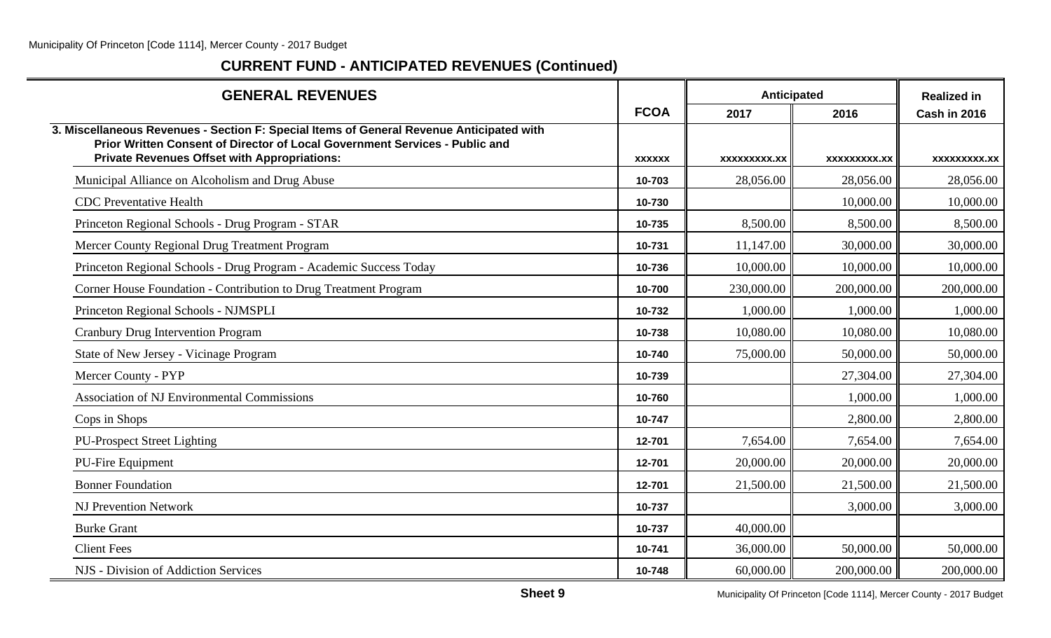## CURRENT FUND - ANTICIPATED REVENUES (Continued)

| GENERAL REVENUES | FCOA | Anticipated | | Realized in |
|---|---|---|---|---|
| | | 2017 | 2016 | Cash in 2016 |
| **3. Miscellaneous Revenues - Section F: Special Items of General Revenue Anticipated with Prior Written Consent of Director of Local Government Services - Public and Private Revenues Offset with Appropriations:** | xxxxxx | xxxxxxxxx.xx | xxxxxxxxx.xx | xxxxxxxxx.xx |
| Municipal Alliance on Alcoholism and Drug Abuse | 10-703 | 28,056.00 | 28,056.00 | 28,056.00 |
| CDC Preventative Health | 10-730 | | 10,000.00 | 10,000.00 |
| Princeton Regional Schools - Drug Program - STAR | 10-735 | 8,500.00 | 8,500.00 | 8,500.00 |
| Mercer County Regional Drug Treatment Program | 10-731 | 11,147.00 | 30,000.00 | 30,000.00 |
| Princeton Regional Schools - Drug Program - Academic Success Today | 10-736 | 10,000.00 | 10,000.00 | 10,000.00 |
| Corner House Foundation - Contribution to Drug Treatment Program | 10-700 | 230,000.00 | 200,000.00 | 200,000.00 |
| Princeton Regional Schools - NJMSPLI | 10-732 | 1,000.00 | 1,000.00 | 1,000.00 |
| Cranbury Drug Intervention Program | 10-738 | 10,080.00 | 10,080.00 | 10,080.00 |
| State of New Jersey - Vicinage Program | 10-740 | 75,000.00 | 50,000.00 | 50,000.00 |
| Mercer County - PYP | 10-739 | | 27,304.00 | 27,304.00 |
| Association of NJ Environmental Commissions | 10-760 | | 1,000.00 | 1,000.00 |
| Cops in Shops | 10-747 | | 2,800.00 | 2,800.00 |
| PU-Prospect Street Lighting | 12-701 | 7,654.00 | 7,654.00 | 7,654.00 |
| PU-Fire Equipment | 12-701 | 20,000.00 | 20,000.00 | 20,000.00 |
| Bonner Foundation | 12-701 | 21,500.00 | 21,500.00 | 21,500.00 |
| NJ Prevention Network | 10-737 | | 3,000.00 | 3,000.00 |
| Burke Grant | 10-737 | 40,000.00 | | |
| Client Fees | 10-741 | 36,000.00 | 50,000.00 | 50,000.00 |
| NJS - Division of Addiction Services | 10-748 | 60,000.00 | 200,000.00 | 200,000.00 |

**Sheet 9**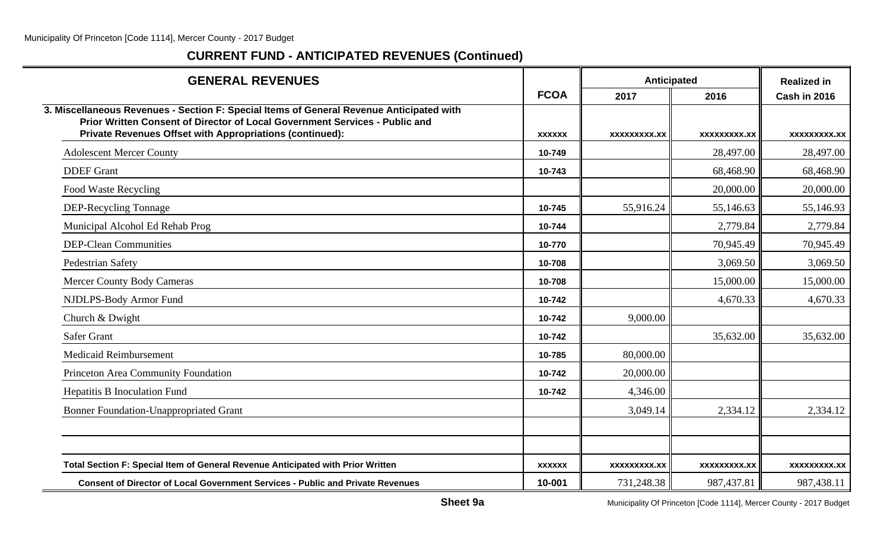## CURRENT FUND - ANTICIPATED REVENUES (Continued)

| GENERAL REVENUES | FCOA | Anticipated | | Realized in |
|---|---|---|---|---|
| | | 2017 | 2016 | Cash in 2016 |
| **3. Miscellaneous Revenues - Section F: Special Items of General Revenue Anticipated with Prior Written Consent of Director of Local Government Services - Public and Private Revenues Offset with Appropriations (continued):** | xxxxxx | xxxxxxxxx.xx | xxxxxxxxx.xx | xxxxxxxxx.xx |
| Adolescent Mercer County | 10-749 | | 28,497.00 | 28,497.00 |
| DDEF Grant | 10-743 | | 68,468.90 | 68,468.90 |
| Food Waste Recycling | | | 20,000.00 | 20,000.00 |
| DEP-Recycling Tonnage | 10-745 | 55,916.24 | 55,146.63 | 55,146.93 |
| Municipal Alcohol Ed Rehab Prog | 10-744 | | 2,779.84 | 2,779.84 |
| DEP-Clean Communities | 10-770 | | 70,945.49 | 70,945.49 |
| Pedestrian Safety | 10-708 | | 3,069.50 | 3,069.50 |
| Mercer County Body Cameras | 10-708 | | 15,000.00 | 15,000.00 |
| NJDLPS-Body Armor Fund | 10-742 | | 4,670.33 | 4,670.33 |
| Church & Dwight | 10-742 | 9,000.00 | | |
| Safer Grant | 10-742 | | 35,632.00 | 35,632.00 |
| Medicaid Reimbursement | 10-785 | 80,000.00 | | |
| Princeton Area Community Foundation | 10-742 | 20,000.00 | | |
| Hepatitis B Inoculation Fund | 10-742 | 4,346.00 | | |
| Bonner Foundation-Unappropriated Grant | | 3,049.14 | 2,334.12 | 2,334.12 |
| | | | | |
| | | | | |
| **Total Section F: Special Item of General Revenue Anticipated with Prior Written** | xxxxxx | xxxxxxxxx.xx | xxxxxxxxx.xx | xxxxxxxxx.xx |
| **Consent of Director of Local Government Services - Public and Private Revenues** | 10-001 | 731,248.38 | 987,437.81 | 987,438.11 |

**Sheet 9a**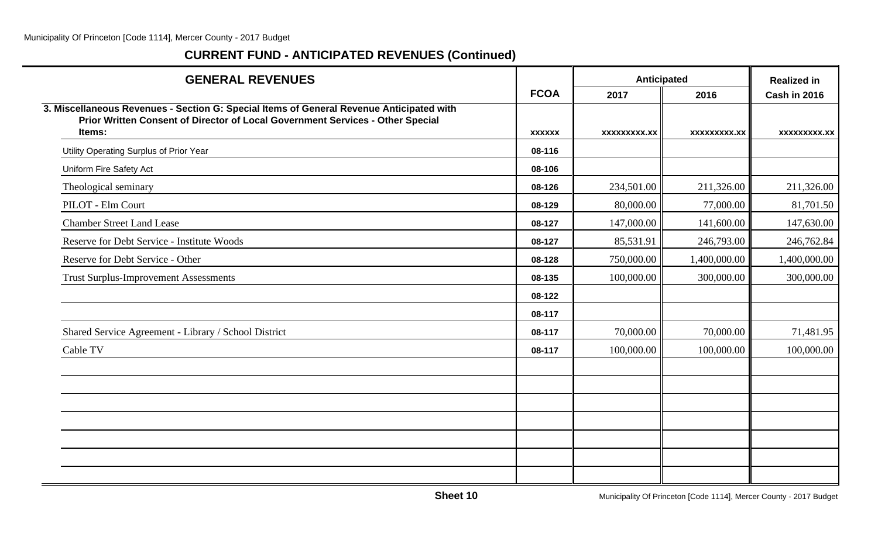## CURRENT FUND - ANTICIPATED REVENUES (Continued)

| GENERAL REVENUES | FCOA | Anticipated 2017 | Anticipated 2016 | Realized in Cash in 2016 |
|---|---|---|---|---|
| **3. Miscellaneous Revenues - Section G: Special Items of General Revenue Anticipated with Prior Written Consent of Director of Local Government Services - Other Special Items:** | **xxxxxx** | **xxxxxxxxx.xx** | **xxxxxxxxx.xx** | **xxxxxxxxx.xx** |
| Utility Operating Surplus of Prior Year | 08-116 | | | |
| Uniform Fire Safety Act | 08-106 | | | |
| Theological seminary | 08-126 | 234,501.00 | 211,326.00 | 211,326.00 |
| PILOT - Elm Court | 08-129 | 80,000.00 | 77,000.00 | 81,701.50 |
| Chamber Street Land Lease | 08-127 | 147,000.00 | 141,600.00 | 147,630.00 |
| Reserve for Debt Service - Institute Woods | 08-127 | 85,531.91 | 246,793.00 | 246,762.84 |
| Reserve for Debt Service - Other | 08-128 | 750,000.00 | 1,400,000.00 | 1,400,000.00 |
| Trust Surplus-Improvement Assessments | 08-135 | 100,000.00 | 300,000.00 | 300,000.00 |
| | 08-122 | | | |
| | 08-117 | | | |
| Shared Service Agreement - Library / School District | 08-117 | 70,000.00 | 70,000.00 | 71,481.95 |
| Cable TV | 08-117 | 100,000.00 | 100,000.00 | 100,000.00 |
| | | | | |
| | | | | |
| | | | | |
| | | | | |
| | | | | |
| | | | | |
| | | | | |

**Sheet 10**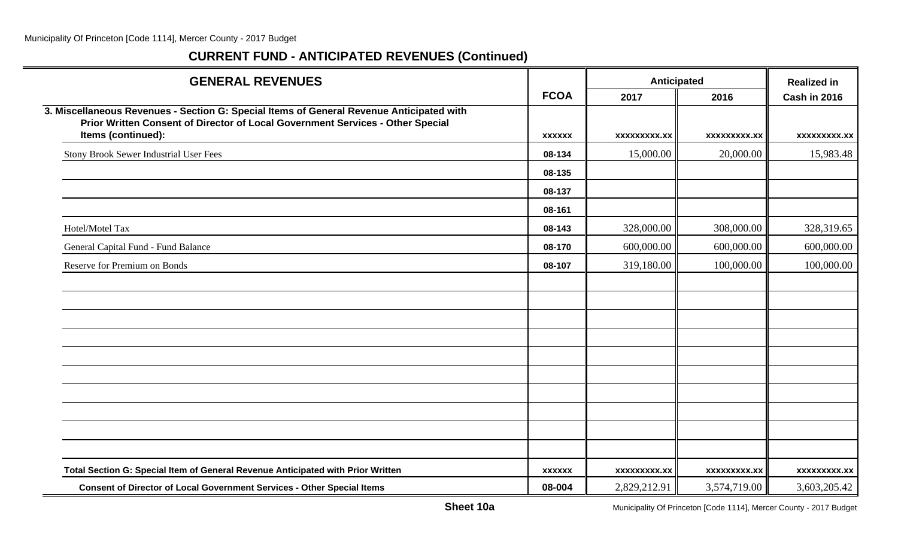## CURRENT FUND - ANTICIPATED REVENUES (Continued)

| GENERAL REVENUES | FCOA | Anticipated | | Realized in |
|---|---|---|---|---|
| | | 2017 | 2016 | Cash in 2016 |
| **3. Miscellaneous Revenues - Section G: Special Items of General Revenue Anticipated with Prior Written Consent of Director of Local Government Services - Other Special Items (continued):** | **xxxxxx** | **xxxxxxxxx.xx** | **xxxxxxxxx.xx** | **xxxxxxxxx.xx** |
| Stony Brook Sewer Industrial User Fees | 08-134 | 15,000.00 | 20,000.00 | 15,983.48 |
| | 08-135 | | | |
| | 08-137 | | | |
| | 08-161 | | | |
| Hotel/Motel Tax | 08-143 | 328,000.00 | 308,000.00 | 328,319.65 |
| General Capital Fund - Fund Balance | 08-170 | 600,000.00 | 600,000.00 | 600,000.00 |
| Reserve for Premium on Bonds | 08-107 | 319,180.00 | 100,000.00 | 100,000.00 |
| | | | | |
| | | | | |
| | | | | |
| | | | | |
| | | | | |
| | | | | |
| | | | | |
| | | | | |
| | | | | |
| | | | | |
| **Total Section G: Special Item of General Revenue Anticipated with Prior Written** | **xxxxxx** | **xxxxxxxxx.xx** | **xxxxxxxxx.xx** | **xxxxxxxxx.xx** |
| **Consent of Director of Local Government Services - Other Special Items** | **08-004** | 2,829,212.91 | 3,574,719.00 | 3,603,205.42 |

**Sheet 10a**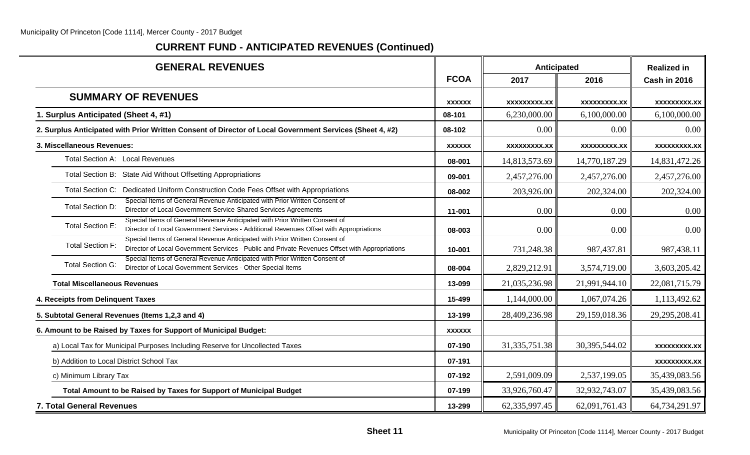## CURRENT FUND - ANTICIPATED REVENUES (Continued)

| GENERAL REVENUES | FCOA | Anticipated | | Realized in |
|---|---|---|---|---|
| | | 2017 | 2016 | Cash in 2016 |
| **SUMMARY OF REVENUES** | xxxxxx | xxxxxxxxx.xx | xxxxxxxxx.xx | xxxxxxxxx.xx |
| **1. Surplus Anticipated (Sheet 4, #1)** | 08-101 | 6,230,000.00 | 6,100,000.00 | 6,100,000.00 |
| **2. Surplus Anticipated with Prior Written Consent of Director of Local Government Services (Sheet 4, #2)** | 08-102 | 0.00 | 0.00 | 0.00 |
| **3. Miscellaneous Revenues:** | xxxxxx | xxxxxxxxx.xx | xxxxxxxxx.xx | xxxxxxxxx.xx |
| Total Section A: Local Revenues | 08-001 | 14,813,573.69 | 14,770,187.29 | 14,831,472.26 |
| Total Section B: State Aid Without Offsetting Appropriations | 09-001 | 2,457,276.00 | 2,457,276.00 | 2,457,276.00 |
| Total Section C: Dedicated Uniform Construction Code Fees Offset with Appropriations | 08-002 | 203,926.00 | 202,324.00 | 202,324.00 |
| Total Section D: Special Items of General Revenue Anticipated with Prior Written Consent of Director of Local Government Service-Shared Services Agreements | 11-001 | 0.00 | 0.00 | 0.00 |
| Total Section E: Special Items of General Revenue Anticipated with Prior Written Consent of Director of Local Government Services - Additional Revenues Offset with Appropriations | 08-003 | 0.00 | 0.00 | 0.00 |
| Total Section F: Special Items of General Revenue Anticipated with Prior Written Consent of Director of Local Government Services - Public and Private Revenues Offset with Appropriations | 10-001 | 731,248.38 | 987,437.81 | 987,438.11 |
| Total Section G: Special Items of General Revenue Anticipated with Prior Written Consent of Director of Local Government Services - Other Special Items | 08-004 | 2,829,212.91 | 3,574,719.00 | 3,603,205.42 |
| **Total Miscellaneous Revenues** | 13-099 | 21,035,236.98 | 21,991,944.10 | 22,081,715.79 |
| **4. Receipts from Delinquent Taxes** | 15-499 | 1,144,000.00 | 1,067,074.26 | 1,113,492.62 |
| **5. Subtotal General Revenues (Items 1,2,3 and 4)** | 13-199 | 28,409,236.98 | 29,159,018.36 | 29,295,208.41 |
| **6. Amount to be Raised by Taxes for Support of Municipal Budget:** | xxxxxx | | | |
| a) Local Tax for Municipal Purposes Including Reserve for Uncollected Taxes | 07-190 | 31,335,751.38 | 30,395,544.02 | xxxxxxxxx.xx |
| b) Addition to Local District School Tax | 07-191 | | | xxxxxxxxx.xx |
| c) Minimum Library Tax | 07-192 | 2,591,009.09 | 2,537,199.05 | 35,439,083.56 |
| **Total Amount to be Raised by Taxes for Support of Municipal Budget** | 07-199 | 33,926,760.47 | 32,932,743.07 | 35,439,083.56 |
| **7. Total General Revenues** | 13-299 | 62,335,997.45 | 62,091,761.43 | 64,734,291.97 |

**Sheet 11**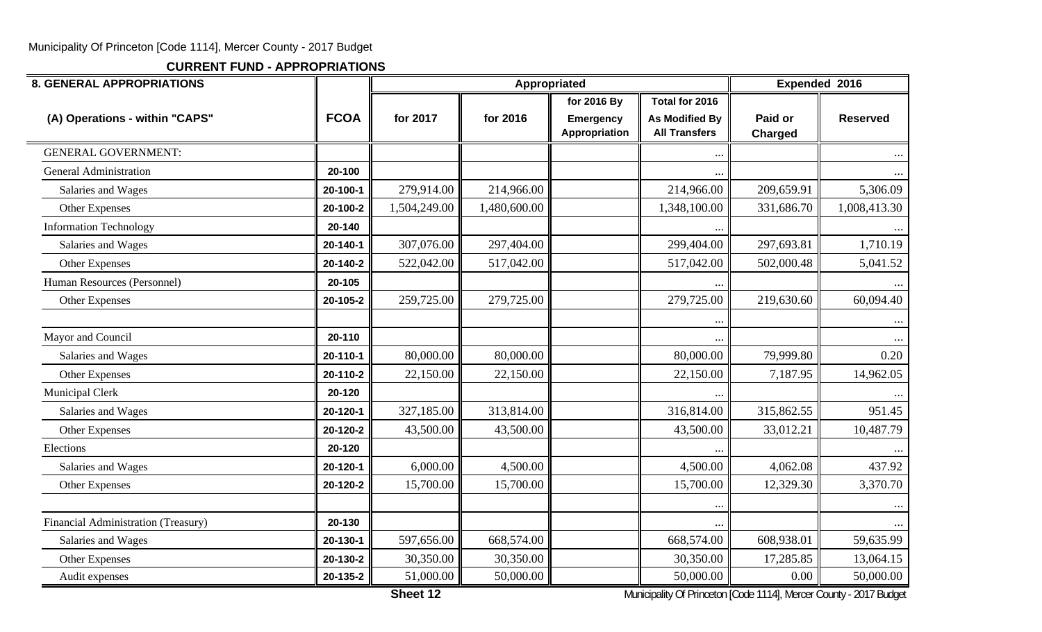Municipality Of Princeton [Code 1114], Mercer County - 2017 Budget

**CURRENT FUND - APPROPRIATIONS**

| 8. GENERAL APPROPRIATIONS | | Appropriated | | | | Expended 2016 | |
|---|---|---|---|---|---|---|---|
| (A) Operations - within "CAPS" | FCOA | for 2017 | for 2016 | for 2016 By Emergency Appropriation | Total for 2016 As Modified By All Transfers | Paid or Charged | Reserved |
| GENERAL GOVERNMENT: | | | | | ... | | ... |
| General Administration | 20-100 | | | | ... | | ... |
| Salaries and Wages | 20-100-1 | 279,914.00 | 214,966.00 | | 214,966.00 | 209,659.91 | 5,306.09 |
| Other Expenses | 20-100-2 | 1,504,249.00 | 1,480,600.00 | | 1,348,100.00 | 331,686.70 | 1,008,413.30 |
| Information Technology | 20-140 | | | | ... | | ... |
| Salaries and Wages | 20-140-1 | 307,076.00 | 297,404.00 | | 299,404.00 | 297,693.81 | 1,710.19 |
| Other Expenses | 20-140-2 | 522,042.00 | 517,042.00 | | 517,042.00 | 502,000.48 | 5,041.52 |
| Human Resources (Personnel) | 20-105 | | | | ... | | ... |
| Other Expenses | 20-105-2 | 259,725.00 | 279,725.00 | | 279,725.00 | 219,630.60 | 60,094.40 |
| | | | | | ... | | ... |
| Mayor and Council | 20-110 | | | | ... | | ... |
| Salaries and Wages | 20-110-1 | 80,000.00 | 80,000.00 | | 80,000.00 | 79,999.80 | 0.20 |
| Other Expenses | 20-110-2 | 22,150.00 | 22,150.00 | | 22,150.00 | 7,187.95 | 14,962.05 |
| Municipal Clerk | 20-120 | | | | ... | | ... |
| Salaries and Wages | 20-120-1 | 327,185.00 | 313,814.00 | | 316,814.00 | 315,862.55 | 951.45 |
| Other Expenses | 20-120-2 | 43,500.00 | 43,500.00 | | 43,500.00 | 33,012.21 | 10,487.79 |
| Elections | 20-120 | | | | ... | | ... |
| Salaries and Wages | 20-120-1 | 6,000.00 | 4,500.00 | | 4,500.00 | 4,062.08 | 437.92 |
| Other Expenses | 20-120-2 | 15,700.00 | 15,700.00 | | 15,700.00 | 12,329.30 | 3,370.70 |
| | | | | | ... | | ... |
| Financial Administration (Treasury) | 20-130 | | | | ... | | ... |
| Salaries and Wages | 20-130-1 | 597,656.00 | 668,574.00 | | 668,574.00 | 608,938.01 | 59,635.99 |
| Other Expenses | 20-130-2 | 30,350.00 | 30,350.00 | | 30,350.00 | 17,285.85 | 13,064.15 |
| Audit expenses | 20-135-2 | 51,000.00 | 50,000.00 | | 50,000.00 | 0.00 | 50,000.00 |

Sheet 12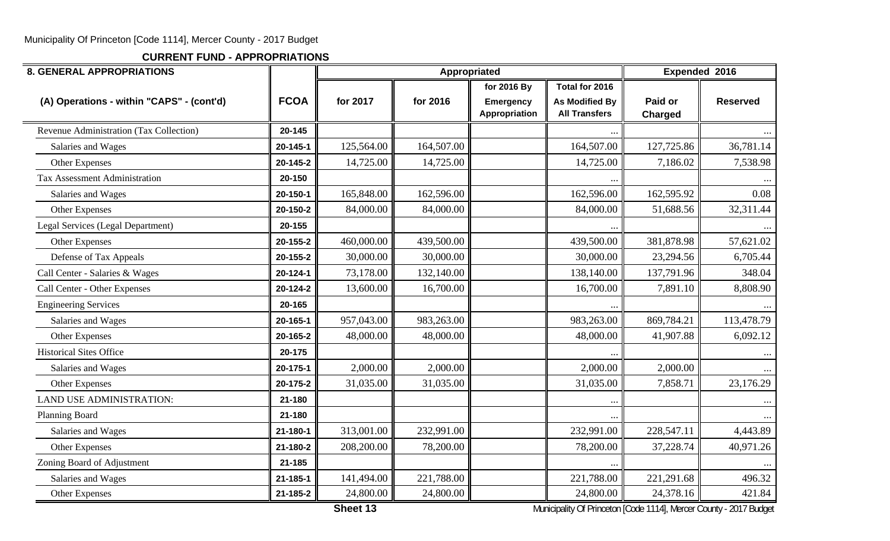Municipality Of Princeton [Code 1114], Mercer County - 2017 Budget

**CURRENT FUND - APPROPRIATIONS**

| 8. GENERAL APPROPRIATIONS | | Appropriated | | | | Expended 2016 | |
|---|---|---|---|---|---|---|---|
| (A) Operations - within "CAPS" - (cont'd) | FCOA | for 2017 | for 2016 | for 2016 By Emergency Appropriation | Total for 2016 As Modified By All Transfers | Paid or Charged | Reserved |
| Revenue Administration (Tax Collection) | 20-145 | | | | ... | | ... |
| Salaries and Wages | 20-145-1 | 125,564.00 | 164,507.00 | | 164,507.00 | 127,725.86 | 36,781.14 |
| Other Expenses | 20-145-2 | 14,725.00 | 14,725.00 | | 14,725.00 | 7,186.02 | 7,538.98 |
| Tax Assessment Administration | 20-150 | | | | ... | | ... |
| Salaries and Wages | 20-150-1 | 165,848.00 | 162,596.00 | | 162,596.00 | 162,595.92 | 0.08 |
| Other Expenses | 20-150-2 | 84,000.00 | 84,000.00 | | 84,000.00 | 51,688.56 | 32,311.44 |
| Legal Services (Legal Department) | 20-155 | | | | ... | | ... |
| Other Expenses | 20-155-2 | 460,000.00 | 439,500.00 | | 439,500.00 | 381,878.98 | 57,621.02 |
| Defense of Tax Appeals | 20-155-2 | 30,000.00 | 30,000.00 | | 30,000.00 | 23,294.56 | 6,705.44 |
| Call Center - Salaries & Wages | 20-124-1 | 73,178.00 | 132,140.00 | | 138,140.00 | 137,791.96 | 348.04 |
| Call Center - Other Expenses | 20-124-2 | 13,600.00 | 16,700.00 | | 16,700.00 | 7,891.10 | 8,808.90 |
| Engineering Services | 20-165 | | | | ... | | ... |
| Salaries and Wages | 20-165-1 | 957,043.00 | 983,263.00 | | 983,263.00 | 869,784.21 | 113,478.79 |
| Other Expenses | 20-165-2 | 48,000.00 | 48,000.00 | | 48,000.00 | 41,907.88 | 6,092.12 |
| Historical Sites Office | 20-175 | | | | ... | | ... |
| Salaries and Wages | 20-175-1 | 2,000.00 | 2,000.00 | | 2,000.00 | 2,000.00 | ... |
| Other Expenses | 20-175-2 | 31,035.00 | 31,035.00 | | 31,035.00 | 7,858.71 | 23,176.29 |
| LAND USE ADMINISTRATION: | 21-180 | | | | ... | | ... |
| Planning Board | 21-180 | | | | ... | | ... |
| Salaries and Wages | 21-180-1 | 313,001.00 | 232,991.00 | | 232,991.00 | 228,547.11 | 4,443.89 |
| Other Expenses | 21-180-2 | 208,200.00 | 78,200.00 | | 78,200.00 | 37,228.74 | 40,971.26 |
| Zoning Board of Adjustment | 21-185 | | | | ... | | ... |
| Salaries and Wages | 21-185-1 | 141,494.00 | 221,788.00 | | 221,788.00 | 221,291.68 | 496.32 |
| Other Expenses | 21-185-2 | 24,800.00 | 24,800.00 | | 24,800.00 | 24,378.16 | 421.84 |

Sheet 13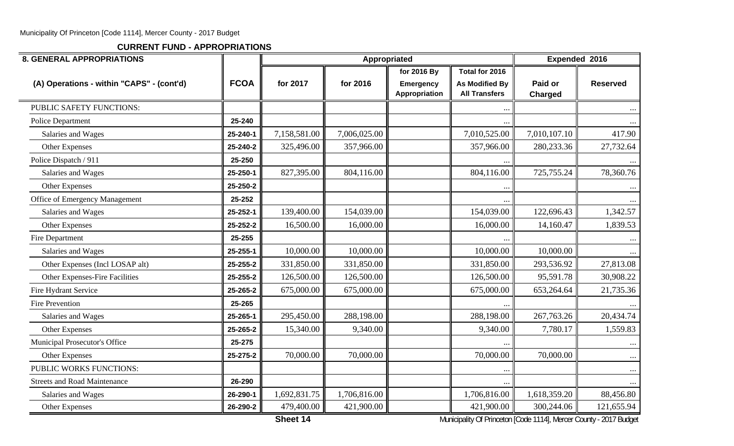**CURRENT FUND - APPROPRIATIONS**

| 8. GENERAL APPROPRIATIONS | | Appropriated | | | | Expended 2016 | |
|---|---|---|---|---|---|---|---|
| (A) Operations - within "CAPS" - (cont'd) | FCOA | for 2017 | for 2016 | for 2016 By Emergency Appropriation | Total for 2016 As Modified By All Transfers | Paid or Charged | Reserved |
| PUBLIC SAFETY FUNCTIONS: | | | | | ... | | ... |
| Police Department | 25-240 | | | | ... | | ... |
| Salaries and Wages | 25-240-1 | 7,158,581.00 | 7,006,025.00 | | 7,010,525.00 | 7,010,107.10 | 417.90 |
| Other Expenses | 25-240-2 | 325,496.00 | 357,966.00 | | 357,966.00 | 280,233.36 | 27,732.64 |
| Police Dispatch / 911 | 25-250 | | | | ... | | ... |
| Salaries and Wages | 25-250-1 | 827,395.00 | 804,116.00 | | 804,116.00 | 725,755.24 | 78,360.76 |
| Other Expenses | 25-250-2 | | | | ... | | ... |
| Office of Emergency Management | 25-252 | | | | ... | | ... |
| Salaries and Wages | 25-252-1 | 139,400.00 | 154,039.00 | | 154,039.00 | 122,696.43 | 1,342.57 |
| Other Expenses | 25-252-2 | 16,500.00 | 16,000.00 | | 16,000.00 | 14,160.47 | 1,839.53 |
| Fire Department | 25-255 | | | | ... | | ... |
| Salaries and Wages | 25-255-1 | 10,000.00 | 10,000.00 | | 10,000.00 | 10,000.00 | ... |
| Other Expenses (Incl LOSAP alt) | 25-255-2 | 331,850.00 | 331,850.00 | | 331,850.00 | 293,536.92 | 27,813.08 |
| Other Expenses-Fire Facilities | 25-255-2 | 126,500.00 | 126,500.00 | | 126,500.00 | 95,591.78 | 30,908.22 |
| Fire Hydrant Service | 25-265-2 | 675,000.00 | 675,000.00 | | 675,000.00 | 653,264.64 | 21,735.36 |
| Fire Prevention | 25-265 | | | | ... | | ... |
| Salaries and Wages | 25-265-1 | 295,450.00 | 288,198.00 | | 288,198.00 | 267,763.26 | 20,434.74 |
| Other Expenses | 25-265-2 | 15,340.00 | 9,340.00 | | 9,340.00 | 7,780.17 | 1,559.83 |
| Municipal Prosecutor's Office | 25-275 | | | | ... | | ... |
| Other Expenses | 25-275-2 | 70,000.00 | 70,000.00 | | 70,000.00 | 70,000.00 | ... |
| PUBLIC WORKS FUNCTIONS: | | | | | ... | | ... |
| Streets and Road Maintenance | 26-290 | | | | ... | | ... |
| Salaries and Wages | 26-290-1 | 1,692,831.75 | 1,706,816.00 | | 1,706,816.00 | 1,618,359.20 | 88,456.80 |
| Other Expenses | 26-290-2 | 479,400.00 | 421,900.00 | | 421,900.00 | 300,244.06 | 121,655.94 |

Sheet 14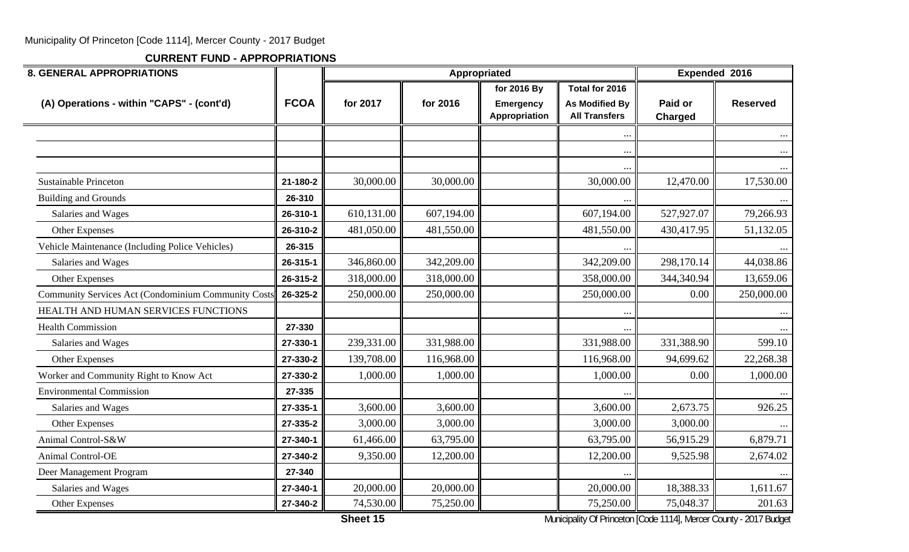Municipality Of Princeton [Code 1114], Mercer County - 2017 Budget

**CURRENT FUND - APPROPRIATIONS**

| 8. GENERAL APPROPRIATIONS | | Appropriated | | | | Expended 2016 | |
|---|---|---|---|---|---|---|---|
| (A) Operations - within "CAPS" - (cont'd) | FCOA | for 2017 | for 2016 | for 2016 By Emergency Appropriation | Total for 2016 As Modified By All Transfers | Paid or Charged | Reserved |
| | | | | | ... | | ... |
| | | | | | ... | | ... |
| | | | | | ... | | ... |
| Sustainable Princeton | 21-180-2 | 30,000.00 | 30,000.00 | | 30,000.00 | 12,470.00 | 17,530.00 |
| Building and Grounds | 26-310 | | | | ... | | ... |
| Salaries and Wages | 26-310-1 | 610,131.00 | 607,194.00 | | 607,194.00 | 527,927.07 | 79,266.93 |
| Other Expenses | 26-310-2 | 481,050.00 | 481,550.00 | | 481,550.00 | 430,417.95 | 51,132.05 |
| Vehicle Maintenance (Including Police Vehicles) | 26-315 | | | | ... | | ... |
| Salaries and Wages | 26-315-1 | 346,860.00 | 342,209.00 | | 342,209.00 | 298,170.14 | 44,038.86 |
| Other Expenses | 26-315-2 | 318,000.00 | 318,000.00 | | 358,000.00 | 344,340.94 | 13,659.06 |
| Community Services Act (Condominium Community Costs) | 26-325-2 | 250,000.00 | 250,000.00 | | 250,000.00 | 0.00 | 250,000.00 |
| HEALTH AND HUMAN SERVICES FUNCTIONS | | | | | ... | | ... |
| Health Commission | 27-330 | | | | ... | | ... |
| Salaries and Wages | 27-330-1 | 239,331.00 | 331,988.00 | | 331,988.00 | 331,388.90 | 599.10 |
| Other Expenses | 27-330-2 | 139,708.00 | 116,968.00 | | 116,968.00 | 94,699.62 | 22,268.38 |
| Worker and Community Right to Know Act | 27-330-2 | 1,000.00 | 1,000.00 | | 1,000.00 | 0.00 | 1,000.00 |
| Environmental Commission | 27-335 | | | | ... | | ... |
| Salaries and Wages | 27-335-1 | 3,600.00 | 3,600.00 | | 3,600.00 | 2,673.75 | 926.25 |
| Other Expenses | 27-335-2 | 3,000.00 | 3,000.00 | | 3,000.00 | 3,000.00 | ... |
| Animal Control-S&W | 27-340-1 | 61,466.00 | 63,795.00 | | 63,795.00 | 56,915.29 | 6,879.71 |
| Animal Control-OE | 27-340-2 | 9,350.00 | 12,200.00 | | 12,200.00 | 9,525.98 | 2,674.02 |
| Deer Management Program | 27-340 | | | | ... | | ... |
| Salaries and Wages | 27-340-1 | 20,000.00 | 20,000.00 | | 20,000.00 | 18,388.33 | 1,611.67 |
| Other Expenses | 27-340-2 | 74,530.00 | 75,250.00 | | 75,250.00 | 75,048.37 | 201.63 |

Sheet 15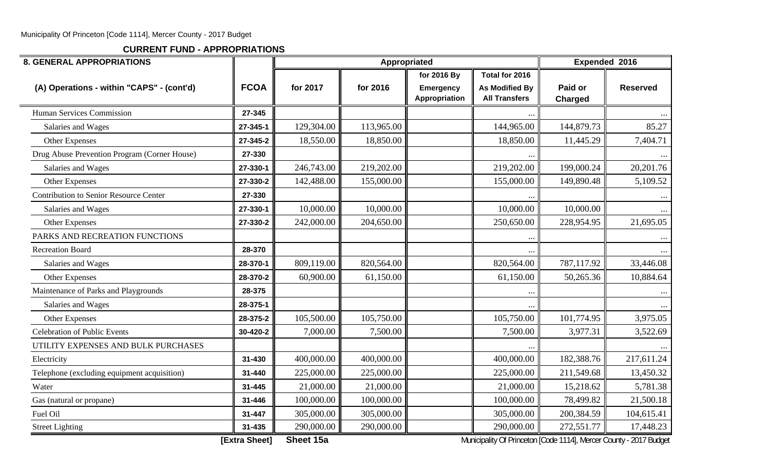## CURRENT FUND - APPROPRIATIONS

| 8. GENERAL APPROPRIATIONS | | Appropriated | | | | Expended 2016 | |
|---|---|---|---|---|---|---|---|
| (A) Operations - within "CAPS" - (cont'd) | FCOA | for 2017 | for 2016 | for 2016 By Emergency Appropriation | Total for 2016 As Modified By All Transfers | Paid or Charged | Reserved |
| Human Services Commission | 27-345 | | | | ... | | ... |
| Salaries and Wages | 27-345-1 | 129,304.00 | 113,965.00 | | 144,965.00 | 144,879.73 | 85.27 |
| Other Expenses | 27-345-2 | 18,550.00 | 18,850.00 | | 18,850.00 | 11,445.29 | 7,404.71 |
| Drug Abuse Prevention Program (Corner House) | 27-330 | | | | ... | | ... |
| Salaries and Wages | 27-330-1 | 246,743.00 | 219,202.00 | | 219,202.00 | 199,000.24 | 20,201.76 |
| Other Expenses | 27-330-2 | 142,488.00 | 155,000.00 | | 155,000.00 | 149,890.48 | 5,109.52 |
| Contribution to Senior Resource Center | 27-330 | | | | ... | | ... |
| Salaries and Wages | 27-330-1 | 10,000.00 | 10,000.00 | | 10,000.00 | 10,000.00 | ... |
| Other Expenses | 27-330-2 | 242,000.00 | 204,650.00 | | 250,650.00 | 228,954.95 | 21,695.05 |
| PARKS AND RECREATION FUNCTIONS | | | | | ... | | ... |
| Recreation Board | 28-370 | | | | ... | | ... |
| Salaries and Wages | 28-370-1 | 809,119.00 | 820,564.00 | | 820,564.00 | 787,117.92 | 33,446.08 |
| Other Expenses | 28-370-2 | 60,900.00 | 61,150.00 | | 61,150.00 | 50,265.36 | 10,884.64 |
| Maintenance of Parks and Playgrounds | 28-375 | | | | ... | | ... |
| Salaries and Wages | 28-375-1 | | | | ... | | ... |
| Other Expenses | 28-375-2 | 105,500.00 | 105,750.00 | | 105,750.00 | 101,774.95 | 3,975.05 |
| Celebration of Public Events | 30-420-2 | 7,000.00 | 7,500.00 | | 7,500.00 | 3,977.31 | 3,522.69 |
| UTILITY EXPENSES AND BULK PURCHASES | | | | | ... | | ... |
| Electricity | 31-430 | 400,000.00 | 400,000.00 | | 400,000.00 | 182,388.76 | 217,611.24 |
| Telephone (excluding equipment acquisition) | 31-440 | 225,000.00 | 225,000.00 | | 225,000.00 | 211,549.68 | 13,450.32 |
| Water | 31-445 | 21,000.00 | 21,000.00 | | 21,000.00 | 15,218.62 | 5,781.38 |
| Gas (natural or propane) | 31-446 | 100,000.00 | 100,000.00 | | 100,000.00 | 78,499.82 | 21,500.18 |
| Fuel Oil | 31-447 | 305,000.00 | 305,000.00 | | 305,000.00 | 200,384.59 | 104,615.41 |
| Street Lighting | 31-435 | 290,000.00 | 290,000.00 | | 290,000.00 | 272,551.77 | 17,448.23 |

[Extra Sheet] **Sheet 15a**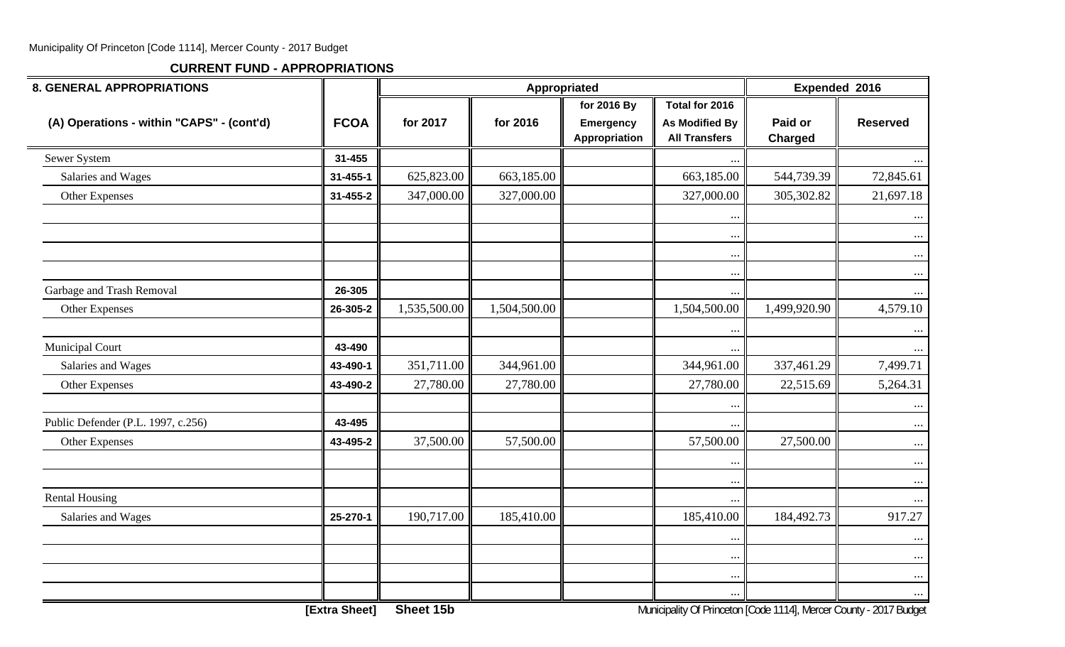**CURRENT FUND - APPROPRIATIONS**

| 8. GENERAL APPROPRIATIONS | | Appropriated | | | | Expended 2016 | |
|---|---|---|---|---|---|---|---|
| (A) Operations - within "CAPS" - (cont'd) | FCOA | for 2017 | for 2016 | for 2016 By Emergency Appropriation | Total for 2016 As Modified By All Transfers | Paid or Charged | Reserved |
| Sewer System | 31-455 | | | | ... | | ... |
| Salaries and Wages | 31-455-1 | 625,823.00 | 663,185.00 | | 663,185.00 | 544,739.39 | 72,845.61 |
| Other Expenses | 31-455-2 | 347,000.00 | 327,000.00 | | 327,000.00 | 305,302.82 | 21,697.18 |
| | | | | | ... | | ... |
| | | | | | ... | | ... |
| | | | | | ... | | ... |
| | | | | | ... | | ... |
| Garbage and Trash Removal | 26-305 | | | | ... | | ... |
| Other Expenses | 26-305-2 | 1,535,500.00 | 1,504,500.00 | | 1,504,500.00 | 1,499,920.90 | 4,579.10 |
| | | | | | ... | | ... |
| Municipal Court | 43-490 | | | | ... | | ... |
| Salaries and Wages | 43-490-1 | 351,711.00 | 344,961.00 | | 344,961.00 | 337,461.29 | 7,499.71 |
| Other Expenses | 43-490-2 | 27,780.00 | 27,780.00 | | 27,780.00 | 22,515.69 | 5,264.31 |
| | | | | | ... | | ... |
| Public Defender (P.L. 1997, c.256) | 43-495 | | | | ... | | ... |
| Other Expenses | 43-495-2 | 37,500.00 | 57,500.00 | | 57,500.00 | 27,500.00 | ... |
| | | | | | ... | | ... |
| | | | | | ... | | ... |
| Rental Housing | | | | | ... | | ... |
| Salaries and Wages | 25-270-1 | 190,717.00 | 185,410.00 | | 185,410.00 | 184,492.73 | 917.27 |
| | | | | | ... | | ... |
| | | | | | ... | | ... |
| | | | | | ... | | ... |
| | | | | | ... | | ... |

[Extra Sheet] Sheet 15b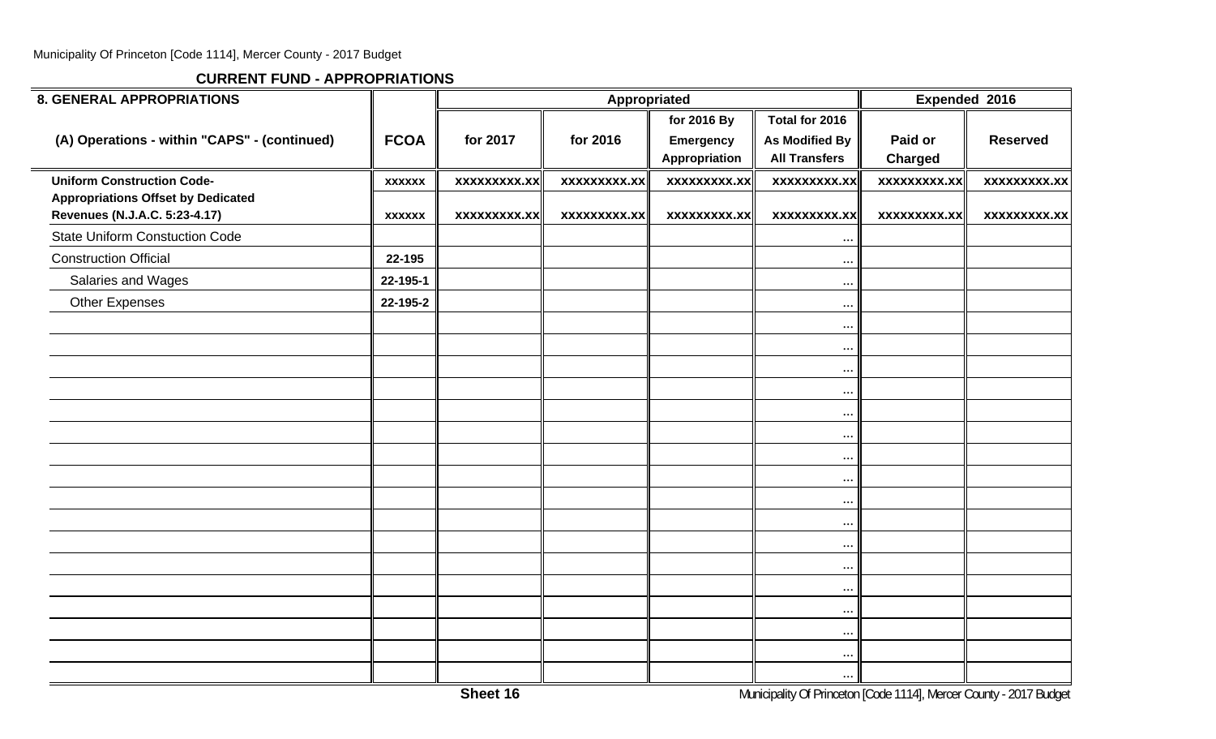## CURRENT FUND - APPROPRIATIONS

| 8. GENERAL APPROPRIATIONS | | Appropriated | | | | Expended 2016 | |
|---|---|---|---|---|---|---|---|
| (A) Operations - within "CAPS" - (continued) | FCOA | for 2017 | for 2016 | for 2016 By Emergency Appropriation | Total for 2016 As Modified By All Transfers | Paid or Charged | Reserved |
| **Uniform Construction Code-** | **xxxxxx** | **xxxxxxxxx.xx** | **xxxxxxxxx.xx** | **xxxxxxxxx.xx** | **xxxxxxxxx.xx** | **xxxxxxxxx.xx** | **xxxxxxxxx.xx** |
| **Appropriations Offset by Dedicated Revenues (N.J.A.C. 5:23-4.17)** | **xxxxxx** | **xxxxxxxxx.xx** | **xxxxxxxxx.xx** | **xxxxxxxxx.xx** | **xxxxxxxxx.xx** | **xxxxxxxxx.xx** | **xxxxxxxxx.xx** |
| State Uniform Constuction Code | | | | | ... | | |
| Construction Official | 22-195 | | | | ... | | |
| Salaries and Wages | 22-195-1 | | | | ... | | |
| Other Expenses | 22-195-2 | | | | ... | | |
| | | | | | ... | | |
| | | | | | ... | | |
| | | | | | ... | | |
| | | | | | ... | | |
| | | | | | ... | | |
| | | | | | ... | | |
| | | | | | ... | | |
| | | | | | ... | | |
| | | | | | ... | | |
| | | | | | ... | | |
| | | | | | ... | | |
| | | | | | ... | | |
| | | | | | ... | | |
| | | | | | ... | | |
| | | | | | ... | | |
| | | | | | ... | | |
| | | | | | ... | | |

Sheet 16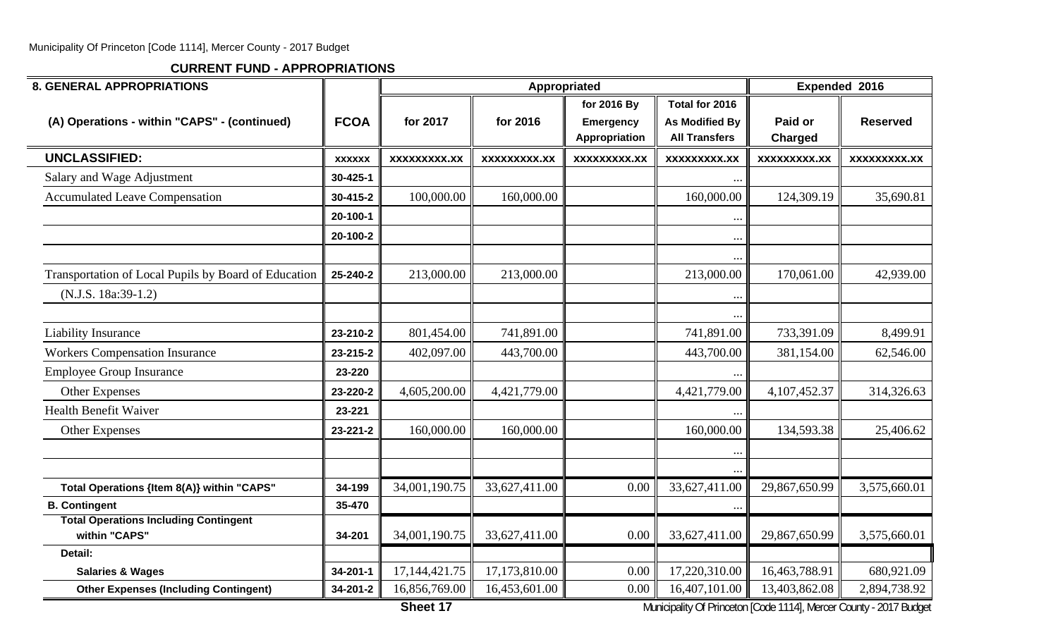**CURRENT FUND - APPROPRIATIONS**

| 8. GENERAL APPROPRIATIONS | | Appropriated | | | | Expended 2016 | |
|---|---|---|---|---|---|---|---|
| (A) Operations - within "CAPS" - (continued) | FCOA | for 2017 | for 2016 | for 2016 By Emergency Appropriation | Total for 2016 As Modified By All Transfers | Paid or Charged | Reserved |
| **UNCLASSIFIED:** | xxxxxx | xxxxxxxxx.xx | xxxxxxxxx.xx | xxxxxxxxx.xx | xxxxxxxxx.xx | xxxxxxxxx.xx | xxxxxxxxx.xx |
| Salary and Wage Adjustment | 30-425-1 | | | | ... | | |
| Accumulated Leave Compensation | 30-415-2 | 100,000.00 | 160,000.00 | | 160,000.00 | 124,309.19 | 35,690.81 |
| | 20-100-1 | | | | ... | | |
| | 20-100-2 | | | | ... | | |
| | | | | | ... | | |
| Transportation of Local Pupils by Board of Education | 25-240-2 | 213,000.00 | 213,000.00 | | 213,000.00 | 170,061.00 | 42,939.00 |
| (N.J.S. 18a:39-1.2) | | | | | ... | | |
| | | | | | ... | | |
| Liability Insurance | 23-210-2 | 801,454.00 | 741,891.00 | | 741,891.00 | 733,391.09 | 8,499.91 |
| Workers Compensation Insurance | 23-215-2 | 402,097.00 | 443,700.00 | | 443,700.00 | 381,154.00 | 62,546.00 |
| Employee Group Insurance | 23-220 | | | | ... | | |
| Other Expenses | 23-220-2 | 4,605,200.00 | 4,421,779.00 | | 4,421,779.00 | 4,107,452.37 | 314,326.63 |
| Health Benefit Waiver | 23-221 | | | | ... | | |
| Other Expenses | 23-221-2 | 160,000.00 | 160,000.00 | | 160,000.00 | 134,593.38 | 25,406.62 |
| | | | | | ... | | |
| | | | | | ... | | |
| **Total Operations {Item 8(A)} within "CAPS"** | 34-199 | 34,001,190.75 | 33,627,411.00 | 0.00 | 33,627,411.00 | 29,867,650.99 | 3,575,660.01 |
| **B. Contingent** | 35-470 | | | | ... | | |
| **Total Operations Including Contingent within "CAPS"** | 34-201 | 34,001,190.75 | 33,627,411.00 | 0.00 | 33,627,411.00 | 29,867,650.99 | 3,575,660.01 |
| **Detail:** | | | | | | | |
| **Salaries & Wages** | 34-201-1 | 17,144,421.75 | 17,173,810.00 | 0.00 | 17,220,310.00 | 16,463,788.91 | 680,921.09 |
| **Other Expenses (Including Contingent)** | 34-201-2 | 16,856,769.00 | 16,453,601.00 | 0.00 | 16,407,101.00 | 13,403,862.08 | 2,894,738.92 |

Sheet 17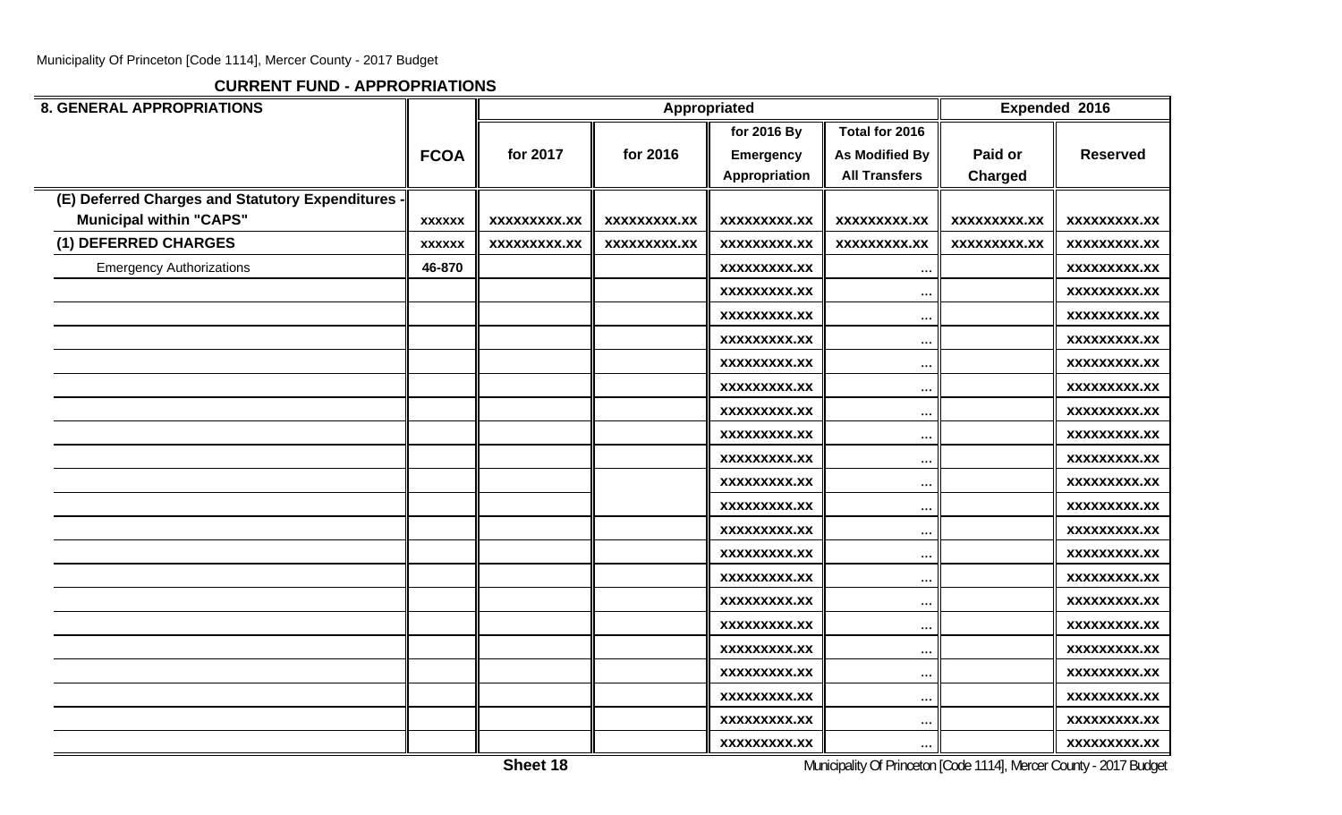## CURRENT FUND - APPROPRIATIONS

| 8. GENERAL APPROPRIATIONS | FCOA | Appropriated for 2017 | Appropriated for 2016 | Appropriated for 2016 By Emergency Appropriation | Total for 2016 As Modified By All Transfers | Expended 2016 Paid or Charged | Expended 2016 Reserved |
|---|---|---|---|---|---|---|---|
| (E) Deferred Charges and Statutory Expenditures - Municipal within "CAPS" | xxxxxx | xxxxxxxxx.xx | xxxxxxxxx.xx | xxxxxxxxx.xx | xxxxxxxxx.xx | xxxxxxxxx.xx | xxxxxxxxx.xx |
| (1) DEFERRED CHARGES | xxxxxx | xxxxxxxxx.xx | xxxxxxxxx.xx | xxxxxxxxx.xx | xxxxxxxxx.xx | xxxxxxxxx.xx | xxxxxxxxx.xx |
| Emergency Authorizations | 46-870 | | | xxxxxxxxx.xx | ... | | xxxxxxxxx.xx |
| | | | | xxxxxxxxx.xx | ... | | xxxxxxxxx.xx |
| | | | | xxxxxxxxx.xx | ... | | xxxxxxxxx.xx |
| | | | | xxxxxxxxx.xx | ... | | xxxxxxxxx.xx |
| | | | | xxxxxxxxx.xx | ... | | xxxxxxxxx.xx |
| | | | | xxxxxxxxx.xx | ... | | xxxxxxxxx.xx |
| | | | | xxxxxxxxx.xx | ... | | xxxxxxxxx.xx |
| | | | | xxxxxxxxx.xx | ... | | xxxxxxxxx.xx |
| | | | | xxxxxxxxx.xx | ... | | xxxxxxxxx.xx |
| | | | | xxxxxxxxx.xx | ... | | xxxxxxxxx.xx |
| | | | | xxxxxxxxx.xx | ... | | xxxxxxxxx.xx |
| | | | | xxxxxxxxx.xx | ... | | xxxxxxxxx.xx |
| | | | | xxxxxxxxx.xx | ... | | xxxxxxxxx.xx |
| | | | | xxxxxxxxx.xx | ... | | xxxxxxxxx.xx |
| | | | | xxxxxxxxx.xx | ... | | xxxxxxxxx.xx |
| | | | | xxxxxxxxx.xx | ... | | xxxxxxxxx.xx |
| | | | | xxxxxxxxx.xx | ... | | xxxxxxxxx.xx |
| | | | | xxxxxxxxx.xx | ... | | xxxxxxxxx.xx |
| | | | | xxxxxxxxx.xx | ... | | xxxxxxxxx.xx |
| | | | | xxxxxxxxx.xx | ... | | xxxxxxxxx.xx |
| | | | | xxxxxxxxx.xx | ... | | xxxxxxxxx.xx |

Sheet 18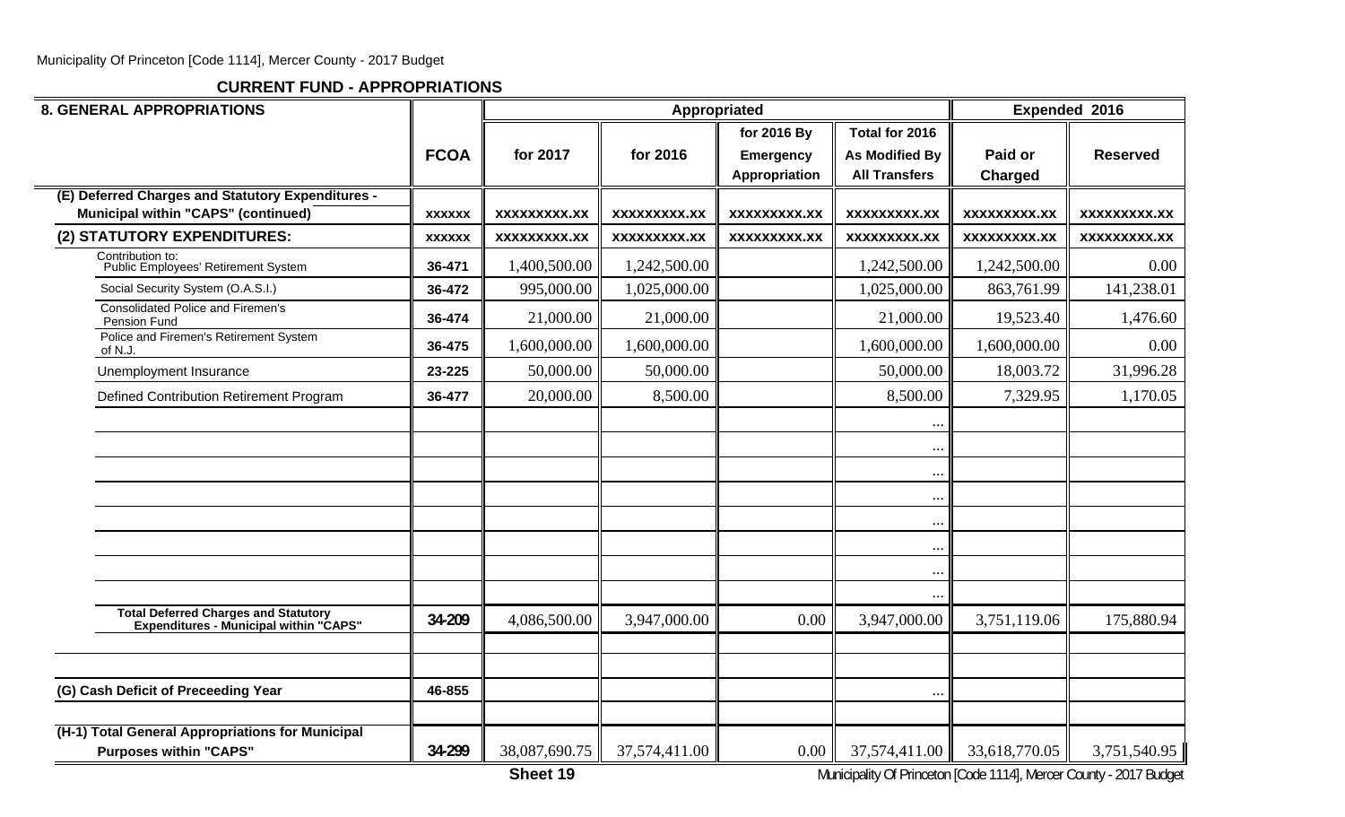## CURRENT FUND - APPROPRIATIONS

| 8. GENERAL APPROPRIATIONS | FCOA | Appropriated for 2017 | Appropriated for 2016 | for 2016 By Emergency Appropriation | Total for 2016 As Modified By All Transfers | Expended 2016 Paid or Charged | Expended 2016 Reserved |
|---|---|---|---|---|---|---|---|
| (E) Deferred Charges and Statutory Expenditures - Municipal within "CAPS" (continued) | xxxxxx | xxxxxxxxx.xx | xxxxxxxxx.xx | xxxxxxxxx.xx | xxxxxxxxx.xx | xxxxxxxxx.xx | xxxxxxxxx.xx |
| (2) STATUTORY EXPENDITURES: | xxxxxx | xxxxxxxxx.xx | xxxxxxxxx.xx | xxxxxxxxx.xx | xxxxxxxxx.xx | xxxxxxxxx.xx | xxxxxxxxx.xx |
| Contribution to: Public Employees' Retirement System | 36-471 | 1,400,500.00 | 1,242,500.00 | | 1,242,500.00 | 1,242,500.00 | 0.00 |
| Social Security System (O.A.S.I.) | 36-472 | 995,000.00 | 1,025,000.00 | | 1,025,000.00 | 863,761.99 | 141,238.01 |
| Consolidated Police and Firemen's Pension Fund | 36-474 | 21,000.00 | 21,000.00 | | 21,000.00 | 19,523.40 | 1,476.60 |
| Police and Firemen's Retirement System of N.J. | 36-475 | 1,600,000.00 | 1,600,000.00 | | 1,600,000.00 | 1,600,000.00 | 0.00 |
| Unemployment Insurance | 23-225 | 50,000.00 | 50,000.00 | | 50,000.00 | 18,003.72 | 31,996.28 |
| Defined Contribution Retirement Program | 36-477 | 20,000.00 | 8,500.00 | | 8,500.00 | 7,329.95 | 1,170.05 |
| | | | | | ... | | |
| | | | | | ... | | |
| | | | | | ... | | |
| | | | | | ... | | |
| | | | | | ... | | |
| | | | | | ... | | |
| | | | | | ... | | |
| | | | | | ... | | |
| Total Deferred Charges and Statutory Expenditures - Municipal within "CAPS" | 34-209 | 4,086,500.00 | 3,947,000.00 | 0.00 | 3,947,000.00 | 3,751,119.06 | 175,880.94 |
| | | | | | | | |
| | | | | | | | |
| (G) Cash Deficit of Preceeding Year | 46-855 | | | | ... | | |
| | | | | | | | |
| (H-1) Total General Appropriations for Municipal Purposes within "CAPS" | 34-299 | 38,087,690.75 | 37,574,411.00 | 0.00 | 37,574,411.00 | 33,618,770.05 | 3,751,540.95 |

Sheet 19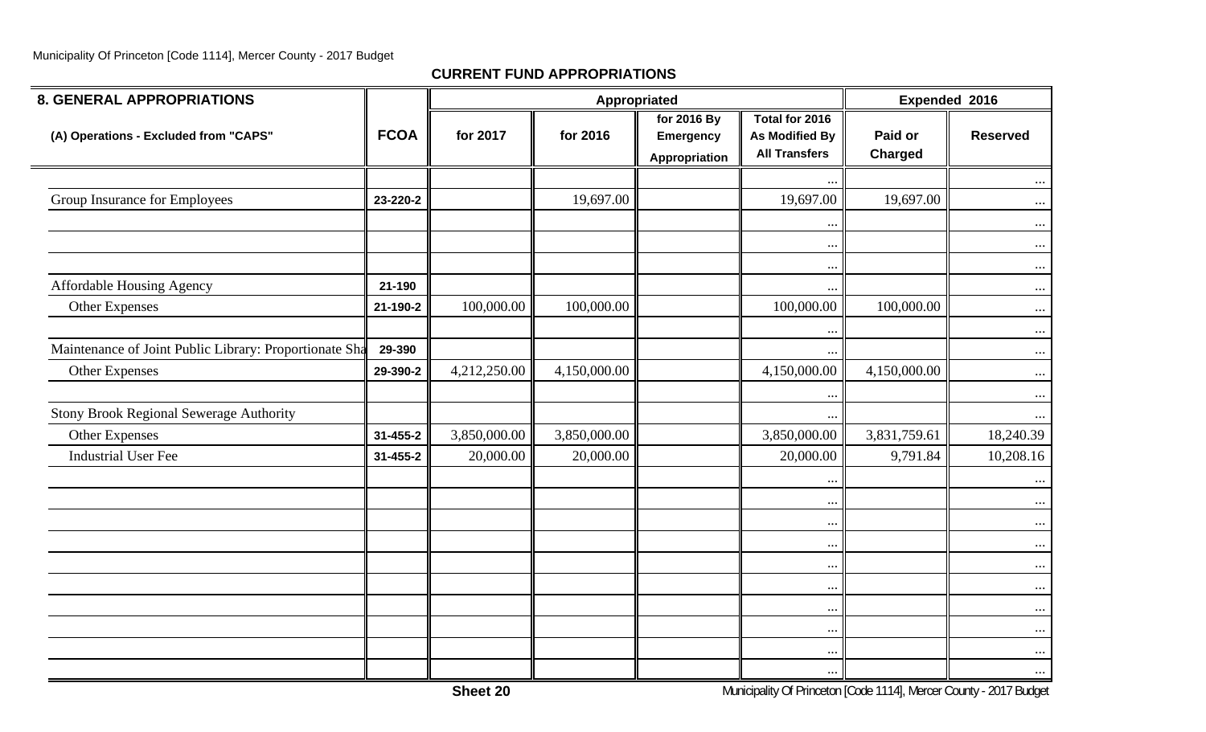## CURRENT FUND APPROPRIATIONS

| 8. GENERAL APPROPRIATIONS | | Appropriated | | | | Expended 2016 | |
|---|---|---|---|---|---|---|---|
| (A) Operations - Excluded from "CAPS" | FCOA | for 2017 | for 2016 | for 2016 By Emergency Appropriation | Total for 2016 As Modified By All Transfers | Paid or Charged | Reserved |
| | | | | | ... | | ... |
| Group Insurance for Employees | 23-220-2 | | 19,697.00 | | 19,697.00 | 19,697.00 | ... |
| | | | | | ... | | ... |
| | | | | | ... | | ... |
| | | | | | ... | | ... |
| Affordable Housing Agency | 21-190 | | | | ... | | ... |
| Other Expenses | 21-190-2 | 100,000.00 | 100,000.00 | | 100,000.00 | 100,000.00 | ... |
| | | | | | ... | | ... |
| Maintenance of Joint Public Library: Proportionate Sha | 29-390 | | | | ... | | ... |
| Other Expenses | 29-390-2 | 4,212,250.00 | 4,150,000.00 | | 4,150,000.00 | 4,150,000.00 | ... |
| | | | | | ... | | ... |
| Stony Brook Regional Sewerage Authority | | | | | ... | | ... |
| Other Expenses | 31-455-2 | 3,850,000.00 | 3,850,000.00 | | 3,850,000.00 | 3,831,759.61 | 18,240.39 |
| Industrial User Fee | 31-455-2 | 20,000.00 | 20,000.00 | | 20,000.00 | 9,791.84 | 10,208.16 |
| | | | | | ... | | ... |
| | | | | | ... | | ... |
| | | | | | ... | | ... |
| | | | | | ... | | ... |
| | | | | | ... | | ... |
| | | | | | ... | | ... |
| | | | | | ... | | ... |
| | | | | | ... | | ... |
| | | | | | ... | | ... |
| | | | | | ... | | ... |

Sheet 20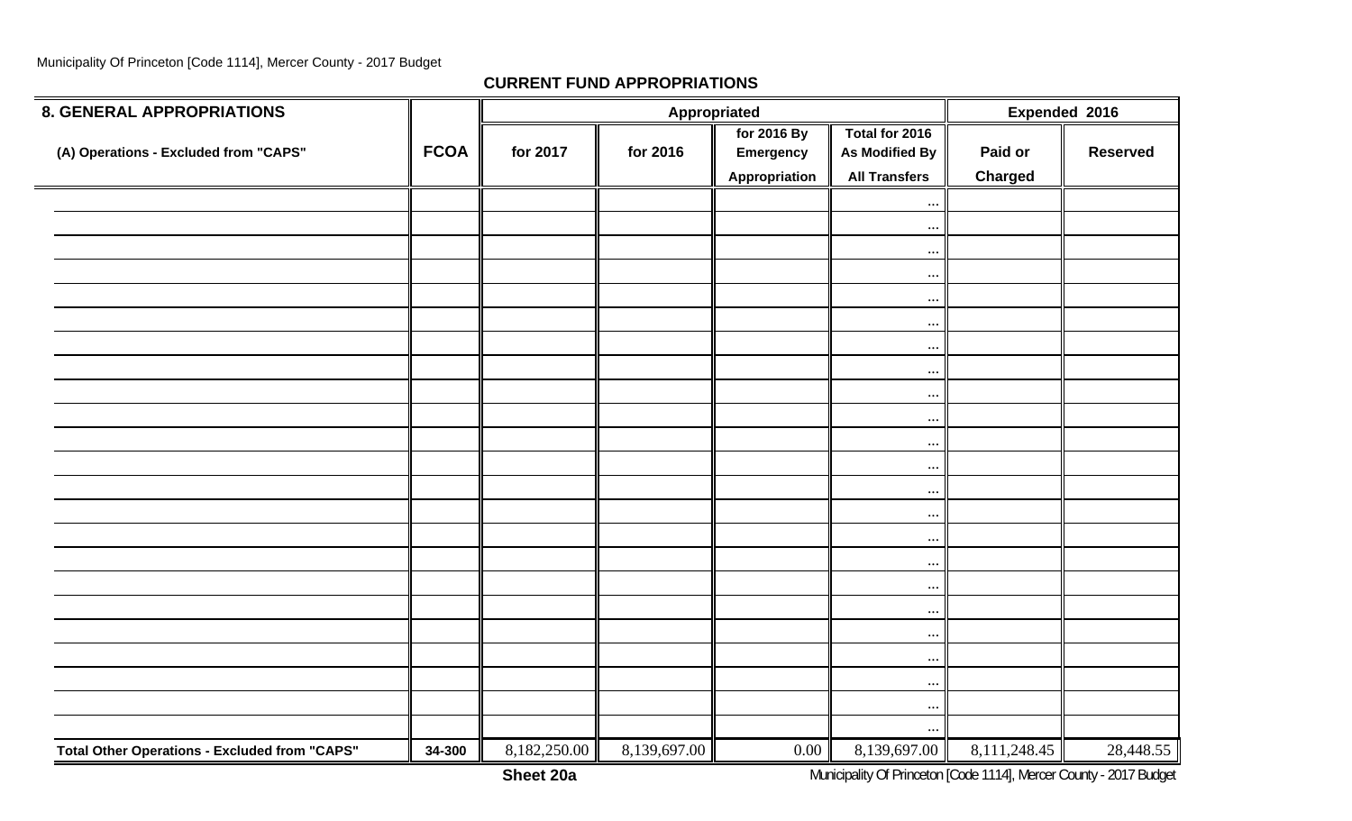Municipality Of Princeton [Code 1114], Mercer County - 2017 Budget

## CURRENT FUND APPROPRIATIONS

| 8. GENERAL APPROPRIATIONS | | Appropriated | | | | Expended 2016 | |
|---|---|---|---|---|---|---|---|
| (A) Operations - Excluded from "CAPS" | FCOA | for 2017 | for 2016 | for 2016 By Emergency Appropriation | Total for 2016 As Modified By All Transfers | Paid or Charged | Reserved |
| | | | | | ... | | |
| | | | | | ... | | |
| | | | | | ... | | |
| | | | | | ... | | |
| | | | | | ... | | |
| | | | | | ... | | |
| | | | | | ... | | |
| | | | | | ... | | |
| | | | | | ... | | |
| | | | | | ... | | |
| | | | | | ... | | |
| | | | | | ... | | |
| | | | | | ... | | |
| | | | | | ... | | |
| | | | | | ... | | |
| | | | | | ... | | |
| | | | | | ... | | |
| | | | | | ... | | |
| | | | | | ... | | |
| | | | | | ... | | |
| | | | | | ... | | |
| | | | | | ... | | |
| | | | | | ... | | |
| **Total Other Operations - Excluded from "CAPS"** | 34-300 | 8,182,250.00 | 8,139,697.00 | 0.00 | 8,139,697.00 | 8,111,248.45 | 28,448.55 |

Sheet 20a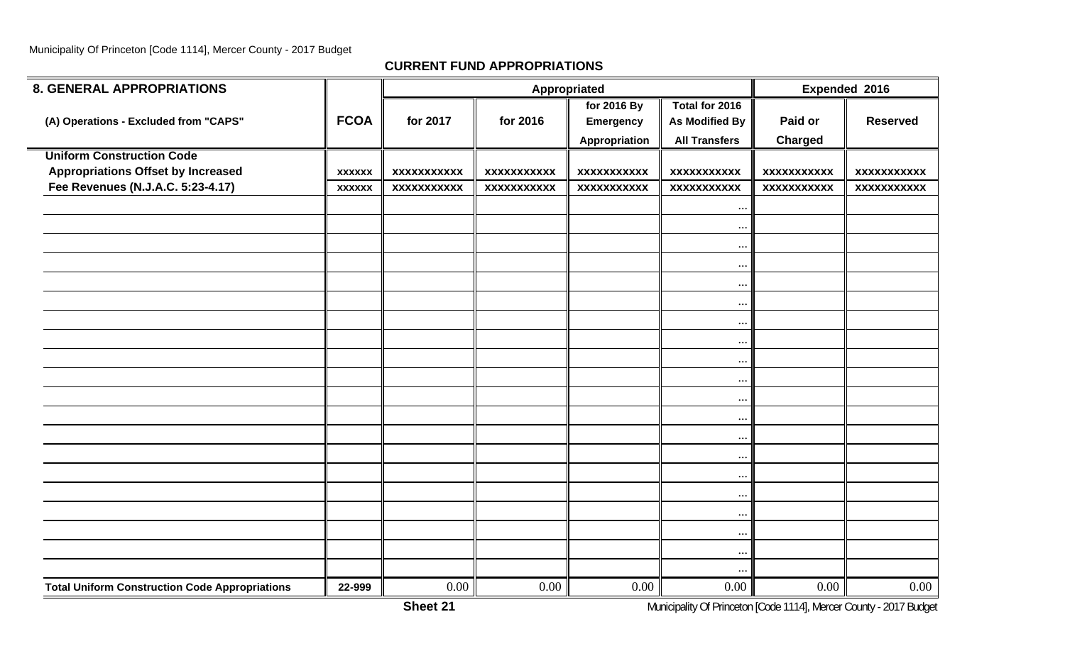## CURRENT FUND APPROPRIATIONS

| 8. GENERAL APPROPRIATIONS | | Appropriated | | | | Expended 2016 | |
|---|---|---|---|---|---|---|---|
| (A) Operations - Excluded from "CAPS" | FCOA | for 2017 | for 2016 | for 2016 By Emergency Appropriation | Total for 2016 As Modified By All Transfers | Paid or Charged | Reserved |
| **Uniform Construction Code** | | | | | | | |
| **Appropriations Offset by Increased** | xxxxxx | xxxxxxxxxxx | xxxxxxxxxxx | xxxxxxxxxxx | xxxxxxxxxxx | xxxxxxxxxxx | xxxxxxxxxxx |
| **Fee Revenues (N.J.A.C. 5:23-4.17)** | xxxxxx | xxxxxxxxxxx | xxxxxxxxxxx | xxxxxxxxxxx | xxxxxxxxxxx | xxxxxxxxxxx | xxxxxxxxxxx |
| | | | | | ... | | |
| | | | | | ... | | |
| | | | | | ... | | |
| | | | | | ... | | |
| | | | | | ... | | |
| | | | | | ... | | |
| | | | | | ... | | |
| | | | | | ... | | |
| | | | | | ... | | |
| | | | | | ... | | |
| | | | | | ... | | |
| | | | | | ... | | |
| | | | | | ... | | |
| | | | | | ... | | |
| | | | | | ... | | |
| | | | | | ... | | |
| | | | | | ... | | |
| | | | | | ... | | |
| | | | | | ... | | |
| | | | | | ... | | |
| **Total Uniform Construction Code Appropriations** | 22-999 | 0.00 | 0.00 | 0.00 | 0.00 | 0.00 | 0.00 |

**Sheet 21**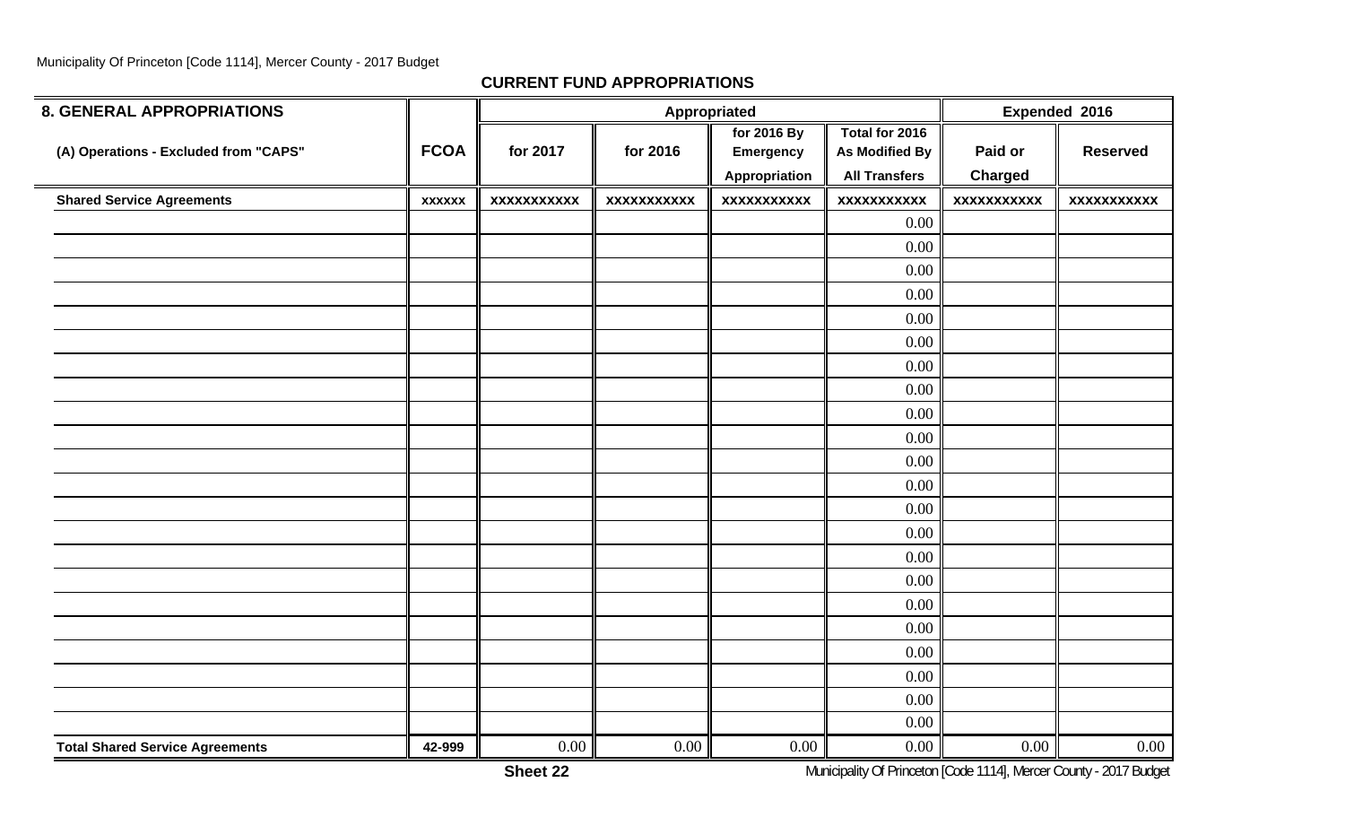## CURRENT FUND APPROPRIATIONS

| 8. GENERAL APPROPRIATIONS | | Appropriated | | | | Expended 2016 | |
|---|---|---|---|---|---|---|---|
| (A) Operations - Excluded from "CAPS" | FCOA | for 2017 | for 2016 | for 2016 By Emergency Appropriation | Total for 2016 As Modified By All Transfers | Paid or Charged | Reserved |
| **Shared Service Agreements** | xxxxxx | xxxxxxxxxxx | xxxxxxxxxxx | xxxxxxxxxxx | xxxxxxxxxxx | xxxxxxxxxxx | xxxxxxxxxxx |
| | | | | | 0.00 | | |
| | | | | | 0.00 | | |
| | | | | | 0.00 | | |
| | | | | | 0.00 | | |
| | | | | | 0.00 | | |
| | | | | | 0.00 | | |
| | | | | | 0.00 | | |
| | | | | | 0.00 | | |
| | | | | | 0.00 | | |
| | | | | | 0.00 | | |
| | | | | | 0.00 | | |
| | | | | | 0.00 | | |
| | | | | | 0.00 | | |
| | | | | | 0.00 | | |
| | | | | | 0.00 | | |
| | | | | | 0.00 | | |
| | | | | | 0.00 | | |
| | | | | | 0.00 | | |
| | | | | | 0.00 | | |
| | | | | | 0.00 | | |
| | | | | | 0.00 | | |
| | | | | | 0.00 | | |
| **Total Shared Service Agreements** | 42-999 | 0.00 | 0.00 | 0.00 | 0.00 | 0.00 | 0.00 |

Sheet 22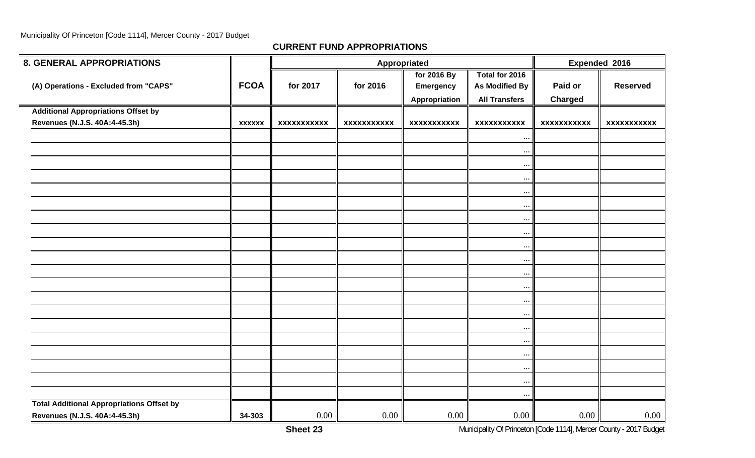## CURRENT FUND APPROPRIATIONS

| 8. GENERAL APPROPRIATIONS | | Appropriated | | | | Expended 2016 | |
|---|---|---|---|---|---|---|---|
| (A) Operations - Excluded from "CAPS" | FCOA | for 2017 | for 2016 | for 2016 By Emergency Appropriation | Total for 2016 As Modified By All Transfers | Paid or Charged | Reserved |
| Additional Appropriations Offset by Revenues (N.J.S. 40A:4-45.3h) | xxxxxx | xxxxxxxxxxx | xxxxxxxxxxx | xxxxxxxxxxx | xxxxxxxxxxx | xxxxxxxxxxx | xxxxxxxxxxx |
| | | | | | ... | | |
| | | | | | ... | | |
| | | | | | ... | | |
| | | | | | ... | | |
| | | | | | ... | | |
| | | | | | ... | | |
| | | | | | ... | | |
| | | | | | ... | | |
| | | | | | ... | | |
| | | | | | ... | | |
| | | | | | ... | | |
| | | | | | ... | | |
| | | | | | ... | | |
| | | | | | ... | | |
| | | | | | ... | | |
| | | | | | ... | | |
| | | | | | ... | | |
| | | | | | ... | | |
| | | | | | ... | | |
| | | | | | ... | | |
| Total Additional Appropriations Offset by Revenues (N.J.S. 40A:4-45.3h) | 34-303 | 0.00 | 0.00 | 0.00 | 0.00 | 0.00 | 0.00 |

Sheet 23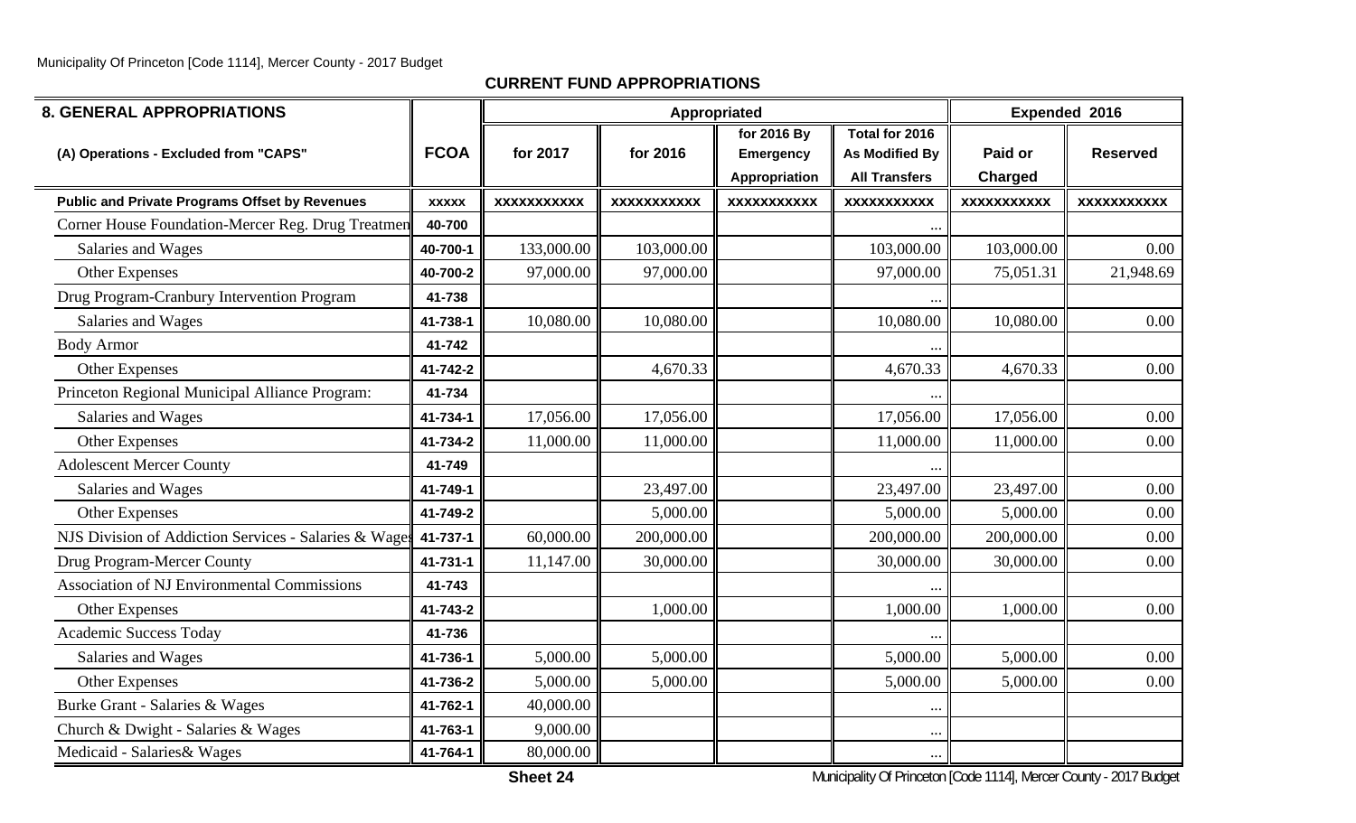## CURRENT FUND APPROPRIATIONS

| 8. GENERAL APPROPRIATIONS | | Appropriated | | | | Expended 2016 | |
|---|---|---|---|---|---|---|---|
| (A) Operations - Excluded from "CAPS" | FCOA | for 2017 | for 2016 | for 2016 By Emergency Appropriation | Total for 2016 As Modified By All Transfers | Paid or Charged | Reserved |
| **Public and Private Programs Offset by Revenues** | XXXXX | XXXXXXXXXXX | XXXXXXXXXXX | XXXXXXXXXXX | XXXXXXXXXXX | XXXXXXXXXXX | XXXXXXXXXXX |
| Corner House Foundation-Mercer Reg. Drug Treatmen | 40-700 | | | | ... | | |
| Salaries and Wages | 40-700-1 | 133,000.00 | 103,000.00 | | 103,000.00 | 103,000.00 | 0.00 |
| Other Expenses | 40-700-2 | 97,000.00 | 97,000.00 | | 97,000.00 | 75,051.31 | 21,948.69 |
| Drug Program-Cranbury Intervention Program | 41-738 | | | | ... | | |
| Salaries and Wages | 41-738-1 | 10,080.00 | 10,080.00 | | 10,080.00 | 10,080.00 | 0.00 |
| Body Armor | 41-742 | | | | ... | | |
| Other Expenses | 41-742-2 | | 4,670.33 | | 4,670.33 | 4,670.33 | 0.00 |
| Princeton Regional Municipal Alliance Program: | 41-734 | | | | ... | | |
| Salaries and Wages | 41-734-1 | 17,056.00 | 17,056.00 | | 17,056.00 | 17,056.00 | 0.00 |
| Other Expenses | 41-734-2 | 11,000.00 | 11,000.00 | | 11,000.00 | 11,000.00 | 0.00 |
| Adolescent Mercer County | 41-749 | | | | ... | | |
| Salaries and Wages | 41-749-1 | | 23,497.00 | | 23,497.00 | 23,497.00 | 0.00 |
| Other Expenses | 41-749-2 | | 5,000.00 | | 5,000.00 | 5,000.00 | 0.00 |
| NJS Division of Addiction Services - Salaries & Wages | 41-737-1 | 60,000.00 | 200,000.00 | | 200,000.00 | 200,000.00 | 0.00 |
| Drug Program-Mercer County | 41-731-1 | 11,147.00 | 30,000.00 | | 30,000.00 | 30,000.00 | 0.00 |
| Association of NJ Environmental Commissions | 41-743 | | | | ... | | |
| Other Expenses | 41-743-2 | | 1,000.00 | | 1,000.00 | 1,000.00 | 0.00 |
| Academic Success Today | 41-736 | | | | ... | | |
| Salaries and Wages | 41-736-1 | 5,000.00 | 5,000.00 | | 5,000.00 | 5,000.00 | 0.00 |
| Other Expenses | 41-736-2 | 5,000.00 | 5,000.00 | | 5,000.00 | 5,000.00 | 0.00 |
| Burke Grant - Salaries & Wages | 41-762-1 | 40,000.00 | | | ... | | |
| Church & Dwight - Salaries & Wages | 41-763-1 | 9,000.00 | | | ... | | |
| Medicaid - Salaries& Wages | 41-764-1 | 80,000.00 | | | ... | | |

Sheet 24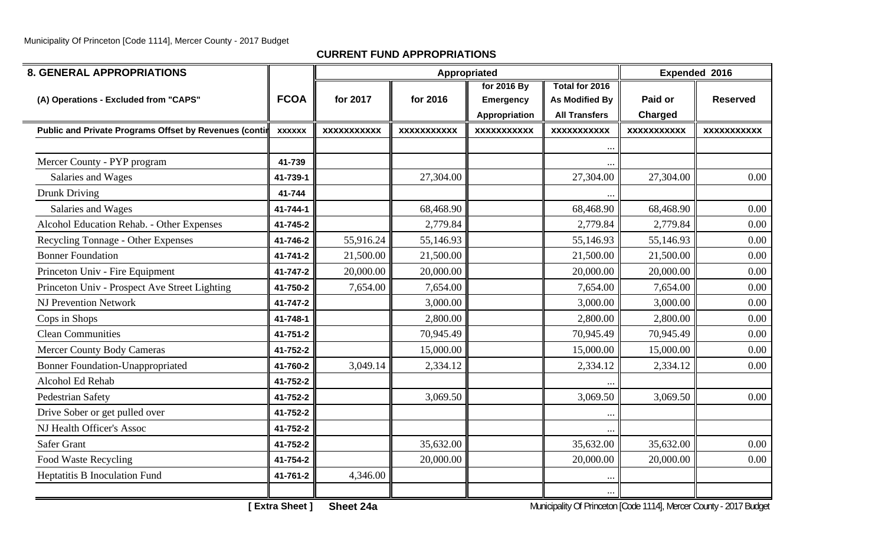**CURRENT FUND APPROPRIATIONS**

| 8. GENERAL APPROPRIATIONS | | Appropriated | | | | Expended 2016 | |
|---|---|---|---|---|---|---|---|
| (A) Operations - Excluded from "CAPS" | FCOA | for 2017 | for 2016 | for 2016 By Emergency Appropriation | Total for 2016 As Modified By All Transfers | Paid or Charged | Reserved |
| Public and Private Programs Offset by Revenues (contir | xxxxxx | xxxxxxxxxxx | xxxxxxxxxxx | xxxxxxxxxxx | xxxxxxxxxxx | xxxxxxxxxxx | xxxxxxxxxxx |
| | | | | | ... | | |
| Mercer County - PYP program | 41-739 | | | | ... | | |
| Salaries and Wages | 41-739-1 | | 27,304.00 | | 27,304.00 | 27,304.00 | 0.00 |
| Drunk Driving | 41-744 | | | | ... | | |
| Salaries and Wages | 41-744-1 | | 68,468.90 | | 68,468.90 | 68,468.90 | 0.00 |
| Alcohol Education Rehab. - Other Expenses | 41-745-2 | | 2,779.84 | | 2,779.84 | 2,779.84 | 0.00 |
| Recycling Tonnage - Other Expenses | 41-746-2 | 55,916.24 | 55,146.93 | | 55,146.93 | 55,146.93 | 0.00 |
| Bonner Foundation | 41-741-2 | 21,500.00 | 21,500.00 | | 21,500.00 | 21,500.00 | 0.00 |
| Princeton Univ - Fire Equipment | 41-747-2 | 20,000.00 | 20,000.00 | | 20,000.00 | 20,000.00 | 0.00 |
| Princeton Univ - Prospect Ave Street Lighting | 41-750-2 | 7,654.00 | 7,654.00 | | 7,654.00 | 7,654.00 | 0.00 |
| NJ Prevention Network | 41-747-2 | | 3,000.00 | | 3,000.00 | 3,000.00 | 0.00 |
| Cops in Shops | 41-748-1 | | 2,800.00 | | 2,800.00 | 2,800.00 | 0.00 |
| Clean Communities | 41-751-2 | | 70,945.49 | | 70,945.49 | 70,945.49 | 0.00 |
| Mercer County Body Cameras | 41-752-2 | | 15,000.00 | | 15,000.00 | 15,000.00 | 0.00 |
| Bonner Foundation-Unappropriated | 41-760-2 | 3,049.14 | 2,334.12 | | 2,334.12 | 2,334.12 | 0.00 |
| Alcohol Ed Rehab | 41-752-2 | | | | ... | | |
| Pedestrian Safety | 41-752-2 | | 3,069.50 | | 3,069.50 | 3,069.50 | 0.00 |
| Drive Sober or get pulled over | 41-752-2 | | | | ... | | |
| NJ Health Officer's Assoc | 41-752-2 | | | | ... | | |
| Safer Grant | 41-752-2 | | 35,632.00 | | 35,632.00 | 35,632.00 | 0.00 |
| Food Waste Recycling | 41-754-2 | | 20,000.00 | | 20,000.00 | 20,000.00 | 0.00 |
| Heptatitis B Inoculation Fund | 41-761-2 | 4,346.00 | | | ... | | |
| | | | | | ... | | |

[ Extra Sheet ] Sheet 24a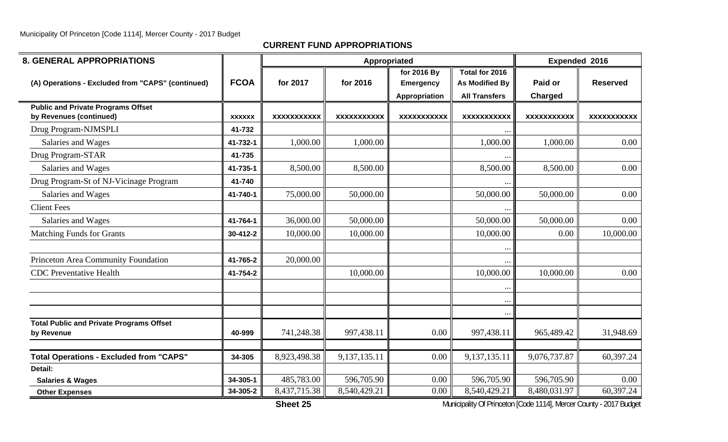**CURRENT FUND APPROPRIATIONS**

| 8. GENERAL APPROPRIATIONS | | Appropriated | | | | Expended 2016 | |
|---|---|---|---|---|---|---|---|
| (A) Operations - Excluded from "CAPS" (continued) | FCOA | for 2017 | for 2016 | for 2016 By Emergency Appropriation | Total for 2016 As Modified By All Transfers | Paid or Charged | Reserved |
| **Public and Private Programs Offset by Revenues (continued)** | XXXXXX | XXXXXXXXXXX | XXXXXXXXXXX | XXXXXXXXXXX | XXXXXXXXXXX | XXXXXXXXXXX | XXXXXXXXXXX |
| Drug Program-NJMSPLI | 41-732 | | | | ... | | |
| Salaries and Wages | 41-732-1 | 1,000.00 | 1,000.00 | | 1,000.00 | 1,000.00 | 0.00 |
| Drug Program-STAR | 41-735 | | | | ... | | |
| Salaries and Wages | 41-735-1 | 8,500.00 | 8,500.00 | | 8,500.00 | 8,500.00 | 0.00 |
| Drug Program-St of NJ-Vicinage Program | 41-740 | | | | ... | | |
| Salaries and Wages | 41-740-1 | 75,000.00 | 50,000.00 | | 50,000.00 | 50,000.00 | 0.00 |
| Client Fees | | | | | ... | | |
| Salaries and Wages | 41-764-1 | 36,000.00 | 50,000.00 | | 50,000.00 | 50,000.00 | 0.00 |
| Matching Funds for Grants | 30-412-2 | 10,000.00 | 10,000.00 | | 10,000.00 | 0.00 | 10,000.00 |
| | | | | | ... | | |
| Princeton Area Community Foundation | 41-765-2 | 20,000.00 | | | ... | | |
| CDC Preventative Health | 41-754-2 | | 10,000.00 | | 10,000.00 | 10,000.00 | 0.00 |
| | | | | | ... | | |
| | | | | | ... | | |
| | | | | | ... | | |
| **Total Public and Private Programs Offset by Revenue** | 40-999 | 741,248.38 | 997,438.11 | 0.00 | 997,438.11 | 965,489.42 | 31,948.69 |
| | | | | | | | |
| **Total Operations - Excluded from "CAPS"** | 34-305 | 8,923,498.38 | 9,137,135.11 | 0.00 | 9,137,135.11 | 9,076,737.87 | 60,397.24 |
| **Detail:** | | | | | | | |
| **Salaries & Wages** | 34-305-1 | 485,783.00 | 596,705.90 | 0.00 | 596,705.90 | 596,705.90 | 0.00 |
| **Other Expenses** | 34-305-2 | 8,437,715.38 | 8,540,429.21 | 0.00 | 8,540,429.21 | 8,480,031.97 | 60,397.24 |

**Sheet 25**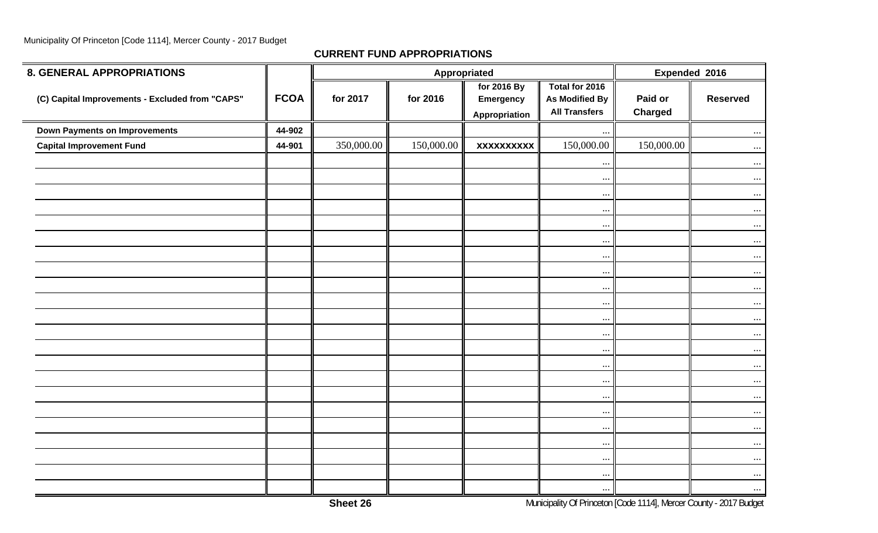**CURRENT FUND APPROPRIATIONS**

| 8. GENERAL APPROPRIATIONS | | Appropriated | | | | Expended 2016 | |
|---|---|---|---|---|---|---|---|
| (C) Capital Improvements - Excluded from "CAPS" | FCOA | for 2017 | for 2016 | for 2016 By Emergency Appropriation | Total for 2016 As Modified By All Transfers | Paid or Charged | Reserved |
| Down Payments on Improvements | 44-902 | | | | ... | | ... |
| Capital Improvement Fund | 44-901 | 350,000.00 | 150,000.00 | XXXXXXXXXX | 150,000.00 | 150,000.00 | ... |
| | | | | | ... | | ... |
| | | | | | ... | | ... |
| | | | | | ... | | ... |
| | | | | | ... | | ... |
| | | | | | ... | | ... |
| | | | | | ... | | ... |
| | | | | | ... | | ... |
| | | | | | ... | | ... |
| | | | | | ... | | ... |
| | | | | | ... | | ... |
| | | | | | ... | | ... |
| | | | | | ... | | ... |
| | | | | | ... | | ... |
| | | | | | ... | | ... |
| | | | | | ... | | ... |
| | | | | | ... | | ... |
| | | | | | ... | | ... |
| | | | | | ... | | ... |
| | | | | | ... | | ... |
| | | | | | ... | | ... |
| | | | | | ... | | ... |
| | | | | | ... | | ... |

Sheet 26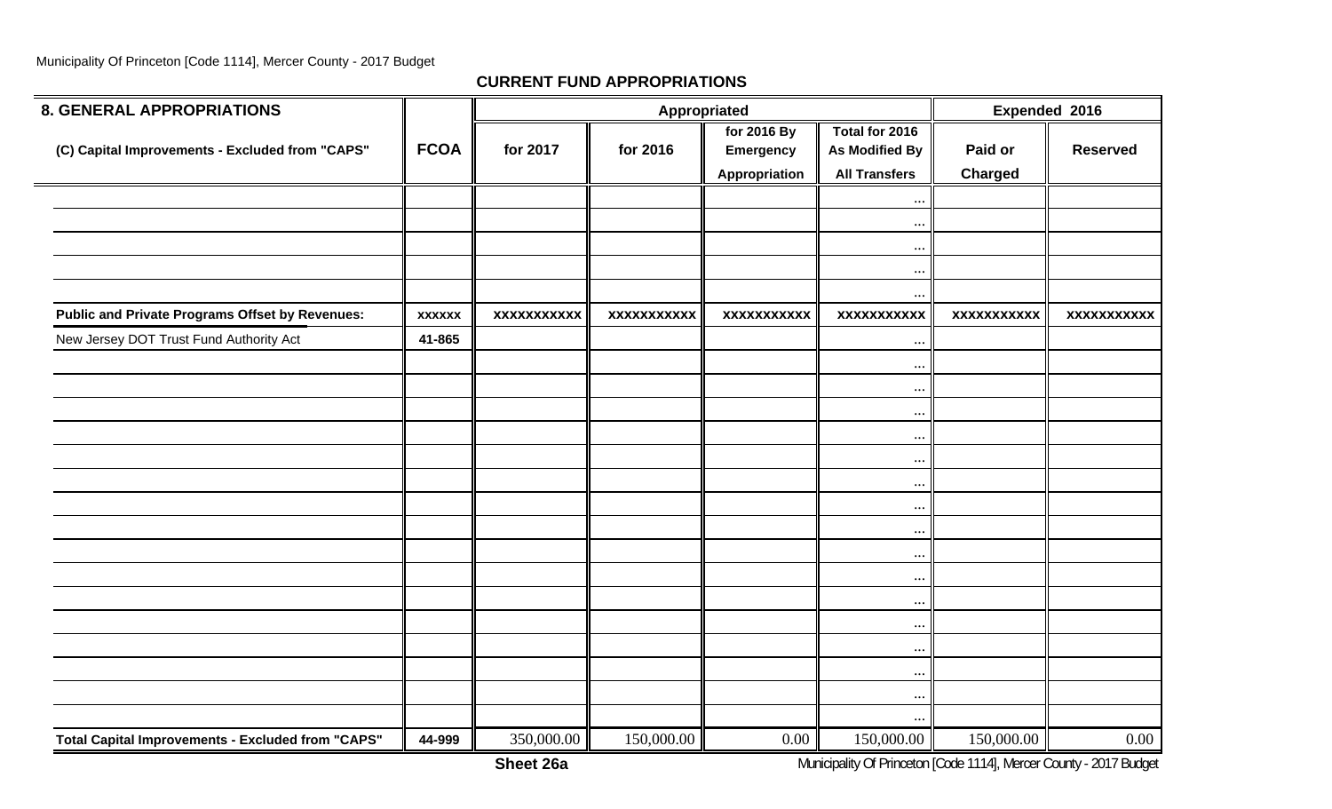Municipality Of Princeton [Code 1114], Mercer County - 2017 Budget

## CURRENT FUND APPROPRIATIONS

| 8. GENERAL APPROPRIATIONS | | Appropriated | | | | Expended 2016 | |
|---|---|---|---|---|---|---|---|
| (C) Capital Improvements - Excluded from "CAPS" | FCOA | for 2017 | for 2016 | for 2016 By Emergency Appropriation | Total for 2016 As Modified By All Transfers | Paid or Charged | Reserved |
| | | | | | ... | | |
| | | | | | ... | | |
| | | | | | ... | | |
| | | | | | ... | | |
| | | | | | ... | | |
| **Public and Private Programs Offset by Revenues:** | xxxxxx | xxxxxxxxxxx | xxxxxxxxxxx | xxxxxxxxxxx | xxxxxxxxxxx | xxxxxxxxxxx | xxxxxxxxxxx |
| New Jersey DOT Trust Fund Authority Act | 41-865 | | | | ... | | |
| | | | | | ... | | |
| | | | | | ... | | |
| | | | | | ... | | |
| | | | | | ... | | |
| | | | | | ... | | |
| | | | | | ... | | |
| | | | | | ... | | |
| | | | | | ... | | |
| | | | | | ... | | |
| | | | | | ... | | |
| | | | | | ... | | |
| | | | | | ... | | |
| | | | | | ... | | |
| | | | | | ... | | |
| | | | | | ... | | |
| | | | | | ... | | |
| **Total Capital Improvements - Excluded from "CAPS"** | 44-999 | 350,000.00 | 150,000.00 | 0.00 | 150,000.00 | 150,000.00 | 0.00 |

Sheet 26a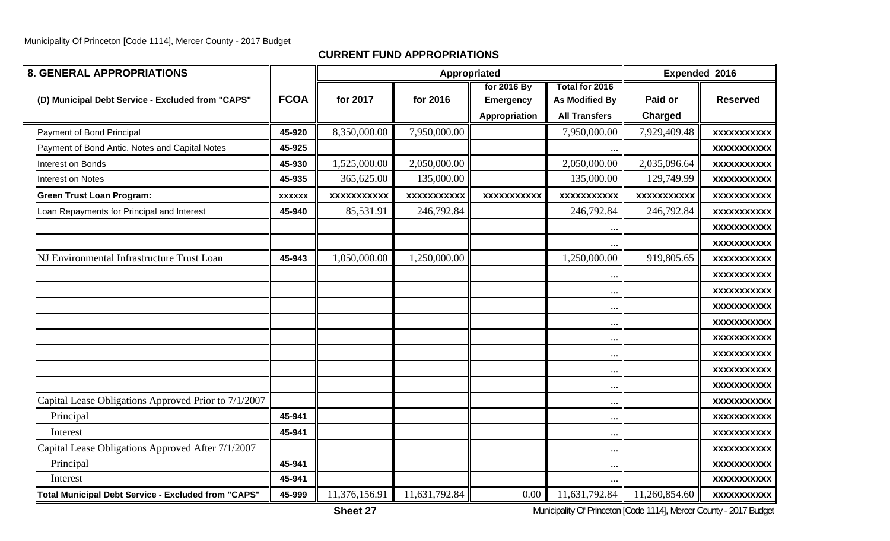## CURRENT FUND APPROPRIATIONS

| 8. GENERAL APPROPRIATIONS | | Appropriated | | | | Expended 2016 | |
|---|---|---|---|---|---|---|---|
| (D) Municipal Debt Service - Excluded from "CAPS" | FCOA | for 2017 | for 2016 | for 2016 By Emergency Appropriation | Total for 2016 As Modified By All Transfers | Paid or Charged | Reserved |
| Payment of Bond Principal | 45-920 | 8,350,000.00 | 7,950,000.00 | | 7,950,000.00 | 7,929,409.48 | xxxxxxxxxxx |
| Payment of Bond Antic. Notes and Capital Notes | 45-925 | | | | ... | | xxxxxxxxxxx |
| Interest on Bonds | 45-930 | 1,525,000.00 | 2,050,000.00 | | 2,050,000.00 | 2,035,096.64 | xxxxxxxxxxx |
| Interest on Notes | 45-935 | 365,625.00 | 135,000.00 | | 135,000.00 | 129,749.99 | xxxxxxxxxxx |
| **Green Trust Loan Program:** | xxxxxx | xxxxxxxxxxx | xxxxxxxxxxx | xxxxxxxxxxx | xxxxxxxxxxx | xxxxxxxxxxx | xxxxxxxxxxx |
| Loan Repayments for Principal and Interest | 45-940 | 85,531.91 | 246,792.84 | | 246,792.84 | 246,792.84 | xxxxxxxxxxx |
| | | | | | ... | | xxxxxxxxxxx |
| | | | | | ... | | xxxxxxxxxxx |
| NJ Environmental Infrastructure Trust Loan | 45-943 | 1,050,000.00 | 1,250,000.00 | | 1,250,000.00 | 919,805.65 | xxxxxxxxxxx |
| | | | | | ... | | xxxxxxxxxxx |
| | | | | | ... | | xxxxxxxxxxx |
| | | | | | ... | | xxxxxxxxxxx |
| | | | | | ... | | xxxxxxxxxxx |
| | | | | | ... | | xxxxxxxxxxx |
| | | | | | ... | | xxxxxxxxxxx |
| | | | | | ... | | xxxxxxxxxxx |
| | | | | | ... | | xxxxxxxxxxx |
| Capital Lease Obligations Approved Prior to 7/1/2007 | | | | | ... | | xxxxxxxxxxx |
| Principal | 45-941 | | | | ... | | xxxxxxxxxxx |
| Interest | 45-941 | | | | ... | | xxxxxxxxxxx |
| Capital Lease Obligations Approved After 7/1/2007 | | | | | ... | | xxxxxxxxxxx |
| Principal | 45-941 | | | | ... | | xxxxxxxxxxx |
| Interest | 45-941 | | | | ... | | xxxxxxxxxxx |
| **Total Municipal Debt Service - Excluded from "CAPS"** | 45-999 | 11,376,156.91 | 11,631,792.84 | 0.00 | 11,631,792.84 | 11,260,854.60 | xxxxxxxxxxx |

**Sheet 27**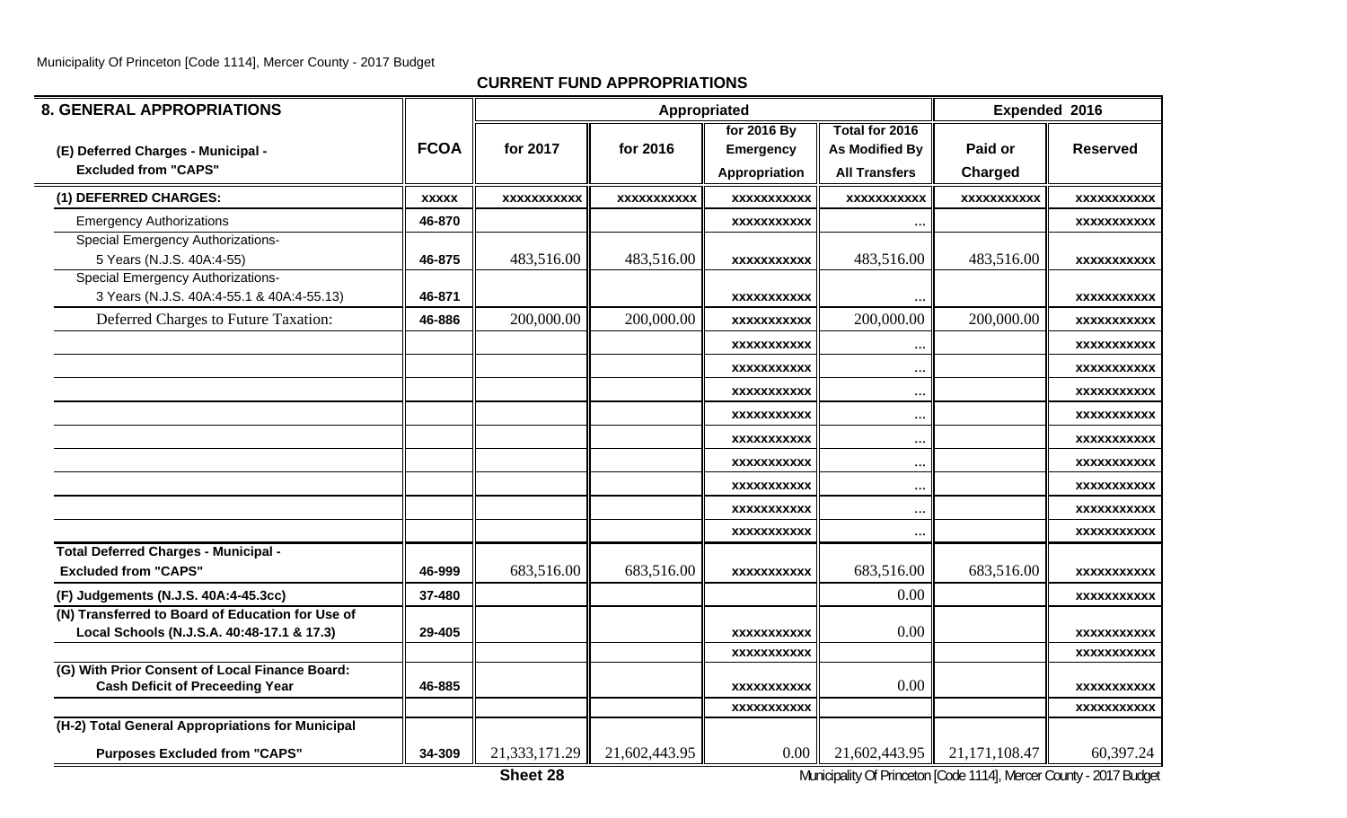## CURRENT FUND APPROPRIATIONS

| 8. GENERAL APPROPRIATIONS | | Appropriated | | | | Expended 2016 | |
|---|---|---|---|---|---|---|---|
| (E) Deferred Charges - Municipal - Excluded from "CAPS" | FCOA | for 2017 | for 2016 | for 2016 By Emergency Appropriation | Total for 2016 As Modified By All Transfers | Paid or Charged | Reserved |
| **(1) DEFERRED CHARGES:** | xxxxx | xxxxxxxxxxx | xxxxxxxxxxx | xxxxxxxxxxx | xxxxxxxxxxx | xxxxxxxxxxx | xxxxxxxxxxx |
| Emergency Authorizations | 46-870 | | | xxxxxxxxxxx | ... | | xxxxxxxxxxx |
| Special Emergency Authorizations- 5 Years (N.J.S. 40A:4-55) | 46-875 | 483,516.00 | 483,516.00 | xxxxxxxxxxx | 483,516.00 | 483,516.00 | xxxxxxxxxxx |
| Special Emergency Authorizations- 3 Years (N.J.S. 40A:4-55.1 & 40A:4-55.13) | 46-871 | | | xxxxxxxxxxx | ... | | xxxxxxxxxxx |
| Deferred Charges to Future Taxation: | 46-886 | 200,000.00 | 200,000.00 | xxxxxxxxxxx | 200,000.00 | 200,000.00 | xxxxxxxxxxx |
| | | | | xxxxxxxxxxx | ... | | xxxxxxxxxxx |
| | | | | xxxxxxxxxxx | ... | | xxxxxxxxxxx |
| | | | | xxxxxxxxxxx | ... | | xxxxxxxxxxx |
| | | | | xxxxxxxxxxx | ... | | xxxxxxxxxxx |
| | | | | xxxxxxxxxxx | ... | | xxxxxxxxxxx |
| | | | | xxxxxxxxxxx | ... | | xxxxxxxxxxx |
| | | | | xxxxxxxxxxx | ... | | xxxxxxxxxxx |
| | | | | xxxxxxxxxxx | ... | | xxxxxxxxxxx |
| | | | | xxxxxxxxxxx | ... | | xxxxxxxxxxx |
| **Total Deferred Charges - Municipal - Excluded from "CAPS"** | 46-999 | 683,516.00 | 683,516.00 | xxxxxxxxxxx | 683,516.00 | 683,516.00 | xxxxxxxxxxx |
| **(F) Judgements (N.J.S. 40A:4-45.3cc)** | 37-480 | | | | 0.00 | | xxxxxxxxxxx |
| **(N) Transferred to Board of Education for Use of Local Schools (N.J.S.A. 40:48-17.1 & 17.3)** | 29-405 | | | xxxxxxxxxxx | 0.00 | | xxxxxxxxxxx |
| | | | | xxxxxxxxxxx | | | xxxxxxxxxxx |
| **(G) With Prior Consent of Local Finance Board: Cash Deficit of Preceeding Year** | 46-885 | | | xxxxxxxxxxx | 0.00 | | xxxxxxxxxxx |
| | | | | xxxxxxxxxxx | | | xxxxxxxxxxx |
| **(H-2) Total General Appropriations for Municipal Purposes Excluded from "CAPS"** | 34-309 | 21,333,171.29 | 21,602,443.95 | 0.00 | 21,602,443.95 | 21,171,108.47 | 60,397.24 |

Sheet 28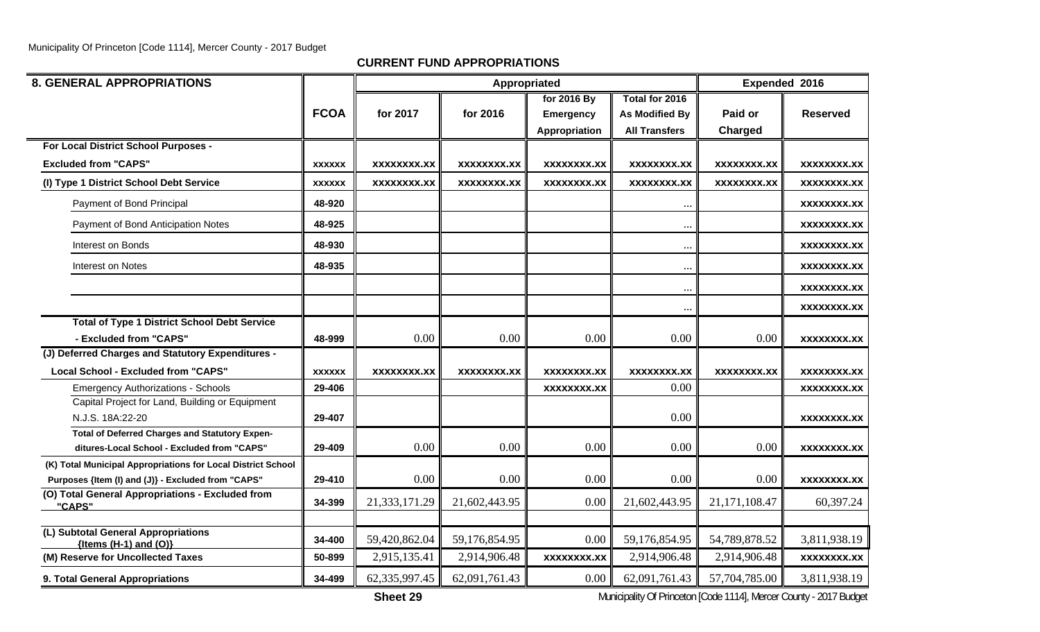**CURRENT FUND APPROPRIATIONS**

| 8. GENERAL APPROPRIATIONS | FCOA | Appropriated for 2017 | Appropriated for 2016 | for 2016 By Emergency Appropriation | Total for 2016 As Modified By All Transfers | Expended 2016 Paid or Charged | Expended 2016 Reserved |
|---|---|---|---|---|---|---|---|
| For Local District School Purposes - Excluded from "CAPS" | xxxxxx | xxxxxxxx.xx | xxxxxxxx.xx | xxxxxxxx.xx | xxxxxxxx.xx | xxxxxxxx.xx | xxxxxxxx.xx |
| (I) Type 1 District School Debt Service | xxxxxx | xxxxxxxx.xx | xxxxxxxx.xx | xxxxxxxx.xx | xxxxxxxx.xx | xxxxxxxx.xx | xxxxxxxx.xx |
| Payment of Bond Principal | 48-920 | | | | ... | | xxxxxxxx.xx |
| Payment of Bond Anticipation Notes | 48-925 | | | | ... | | xxxxxxxx.xx |
| Interest on Bonds | 48-930 | | | | ... | | xxxxxxxx.xx |
| Interest on Notes | 48-935 | | | | ... | | xxxxxxxx.xx |
| | | | | | ... | | xxxxxxxx.xx |
| | | | | | ... | | xxxxxxxx.xx |
| **Total of Type 1 District School Debt Service - Excluded from "CAPS"** | 48-999 | 0.00 | 0.00 | 0.00 | 0.00 | 0.00 | xxxxxxxx.xx |
| (J) Deferred Charges and Statutory Expenditures - Local School - Excluded from "CAPS" | xxxxxx | xxxxxxxx.xx | xxxxxxxx.xx | xxxxxxxx.xx | xxxxxxxx.xx | xxxxxxxx.xx | xxxxxxxx.xx |
| Emergency Authorizations - Schools | 29-406 | | | xxxxxxxx.xx | 0.00 | | xxxxxxxx.xx |
| Capital Project for Land, Building or Equipment N.J.S. 18A:22-20 | 29-407 | | | | 0.00 | | xxxxxxxx.xx |
| **Total of Deferred Charges and Statutory Expenditures-Local School - Excluded from "CAPS"** | 29-409 | 0.00 | 0.00 | 0.00 | 0.00 | 0.00 | xxxxxxxx.xx |
| (K) Total Municipal Appropriations for Local District School Purposes {Item (I) and (J)} - Excluded from "CAPS" | 29-410 | 0.00 | 0.00 | 0.00 | 0.00 | 0.00 | xxxxxxxx.xx |
| (O) Total General Appropriations - Excluded from "CAPS" | 34-399 | 21,333,171.29 | 21,602,443.95 | 0.00 | 21,602,443.95 | 21,171,108.47 | 60,397.24 |
| (L) Subtotal General Appropriations {Items (H-1) and (O)} | 34-400 | 59,420,862.04 | 59,176,854.95 | 0.00 | 59,176,854.95 | 54,789,878.52 | 3,811,938.19 |
| (M) Reserve for Uncollected Taxes | 50-899 | 2,915,135.41 | 2,914,906.48 | xxxxxxxx.xx | 2,914,906.48 | 2,914,906.48 | xxxxxxxx.xx |
| 9. Total General Appropriations | 34-499 | 62,335,997.45 | 62,091,761.43 | 0.00 | 62,091,761.43 | 57,704,785.00 | 3,811,938.19 |

Sheet 29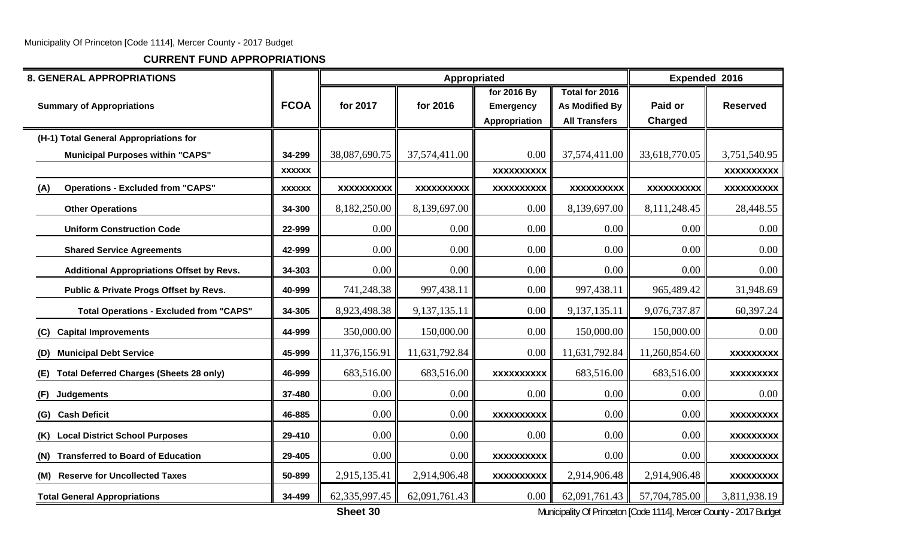## CURRENT FUND APPROPRIATIONS

| 8. GENERAL APPROPRIATIONS | | Appropriated | | | | Expended 2016 | |
|---|---|---|---|---|---|---|---|
| Summary of Appropriations | FCOA | for 2017 | for 2016 | for 2016 By Emergency Appropriation | Total for 2016 As Modified By All Transfers | Paid or Charged | Reserved |
| (H-1) Total General Appropriations for Municipal Purposes within "CAPS" | 34-299 | 38,087,690.75 | 37,574,411.00 | 0.00 | 37,574,411.00 | 33,618,770.05 | 3,751,540.95 |
| | xxxxxx | | | xxxxxxxxxx | | | xxxxxxxxxx |
| (A) Operations - Excluded from "CAPS" | xxxxxx | xxxxxxxxxx | xxxxxxxxxx | xxxxxxxxxx | xxxxxxxxxx | xxxxxxxxxx | xxxxxxxxxx |
| Other Operations | 34-300 | 8,182,250.00 | 8,139,697.00 | 0.00 | 8,139,697.00 | 8,111,248.45 | 28,448.55 |
| Uniform Construction Code | 22-999 | 0.00 | 0.00 | 0.00 | 0.00 | 0.00 | 0.00 |
| Shared Service Agreements | 42-999 | 0.00 | 0.00 | 0.00 | 0.00 | 0.00 | 0.00 |
| Additional Appropriations Offset by Revs. | 34-303 | 0.00 | 0.00 | 0.00 | 0.00 | 0.00 | 0.00 |
| Public & Private Progs Offset by Revs. | 40-999 | 741,248.38 | 997,438.11 | 0.00 | 997,438.11 | 965,489.42 | 31,948.69 |
| Total Operations - Excluded from "CAPS" | 34-305 | 8,923,498.38 | 9,137,135.11 | 0.00 | 9,137,135.11 | 9,076,737.87 | 60,397.24 |
| (C) Capital Improvements | 44-999 | 350,000.00 | 150,000.00 | 0.00 | 150,000.00 | 150,000.00 | 0.00 |
| (D) Municipal Debt Service | 45-999 | 11,376,156.91 | 11,631,792.84 | 0.00 | 11,631,792.84 | 11,260,854.60 | xxxxxxxxx |
| (E) Total Deferred Charges (Sheets 28 only) | 46-999 | 683,516.00 | 683,516.00 | xxxxxxxxxx | 683,516.00 | 683,516.00 | xxxxxxxxx |
| (F) Judgements | 37-480 | 0.00 | 0.00 | 0.00 | 0.00 | 0.00 | 0.00 |
| (G) Cash Deficit | 46-885 | 0.00 | 0.00 | xxxxxxxxxx | 0.00 | 0.00 | xxxxxxxxx |
| (K) Local District School Purposes | 29-410 | 0.00 | 0.00 | 0.00 | 0.00 | 0.00 | xxxxxxxxx |
| (N) Transferred to Board of Education | 29-405 | 0.00 | 0.00 | xxxxxxxxxx | 0.00 | 0.00 | xxxxxxxxx |
| (M) Reserve for Uncollected Taxes | 50-899 | 2,915,135.41 | 2,914,906.48 | xxxxxxxxxx | 2,914,906.48 | 2,914,906.48 | xxxxxxxxx |
| Total General Appropriations | 34-499 | 62,335,997.45 | 62,091,761.43 | 0.00 | 62,091,761.43 | 57,704,785.00 | 3,811,938.19 |

Sheet 30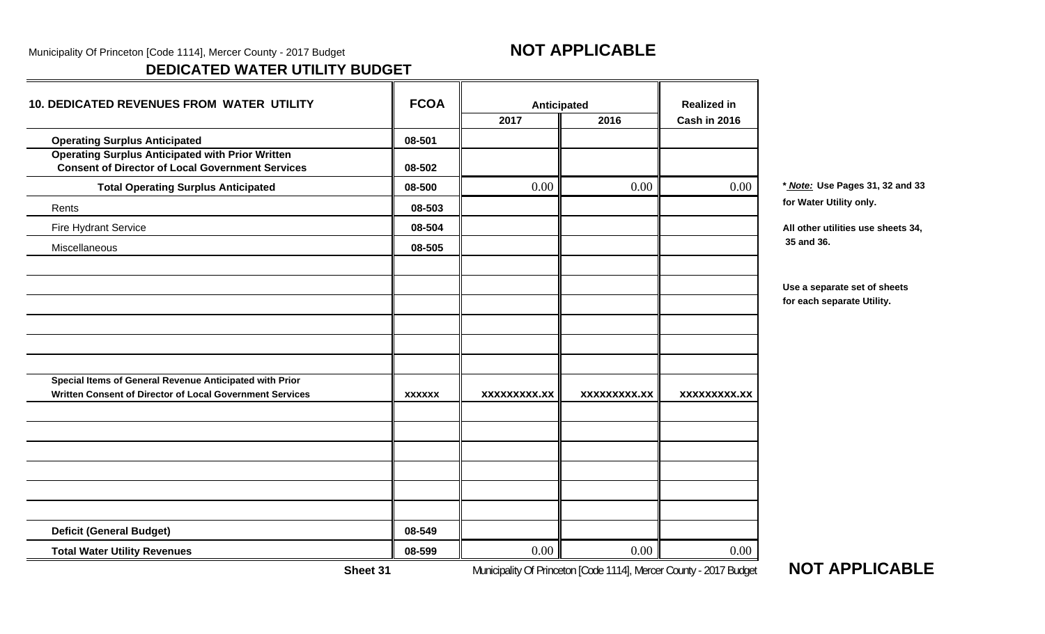Municipality Of Princeton [Code 1114], Mercer County - 2017 Budget

**NOT APPLICABLE**

## DEDICATED WATER UTILITY BUDGET

| 10. DEDICATED REVENUES FROM WATER UTILITY | FCOA | Anticipated | | Realized in |
|---|---|---|---|---|
| | | 2017 | 2016 | Cash in 2016 |
| **Operating Surplus Anticipated** | 08-501 | | | |
| **Operating Surplus Anticipated with Prior Written Consent of Director of Local Government Services** | 08-502 | | | |
| **Total Operating Surplus Anticipated** | 08-500 | 0.00 | 0.00 | 0.00 |
| Rents | 08-503 | | | |
| Fire Hydrant Service | 08-504 | | | |
| Miscellaneous | 08-505 | | | |
| | | | | |
| | | | | |
| | | | | |
| | | | | |
| | | | | |
| | | | | |
| **Special Items of General Revenue Anticipated with Prior Written Consent of Director of Local Government Services** | xxxxxx | xxxxxxxxx.xx | xxxxxxxxx.xx | xxxxxxxxx.xx |
| | | | | |
| | | | | |
| | | | | |
| | | | | |
| | | | | |
| | | | | |
| **Deficit (General Budget)** | 08-549 | | | |
| **Total Water Utility Revenues** | 08-599 | 0.00 | 0.00 | 0.00 |

**\* *Note:* Use Pages 31, 32 and 33 for Water Utility only.**

**All other utilities use sheets 34, 35 and 36.**

**Use a separate set of sheets for each separate Utility.**

**Sheet 31**

**NOT APPLICABLE**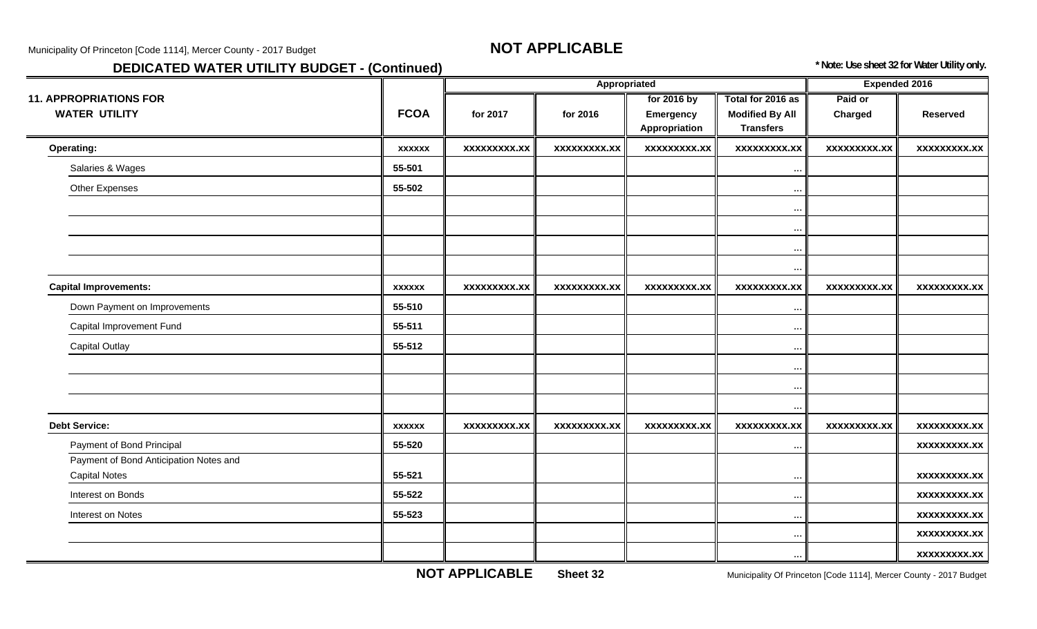**NOT APPLICABLE**

## DEDICATED WATER UTILITY BUDGET - (Continued)

**\* Note: Use sheet 32 for Water Utility only.**

| 11. APPROPRIATIONS FOR WATER UTILITY | FCOA | Appropriated | | | | Expended 2016 | |
|---|---|---|---|---|---|---|---|
| | | for 2017 | for 2016 | for 2016 by Emergency Appropriation | Total for 2016 as Modified By All Transfers | Paid or Charged | Reserved |
| **Operating:** | xxxxxx | xxxxxxxxx.xx | xxxxxxxxx.xx | xxxxxxxxx.xx | xxxxxxxxx.xx | xxxxxxxxx.xx | xxxxxxxxx.xx |
| Salaries & Wages | 55-501 | | | | ... | | |
| Other Expenses | 55-502 | | | | ... | | |
| | | | | | ... | | |
| | | | | | ... | | |
| | | | | | ... | | |
| | | | | | ... | | |
| **Capital Improvements:** | xxxxxx | xxxxxxxxx.xx | xxxxxxxxx.xx | xxxxxxxxx.xx | xxxxxxxxx.xx | xxxxxxxxx.xx | xxxxxxxxx.xx |
| Down Payment on Improvements | 55-510 | | | | ... | | |
| Capital Improvement Fund | 55-511 | | | | ... | | |
| Capital Outlay | 55-512 | | | | ... | | |
| | | | | | ... | | |
| | | | | | ... | | |
| | | | | | ... | | |
| **Debt Service:** | xxxxxx | xxxxxxxxx.xx | xxxxxxxxx.xx | xxxxxxxxx.xx | xxxxxxxxx.xx | xxxxxxxxx.xx | xxxxxxxxx.xx |
| Payment of Bond Principal | 55-520 | | | | ... | | xxxxxxxxx.xx |
| Payment of Bond Anticipation Notes and Capital Notes | 55-521 | | | | ... | | xxxxxxxxx.xx |
| Interest on Bonds | 55-522 | | | | ... | | xxxxxxxxx.xx |
| Interest on Notes | 55-523 | | | | ... | | xxxxxxxxx.xx |
| | | | | | ... | | xxxxxxxxx.xx |
| | | | | | ... | | xxxxxxxxx.xx |

**NOT APPLICABLE** **Sheet 32**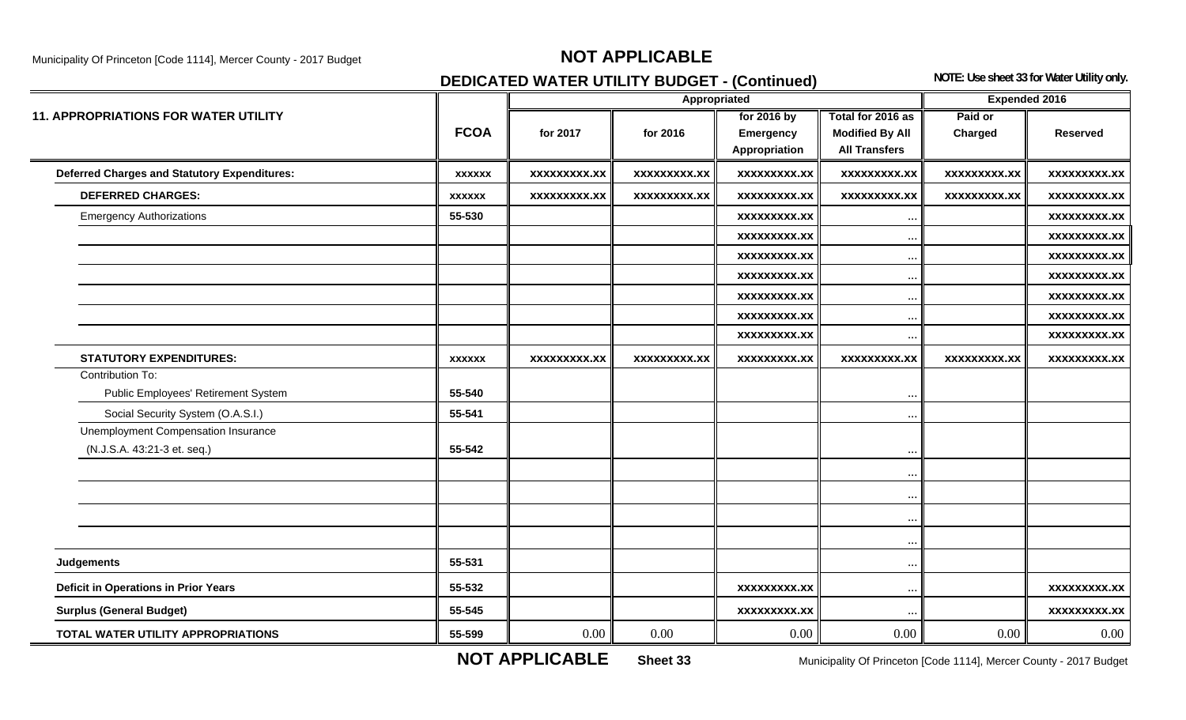# NOT APPLICABLE

## DEDICATED WATER UTILITY BUDGET - (Continued)

**NOTE: Use sheet 33 for Water Utility only.**

| 11. APPROPRIATIONS FOR WATER UTILITY | FCOA | Appropriated for 2017 | Appropriated for 2016 | Appropriated for 2016 by Emergency Appropriation | Appropriated Total for 2016 as Modified By All Transfers | Expended 2016 Paid or Charged | Expended 2016 Reserved |
|---|---|---|---|---|---|---|---|
| **Deferred Charges and Statutory Expenditures:** | **xxxxxx** | **xxxxxxxxx.xx** | **xxxxxxxxx.xx** | **xxxxxxxxx.xx** | **xxxxxxxxx.xx** | **xxxxxxxxx.xx** | **xxxxxxxxx.xx** |
| **DEFERRED CHARGES:** | **xxxxxx** | **xxxxxxxxx.xx** | **xxxxxxxxx.xx** | **xxxxxxxxx.xx** | **xxxxxxxxx.xx** | **xxxxxxxxx.xx** | **xxxxxxxxx.xx** |
| Emergency Authorizations | 55-530 | | | **xxxxxxxxx.xx** | ... | | **xxxxxxxxx.xx** |
| | | | | **xxxxxxxxx.xx** | ... | | **xxxxxxxxx.xx** |
| | | | | **xxxxxxxxx.xx** | ... | | **xxxxxxxxx.xx** |
| | | | | **xxxxxxxxx.xx** | ... | | **xxxxxxxxx.xx** |
| | | | | **xxxxxxxxx.xx** | ... | | **xxxxxxxxx.xx** |
| | | | | **xxxxxxxxx.xx** | ... | | **xxxxxxxxx.xx** |
| | | | | **xxxxxxxxx.xx** | ... | | **xxxxxxxxx.xx** |
| **STATUTORY EXPENDITURES:** | **xxxxxx** | **xxxxxxxxx.xx** | **xxxxxxxxx.xx** | **xxxxxxxxx.xx** | **xxxxxxxxx.xx** | **xxxxxxxxx.xx** | **xxxxxxxxx.xx** |
| Contribution To: | | | | | | | |
| Public Employees' Retirement System | 55-540 | | | | ... | | |
| Social Security System (O.A.S.I.) | 55-541 | | | | ... | | |
| Unemployment Compensation Insurance (N.J.S.A. 43:21-3 et. seq.) | 55-542 | | | | ... | | |
| | | | | | ... | | |
| | | | | | ... | | |
| | | | | | ... | | |
| | | | | | ... | | |
| **Judgements** | 55-531 | | | | ... | | |
| **Deficit in Operations in Prior Years** | 55-532 | | | **xxxxxxxxx.xx** | ... | | **xxxxxxxxx.xx** |
| **Surplus (General Budget)** | 55-545 | | | **xxxxxxxxx.xx** | ... | | **xxxxxxxxx.xx** |
| **TOTAL WATER UTILITY APPROPRIATIONS** | 55-599 | 0.00 | 0.00 | 0.00 | 0.00 | 0.00 | 0.00 |

**NOT APPLICABLE** **Sheet 33**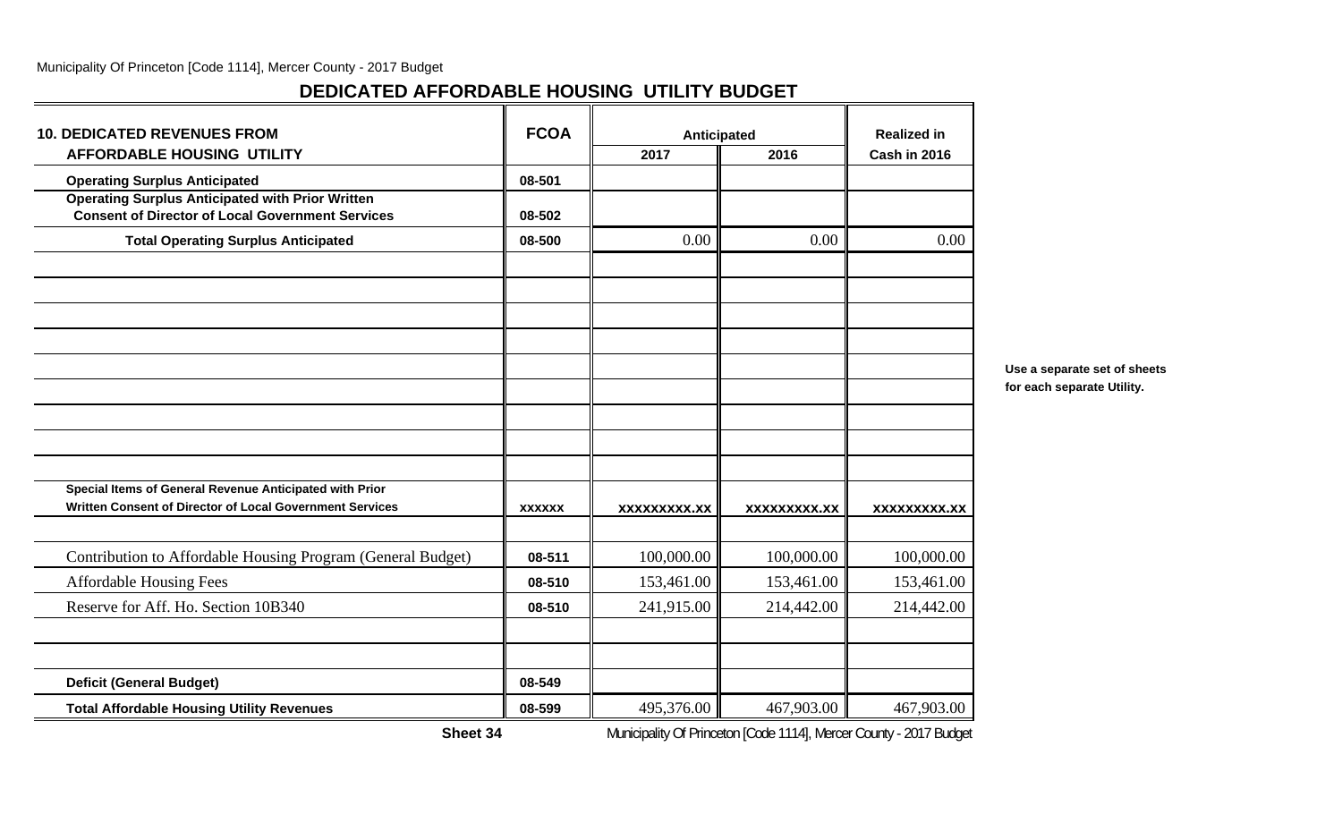## DEDICATED AFFORDABLE HOUSING UTILITY BUDGET

| 10. DEDICATED REVENUES FROM AFFORDABLE HOUSING UTILITY | FCOA | Anticipated 2017 | Anticipated 2016 | Realized in Cash in 2016 |
|---|---|---|---|---|
| **Operating Surplus Anticipated** | 08-501 | | | |
| **Operating Surplus Anticipated with Prior Written Consent of Director of Local Government Services** | 08-502 | | | |
| **Total Operating Surplus Anticipated** | 08-500 | 0.00 | 0.00 | 0.00 |
| | | | | |
| | | | | |
| | | | | |
| | | | | |
| | | | | |
| | | | | |
| | | | | |
| | | | | |
| | | | | |
| **Special Items of General Revenue Anticipated with Prior Written Consent of Director of Local Government Services** | XXXXXX | XXXXXXXXX.XX | XXXXXXXXX.XX | XXXXXXXXX.XX |
| | | | | |
| Contribution to Affordable Housing Program (General Budget) | 08-511 | 100,000.00 | 100,000.00 | 100,000.00 |
| Affordable Housing Fees | 08-510 | 153,461.00 | 153,461.00 | 153,461.00 |
| Reserve for Aff. Ho. Section 10B340 | 08-510 | 241,915.00 | 214,442.00 | 214,442.00 |
| | | | | |
| | | | | |
| **Deficit (General Budget)** | 08-549 | | | |
| **Total Affordable Housing Utility Revenues** | 08-599 | 495,376.00 | 467,903.00 | 467,903.00 |

**Use a separate set of sheets for each separate Utility.**

**Sheet 34**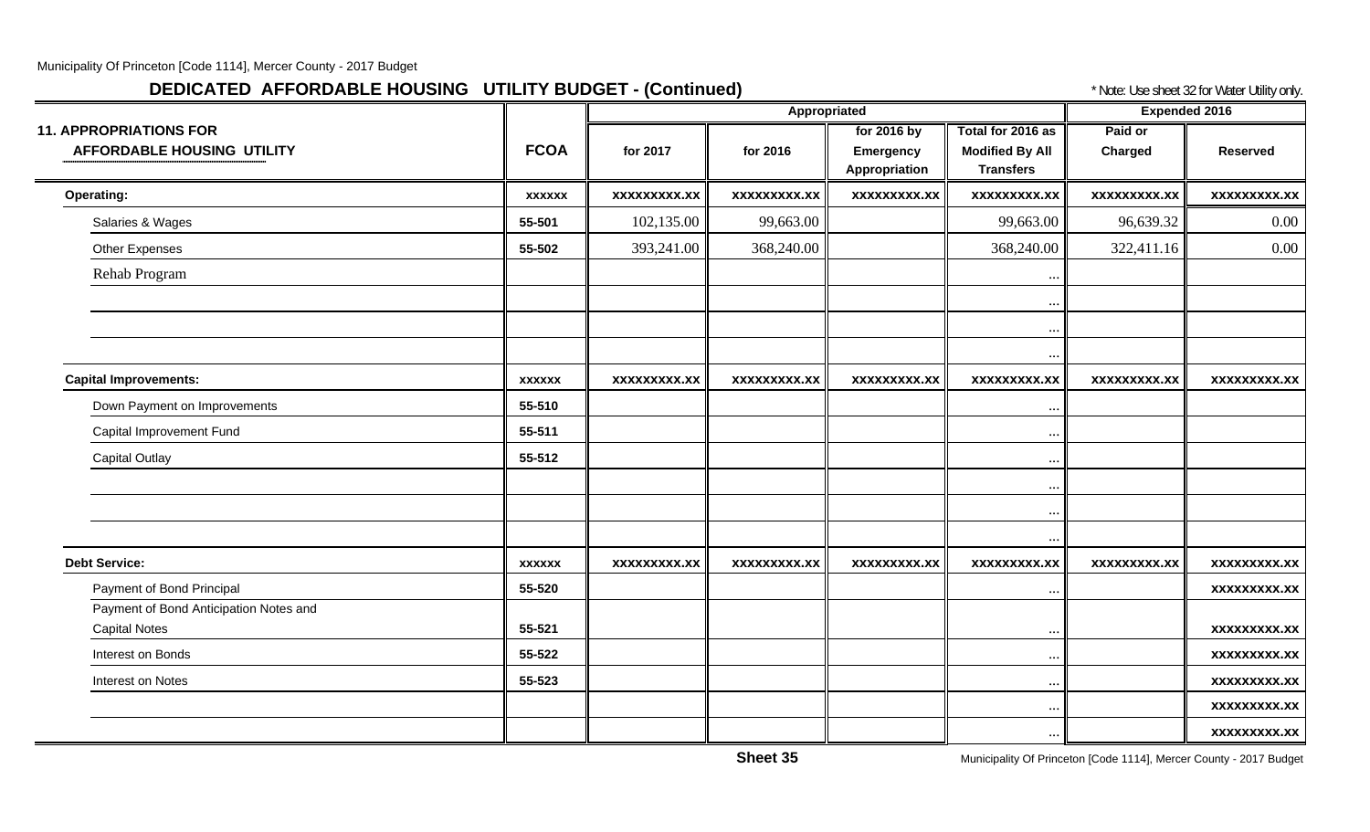Municipality Of Princeton [Code 1114], Mercer County - 2017 Budget

## DEDICATED AFFORDABLE HOUSING UTILITY BUDGET - (Continued)

\* Note: Use sheet 32 for Water Utility only.

| 11. APPROPRIATIONS FOR AFFORDABLE HOUSING UTILITY | FCOA | Appropriated for 2017 | Appropriated for 2016 | for 2016 by Emergency Appropriation | Total for 2016 as Modified By All Transfers | Expended 2016 Paid or Charged | Expended 2016 Reserved |
|---|---|---|---|---|---|---|---|
| **Operating:** | xxxxxx | xxxxxxxxx.xx | xxxxxxxxx.xx | xxxxxxxxx.xx | xxxxxxxxx.xx | xxxxxxxxx.xx | xxxxxxxxx.xx |
| Salaries & Wages | 55-501 | 102,135.00 | 99,663.00 | | 99,663.00 | 96,639.32 | 0.00 |
| Other Expenses | 55-502 | 393,241.00 | 368,240.00 | | 368,240.00 | 322,411.16 | 0.00 |
| Rehab Program | | | | | ... | | |
| | | | | | ... | | |
| | | | | | ... | | |
| | | | | | ... | | |
| **Capital Improvements:** | xxxxxx | xxxxxxxxx.xx | xxxxxxxxx.xx | xxxxxxxxx.xx | xxxxxxxxx.xx | xxxxxxxxx.xx | xxxxxxxxx.xx |
| Down Payment on Improvements | 55-510 | | | | ... | | |
| Capital Improvement Fund | 55-511 | | | | ... | | |
| Capital Outlay | 55-512 | | | | ... | | |
| | | | | | ... | | |
| | | | | | ... | | |
| | | | | | ... | | |
| **Debt Service:** | xxxxxx | xxxxxxxxx.xx | xxxxxxxxx.xx | xxxxxxxxx.xx | xxxxxxxxx.xx | xxxxxxxxx.xx | xxxxxxxxx.xx |
| Payment of Bond Principal | 55-520 | | | | ... | | xxxxxxxxx.xx |
| Payment of Bond Anticipation Notes and Capital Notes | 55-521 | | | | ... | | xxxxxxxxx.xx |
| Interest on Bonds | 55-522 | | | | ... | | xxxxxxxxx.xx |
| Interest on Notes | 55-523 | | | | ... | | xxxxxxxxx.xx |
| | | | | | ... | | xxxxxxxxx.xx |
| | | | | | ... | | xxxxxxxxx.xx |

Sheet 35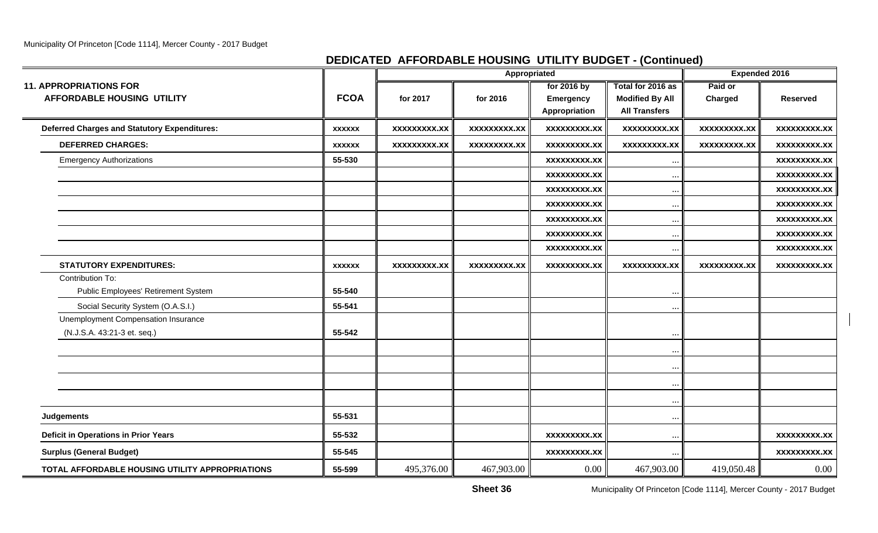## DEDICATED AFFORDABLE HOUSING UTILITY BUDGET - (Continued)

| 11. APPROPRIATIONS FOR AFFORDABLE HOUSING UTILITY | FCOA | Appropriated | | | | Expended 2016 | |
|---|---|---|---|---|---|---|---|
| | | for 2017 | for 2016 | for 2016 by Emergency Appropriation | Total for 2016 as Modified By All Transfers | Paid or Charged | Reserved |
| **Deferred Charges and Statutory Expenditures:** | xxxxxx | xxxxxxxxx.xx | xxxxxxxxx.xx | xxxxxxxxx.xx | xxxxxxxxx.xx | xxxxxxxxx.xx | xxxxxxxxx.xx |
| **DEFERRED CHARGES:** | xxxxxx | xxxxxxxxx.xx | xxxxxxxxx.xx | xxxxxxxxx.xx | xxxxxxxxx.xx | xxxxxxxxx.xx | xxxxxxxxx.xx |
| Emergency Authorizations | 55-530 | | | xxxxxxxxx.xx | ... | | xxxxxxxxx.xx |
| | | | | xxxxxxxxx.xx | ... | | xxxxxxxxx.xx |
| | | | | xxxxxxxxx.xx | ... | | xxxxxxxxx.xx |
| | | | | xxxxxxxxx.xx | ... | | xxxxxxxxx.xx |
| | | | | xxxxxxxxx.xx | ... | | xxxxxxxxx.xx |
| | | | | xxxxxxxxx.xx | ... | | xxxxxxxxx.xx |
| | | | | xxxxxxxxx.xx | ... | | xxxxxxxxx.xx |
| **STATUTORY EXPENDITURES:** | xxxxxx | xxxxxxxxx.xx | xxxxxxxxx.xx | xxxxxxxxx.xx | xxxxxxxxx.xx | xxxxxxxxx.xx | xxxxxxxxx.xx |
| Contribution To: Public Employees' Retirement System | 55-540 | | | | ... | | |
| Social Security System (O.A.S.I.) | 55-541 | | | | ... | | |
| Unemployment Compensation Insurance (N.J.S.A. 43:21-3 et. seq.) | 55-542 | | | | ... | | |
| | | | | | ... | | |
| | | | | | ... | | |
| | | | | | ... | | |
| | | | | | ... | | |
| **Judgements** | 55-531 | | | | ... | | |
| **Deficit in Operations in Prior Years** | 55-532 | | | xxxxxxxxx.xx | ... | | xxxxxxxxx.xx |
| **Surplus (General Budget)** | 55-545 | | | xxxxxxxxx.xx | ... | | xxxxxxxxx.xx |
| **TOTAL AFFORDABLE HOUSING UTILITY APPROPRIATIONS** | 55-599 | 495,376.00 | 467,903.00 | 0.00 | 467,903.00 | 419,050.48 | 0.00 |

**Sheet 36**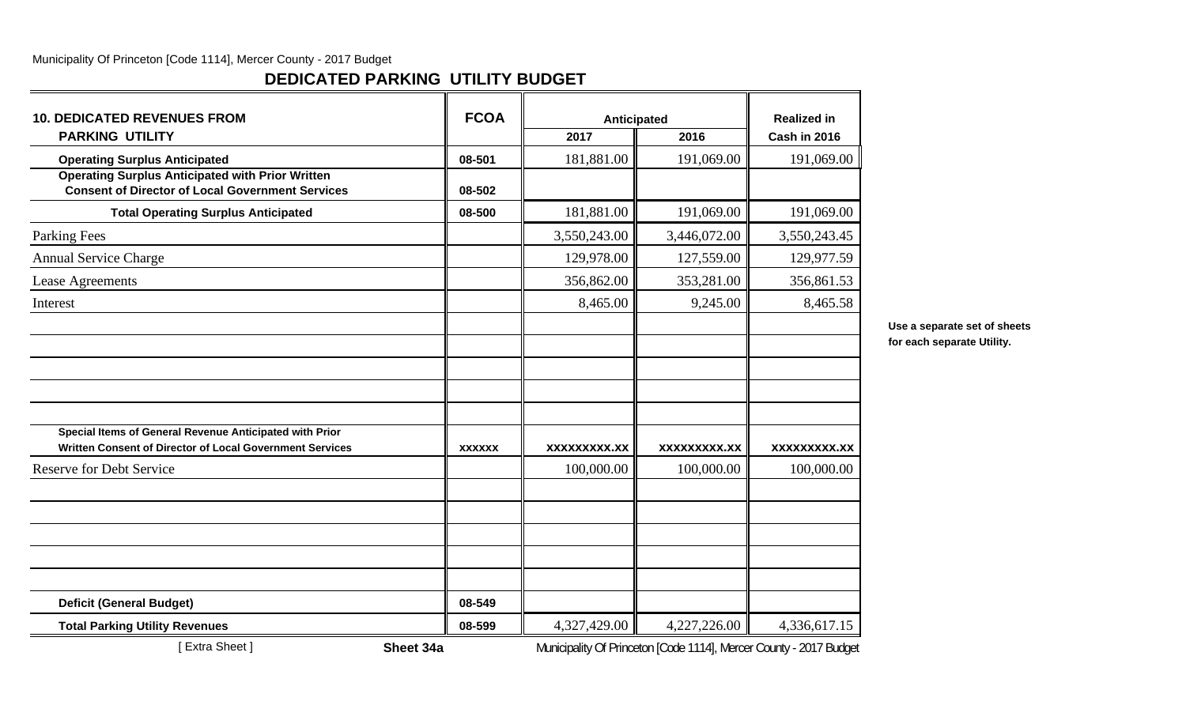## DEDICATED PARKING UTILITY BUDGET

| 10. DEDICATED REVENUES FROM PARKING UTILITY | FCOA | Anticipated 2017 | Anticipated 2016 | Realized in Cash in 2016 |
|---|---|---|---|---|
| **Operating Surplus Anticipated** | 08-501 | 181,881.00 | 191,069.00 | 191,069.00 |
| **Operating Surplus Anticipated with Prior Written Consent of Director of Local Government Services** | 08-502 | | | |
| **Total Operating Surplus Anticipated** | 08-500 | 181,881.00 | 191,069.00 | 191,069.00 |
| Parking Fees | | 3,550,243.00 | 3,446,072.00 | 3,550,243.45 |
| Annual Service Charge | | 129,978.00 | 127,559.00 | 129,977.59 |
| Lease Agreements | | 356,862.00 | 353,281.00 | 356,861.53 |
| Interest | | 8,465.00 | 9,245.00 | 8,465.58 |
| | | | | |
| | | | | |
| | | | | |
| | | | | |
| | | | | |
| **Special Items of General Revenue Anticipated with Prior Written Consent of Director of Local Government Services** | **xxxxxx** | **xxxxxxxxx.xx** | **xxxxxxxxx.xx** | **xxxxxxxxx.xx** |
| Reserve for Debt Service | | 100,000.00 | 100,000.00 | 100,000.00 |
| | | | | |
| | | | | |
| | | | | |
| | | | | |
| | | | | |
| **Deficit (General Budget)** | 08-549 | | | |
| **Total Parking Utility Revenues** | 08-599 | 4,327,429.00 | 4,227,226.00 | 4,336,617.15 |

**Use a separate set of sheets for each separate Utility.**

[ Extra Sheet ] **Sheet 34a**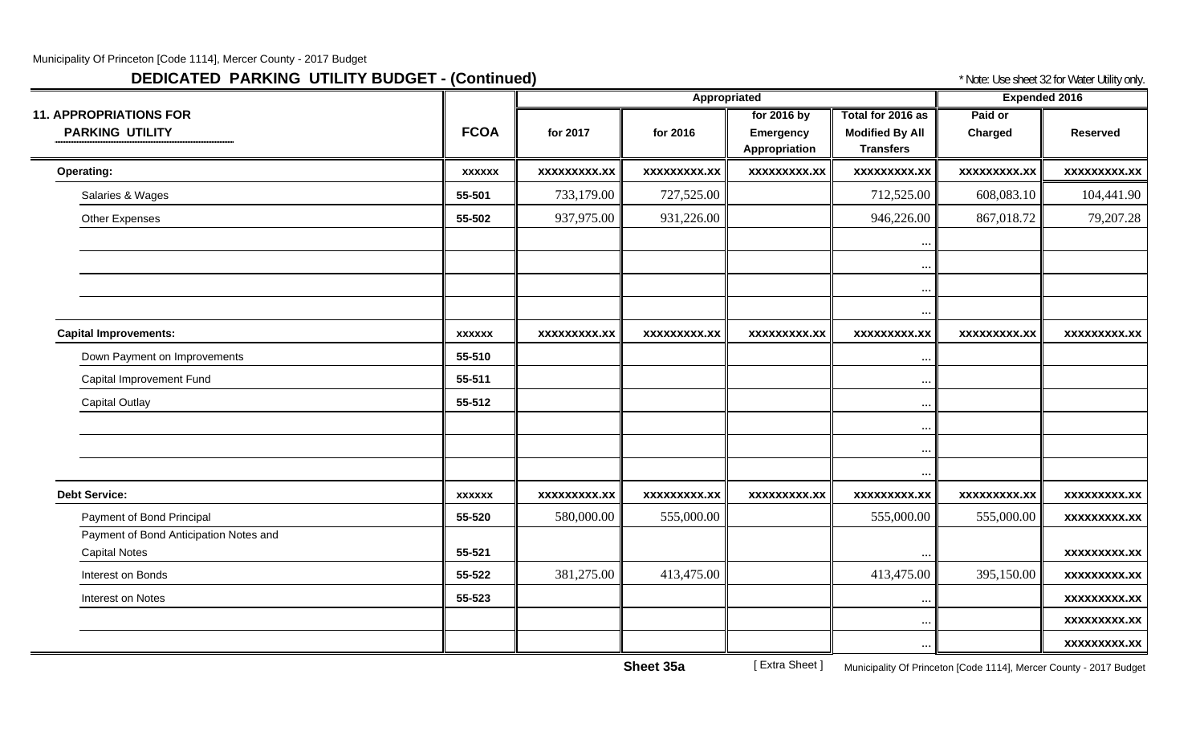## DEDICATED PARKING UTILITY BUDGET - (Continued)

* Note: Use sheet 32 for Water Utility only.

| 11. APPROPRIATIONS FOR PARKING UTILITY | FCOA | Appropriated | | | | Expended 2016 | |
|---|---|---|---|---|---|---|---|
| | | for 2017 | for 2016 | for 2016 by Emergency Appropriation | Total for 2016 as Modified By All Transfers | Paid or Charged | Reserved |
| **Operating:** | xxxxxx | xxxxxxxxx.xx | xxxxxxxxx.xx | xxxxxxxxx.xx | xxxxxxxxx.xx | xxxxxxxxx.xx | xxxxxxxxx.xx |
| Salaries & Wages | 55-501 | 733,179.00 | 727,525.00 | | 712,525.00 | 608,083.10 | 104,441.90 |
| Other Expenses | 55-502 | 937,975.00 | 931,226.00 | | 946,226.00 | 867,018.72 | 79,207.28 |
| | | | | | ... | | |
| | | | | | ... | | |
| | | | | | ... | | |
| | | | | | ... | | |
| **Capital Improvements:** | xxxxxx | xxxxxxxxx.xx | xxxxxxxxx.xx | xxxxxxxxx.xx | xxxxxxxxx.xx | xxxxxxxxx.xx | xxxxxxxxx.xx |
| Down Payment on Improvements | 55-510 | | | | ... | | |
| Capital Improvement Fund | 55-511 | | | | ... | | |
| Capital Outlay | 55-512 | | | | ... | | |
| | | | | | ... | | |
| | | | | | ... | | |
| | | | | | ... | | |
| **Debt Service:** | xxxxxx | xxxxxxxxx.xx | xxxxxxxxx.xx | xxxxxxxxx.xx | xxxxxxxxx.xx | xxxxxxxxx.xx | xxxxxxxxx.xx |
| Payment of Bond Principal | 55-520 | 580,000.00 | 555,000.00 | | 555,000.00 | 555,000.00 | xxxxxxxxx.xx |
| Payment of Bond Anticipation Notes and Capital Notes | 55-521 | | | | ... | | xxxxxxxxx.xx |
| Interest on Bonds | 55-522 | 381,275.00 | 413,475.00 | | 413,475.00 | 395,150.00 | xxxxxxxxx.xx |
| Interest on Notes | 55-523 | | | | ... | | xxxxxxxxx.xx |
| | | | | | ... | | xxxxxxxxx.xx |
| | | | | | ... | | xxxxxxxxx.xx |

**Sheet 35a** [ Extra Sheet ]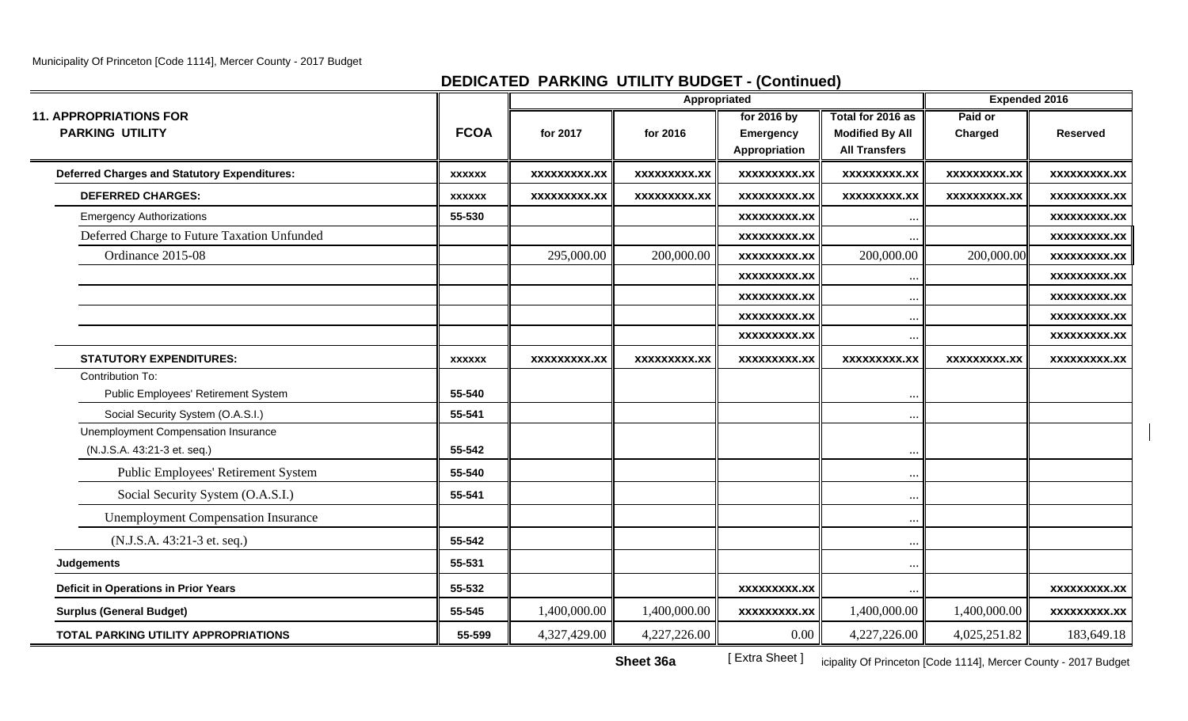## DEDICATED PARKING UTILITY BUDGET - (Continued)

| 11. APPROPRIATIONS FOR PARKING UTILITY | FCOA | Appropriated for 2017 | Appropriated for 2016 | for 2016 by Emergency Appropriation | Total for 2016 as Modified By All Transfers | Expended 2016 Paid or Charged | Expended 2016 Reserved |
|---|---|---|---|---|---|---|---|
| **Deferred Charges and Statutory Expenditures:** | xxxxxx | xxxxxxxxx.xx | xxxxxxxxx.xx | xxxxxxxxx.xx | xxxxxxxxx.xx | xxxxxxxxx.xx | xxxxxxxxx.xx |
| **DEFERRED CHARGES:** | xxxxxx | xxxxxxxxx.xx | xxxxxxxxx.xx | xxxxxxxxx.xx | xxxxxxxxx.xx | xxxxxxxxx.xx | xxxxxxxxx.xx |
| Emergency Authorizations | 55-530 | | | xxxxxxxxx.xx | ... | | xxxxxxxxx.xx |
| Deferred Charge to Future Taxation Unfunded | | | | xxxxxxxxx.xx | ... | | xxxxxxxxx.xx |
| Ordinance 2015-08 | | 295,000.00 | 200,000.00 | xxxxxxxxx.xx | 200,000.00 | 200,000.00 | xxxxxxxxx.xx |
| | | | | xxxxxxxxx.xx | ... | | xxxxxxxxx.xx |
| | | | | xxxxxxxxx.xx | ... | | xxxxxxxxx.xx |
| | | | | xxxxxxxxx.xx | ... | | xxxxxxxxx.xx |
| | | | | xxxxxxxxx.xx | ... | | xxxxxxxxx.xx |
| **STATUTORY EXPENDITURES:** | xxxxxx | xxxxxxxxx.xx | xxxxxxxxx.xx | xxxxxxxxx.xx | xxxxxxxxx.xx | xxxxxxxxx.xx | xxxxxxxxx.xx |
| Contribution To: | | | | | | | |
| Public Employees' Retirement System | 55-540 | | | | ... | | |
| Social Security System (O.A.S.I.) | 55-541 | | | | ... | | |
| Unemployment Compensation Insurance (N.J.S.A. 43:21-3 et. seq.) | 55-542 | | | | ... | | |
| Public Employees' Retirement System | 55-540 | | | | ... | | |
| Social Security System (O.A.S.I.) | 55-541 | | | | ... | | |
| Unemployment Compensation Insurance | | | | | ... | | |
| (N.J.S.A. 43:21-3 et. seq.) | 55-542 | | | | ... | | |
| **Judgements** | 55-531 | | | | ... | | |
| **Deficit in Operations in Prior Years** | 55-532 | | | xxxxxxxxx.xx | ... | | xxxxxxxxx.xx |
| **Surplus (General Budget)** | 55-545 | 1,400,000.00 | 1,400,000.00 | xxxxxxxxx.xx | 1,400,000.00 | 1,400,000.00 | xxxxxxxxx.xx |
| **TOTAL PARKING UTILITY APPROPRIATIONS** | 55-599 | 4,327,429.00 | 4,227,226.00 | 0.00 | 4,227,226.00 | 4,025,251.82 | 183,649.18 |

**Sheet 36a** [ Extra Sheet ]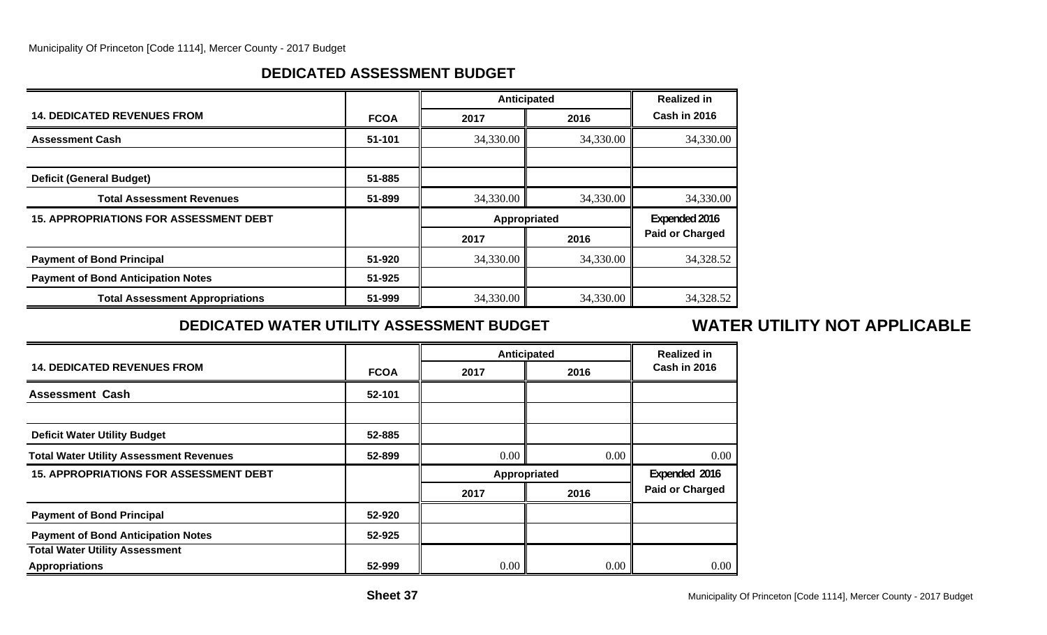## DEDICATED ASSESSMENT BUDGET

| 14. DEDICATED REVENUES FROM | FCOA | Anticipated | | Realized in Cash in 2016 |
|---|---|---|---|---|
| | | 2017 | 2016 | |
| Assessment Cash | 51-101 | 34,330.00 | 34,330.00 | 34,330.00 |
| | | | | |
| Deficit (General Budget) | 51-885 | | | |
| Total Assessment Revenues | 51-899 | 34,330.00 | 34,330.00 | 34,330.00 |
| **15. APPROPRIATIONS FOR ASSESSMENT DEBT** | | **Appropriated** | | **Expended 2016 Paid or Charged** |
| | | **2017** | **2016** | |
| Payment of Bond Principal | 51-920 | 34,330.00 | 34,330.00 | 34,328.52 |
| Payment of Bond Anticipation Notes | 51-925 | | | |
| Total Assessment Appropriations | 51-999 | 34,330.00 | 34,330.00 | 34,328.52 |

## DEDICATED WATER UTILITY ASSESSMENT BUDGET

## WATER UTILITY NOT APPLICABLE

| 14. DEDICATED REVENUES FROM | FCOA | Anticipated | | Realized in Cash in 2016 |
|---|---|---|---|---|
| | | 2017 | 2016 | |
| Assessment Cash | 52-101 | | | |
| | | | | |
| Deficit Water Utility Budget | 52-885 | | | |
| Total Water Utility Assessment Revenues | 52-899 | 0.00 | 0.00 | 0.00 |
| **15. APPROPRIATIONS FOR ASSESSMENT DEBT** | | **Appropriated** | | **Expended 2016 Paid or Charged** |
| | | **2017** | **2016** | |
| Payment of Bond Principal | 52-920 | | | |
| Payment of Bond Anticipation Notes | 52-925 | | | |
| Total Water Utility Assessment Appropriations | 52-999 | 0.00 | 0.00 | 0.00 |

**Sheet 37**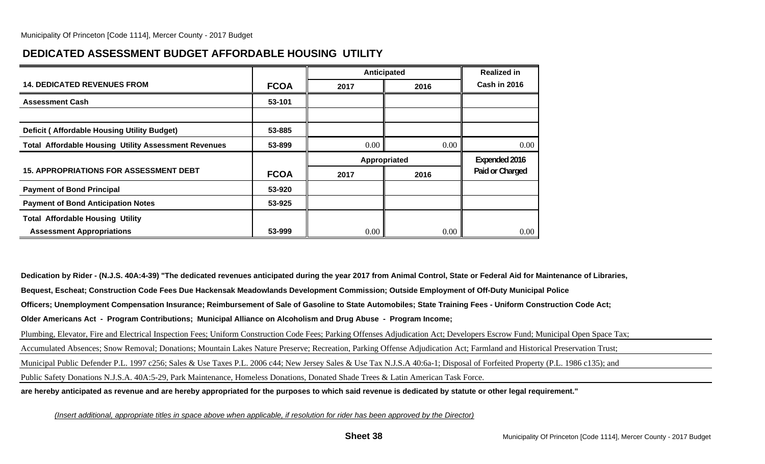## DEDICATED ASSESSMENT BUDGET AFFORDABLE HOUSING UTILITY

| 14. DEDICATED REVENUES FROM | FCOA | Anticipated 2017 | Anticipated 2016 | Realized in Cash in 2016 |
|---|---|---|---|---|
| Assessment Cash | 53-101 | | | |
| | | | | |
| Deficit ( Affordable Housing Utility Budget) | 53-885 | | | |
| Total Affordable Housing Utility Assessment Revenues | 53-899 | 0.00 | 0.00 | 0.00 |
| **15. APPROPRIATIONS FOR ASSESSMENT DEBT** | **FCOA** | **Appropriated 2017** | **Appropriated 2016** | **Expended 2016 Paid or Charged** |
| Payment of Bond Principal | 53-920 | | | |
| Payment of Bond Anticipation Notes | 53-925 | | | |
| Total Affordable Housing Utility Assessment Appropriations | 53-999 | 0.00 | 0.00 | 0.00 |

**Dedication by Rider - (N.J.S. 40A:4-39) "The dedicated revenues anticipated during the year 2017 from Animal Control, State or Federal Aid for Maintenance of Libraries, Bequest, Escheat; Construction Code Fees Due Hackensak Meadowlands Development Commission; Outside Employment of Off-Duty Municipal Police Officers; Unemployment Compensation Insurance; Reimbursement of Sale of Gasoline to State Automobiles; State Training Fees - Uniform Construction Code Act; Older Americans Act - Program Contributions; Municipal Alliance on Alcoholism and Drug Abuse - Program Income;**

Plumbing, Elevator, Fire and Electrical Inspection Fees; Uniform Construction Code Fees; Parking Offenses Adjudication Act; Developers Escrow Fund; Municipal Open Space Tax; Accumulated Absences; Snow Removal; Donations; Mountain Lakes Nature Preserve; Recreation, Parking Offense Adjudication Act; Farmland and Historical Preservation Trust; Municipal Public Defender P.L. 1997 c256; Sales & Use Taxes P.L. 2006 c44; New Jersey Sales & Use Tax N.J.S.A 40:6a-1; Disposal of Forfeited Property (P.L. 1986 c135); and Public Safety Donations N.J.S.A. 40A:5-29, Park Maintenance, Homeless Donations, Donated Shade Trees & Latin American Task Force.

**are hereby anticipated as revenue and are hereby appropriated for the purposes to which said revenue is dedicated by statute or other legal requirement."**

*(Insert additional, appropriate titles in space above when applicable, if resolution for rider has been approved by the Director)*

**Sheet 38**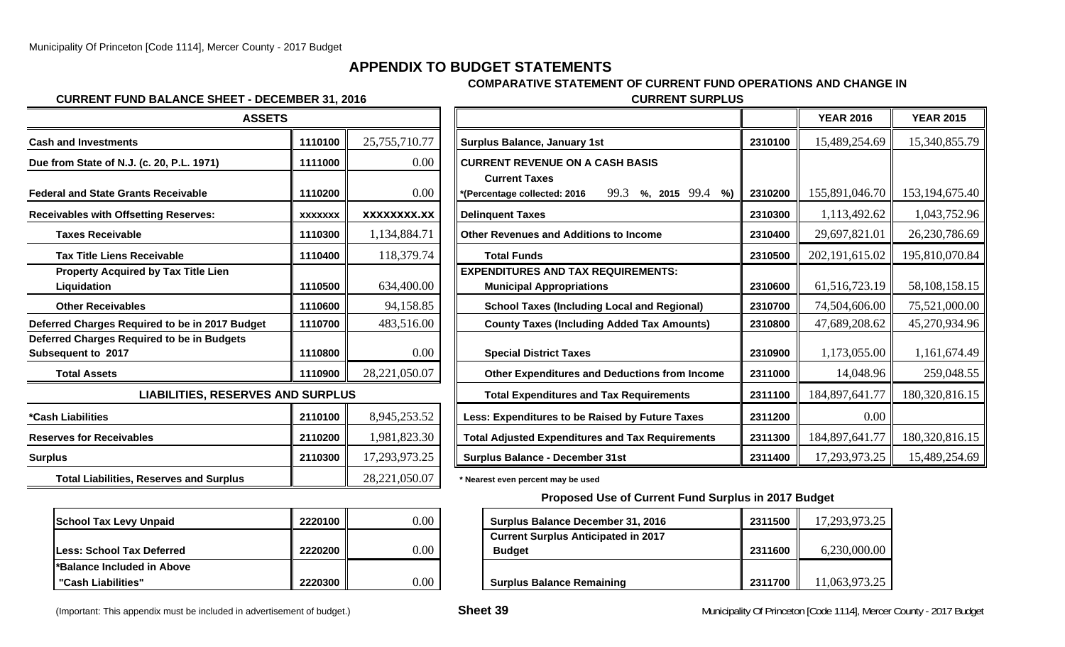# APPENDIX TO BUDGET STATEMENTS

## CURRENT FUND BALANCE SHEET - DECEMBER 31, 2016

| ASSETS | | |
|---|---|---|
| **Cash and Investments** | **1110100** | 25,755,710.77 |
| **Due from State of N.J. (c. 20, P.L. 1971)** | **1111000** | 0.00 |
| **Federal and State Grants Receivable** | **1110200** | 0.00 |
| **Receivables with Offsetting Reserves:** | **XXXXXXX** | **XXXXXXXX.XX** |
| **Taxes Receivable** | **1110300** | 1,134,884.71 |
| **Tax Title Liens Receivable** | **1110400** | 118,379.74 |
| **Property Acquired by Tax Title Lien Liquidation** | **1110500** | 634,400.00 |
| **Other Receivables** | **1110600** | 94,158.85 |
| **Deferred Charges Required to be in 2017 Budget** | **1110700** | 483,516.00 |
| **Deferred Charges Required to be in Budgets Subsequent to 2017** | **1110800** | 0.00 |
| **Total Assets** | **1110900** | 28,221,050.07 |
| **LIABILITIES, RESERVES AND SURPLUS** | | |
| ***Cash Liabilities** | **2110100** | 8,945,253.52 |
| **Reserves for Receivables** | **2110200** | 1,981,823.30 |
| **Surplus** | **2110300** | 17,293,973.25 |
| **Total Liabilities, Reserves and Surplus** | | 28,221,050.07 |

| | | |
|---|---|---|
| **School Tax Levy Unpaid** | **2220100** | 0.00 |
| **Less: School Tax Deferred** | **2220200** | 0.00 |
| ***Balance Included in Above "Cash Liabilities"** | **2220300** | 0.00 |

## COMPARATIVE STATEMENT OF CURRENT FUND OPERATIONS AND CHANGE IN CURRENT SURPLUS

| | | YEAR 2016 | YEAR 2015 |
|---|---|---|---|
| **Surplus Balance, January 1st** | **2310100** | 15,489,254.69 | 15,340,855.79 |
| **CURRENT REVENUE ON A CASH BASIS** | | | |
| **Current Taxes** *(Percentage collected: 2016 99.3 %, 2015 99.4 %) | **2310200** | 155,891,046.70 | 153,194,675.40 |
| **Delinquent Taxes** | **2310300** | 1,113,492.62 | 1,043,752.96 |
| **Other Revenues and Additions to Income** | **2310400** | 29,697,821.01 | 26,230,786.69 |
| **Total Funds** | **2310500** | 202,191,615.02 | 195,810,070.84 |
| **EXPENDITURES AND TAX REQUIREMENTS:** | | | |
| **Municipal Appropriations** | **2310600** | 61,516,723.19 | 58,108,158.15 |
| **School Taxes (Including Local and Regional)** | **2310700** | 74,504,606.00 | 75,521,000.00 |
| **County Taxes (Including Added Tax Amounts)** | **2310800** | 47,689,208.62 | 45,270,934.96 |
| **Special District Taxes** | **2310900** | 1,173,055.00 | 1,161,674.49 |
| **Other Expenditures and Deductions from Income** | **2311000** | 14,048.96 | 259,048.55 |
| **Total Expenditures and Tax Requirements** | **2311100** | 184,897,641.77 | 180,320,816.15 |
| **Less: Expenditures to be Raised by Future Taxes** | **2311200** | 0.00 | |
| **Total Adjusted Expenditures and Tax Requirements** | **2311300** | 184,897,641.77 | 180,320,816.15 |
| **Surplus Balance - December 31st** | **2311400** | 17,293,973.25 | 15,489,254.69 |

* Nearest even percent may be used

### Proposed Use of Current Fund Surplus in 2017 Budget

| | | |
|---|---|---|
| **Surplus Balance December 31, 2016** | **2311500** | 17,293,973.25 |
| **Current Surplus Anticipated in 2017 Budget** | **2311600** | 6,230,000.00 |
| **Surplus Balance Remaining** | **2311700** | 11,063,973.25 |

(Important: This appendix must be included in advertisement of budget.)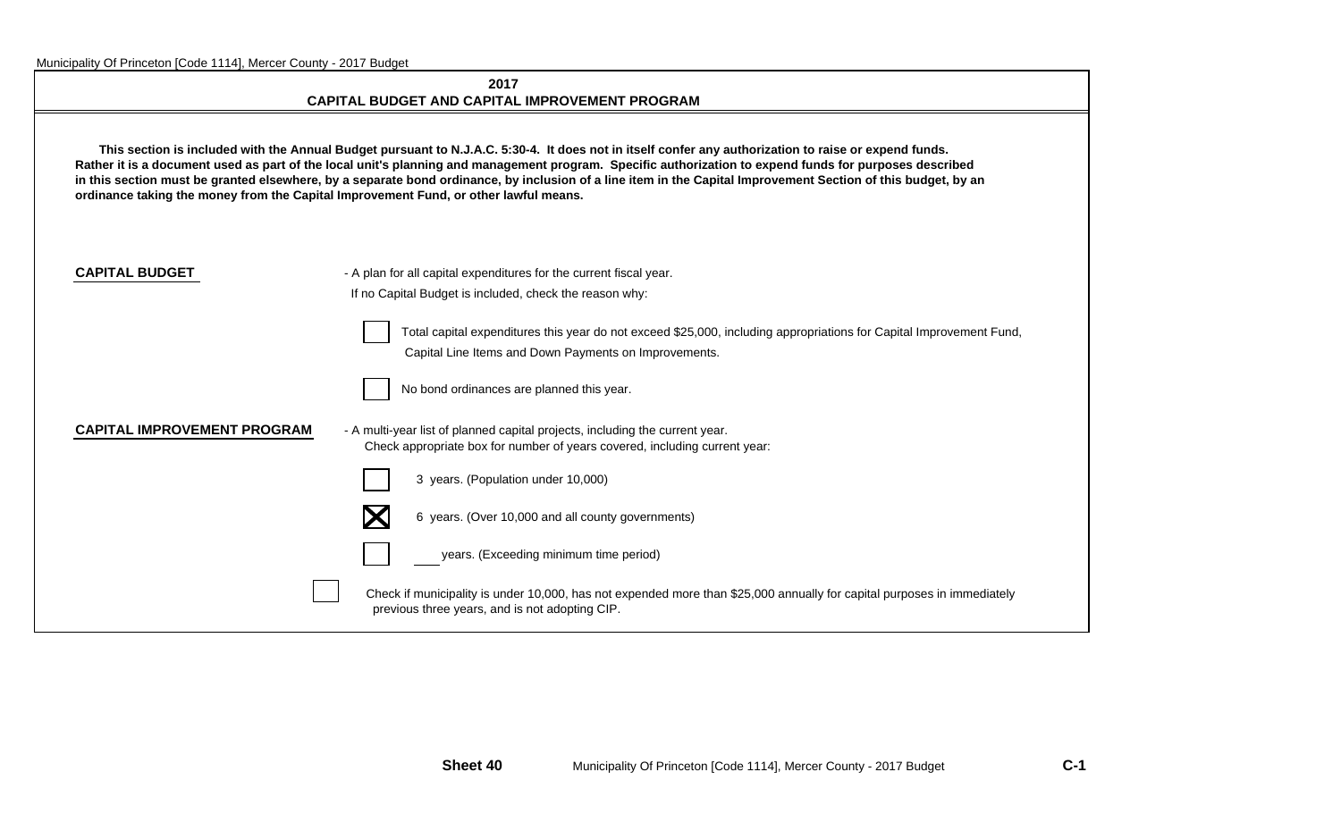## 2017
## CAPITAL BUDGET AND CAPITAL IMPROVEMENT PROGRAM

**This section is included with the Annual Budget pursuant to N.J.A.C. 5:30-4. It does not in itself confer any authorization to raise or expend funds. Rather it is a document used as part of the local unit's planning and management program. Specific authorization to expend funds for purposes described in this section must be granted elsewhere, by a separate bond ordinance, by inclusion of a line item in the Capital Improvement Section of this budget, by an ordinance taking the money from the Capital Improvement Fund, or other lawful means.**

**CAPITAL BUDGET** - A plan for all capital expenditures for the current fiscal year.

If no Capital Budget is included, check the reason why:

- [ ] Total capital expenditures this year do not exceed $25,000, including appropriations for Capital Improvement Fund, Capital Line Items and Down Payments on Improvements.
- [ ] No bond ordinances are planned this year.

**CAPITAL IMPROVEMENT PROGRAM** - A multi-year list of planned capital projects, including the current year.

Check appropriate box for number of years covered, including current year:

- [ ] 3 years. (Population under 10,000)
- [x] 6 years. (Over 10,000 and all county governments)
- [ ] ___ years. (Exceeding minimum time period)

- [ ] Check if municipality is under 10,000, has not expended more than $25,000 annually for capital purposes in immediately previous three years, and is not adopting CIP.

**Sheet 40** Municipality Of Princeton [Code 1114], Mercer County - 2017 Budget **C-1**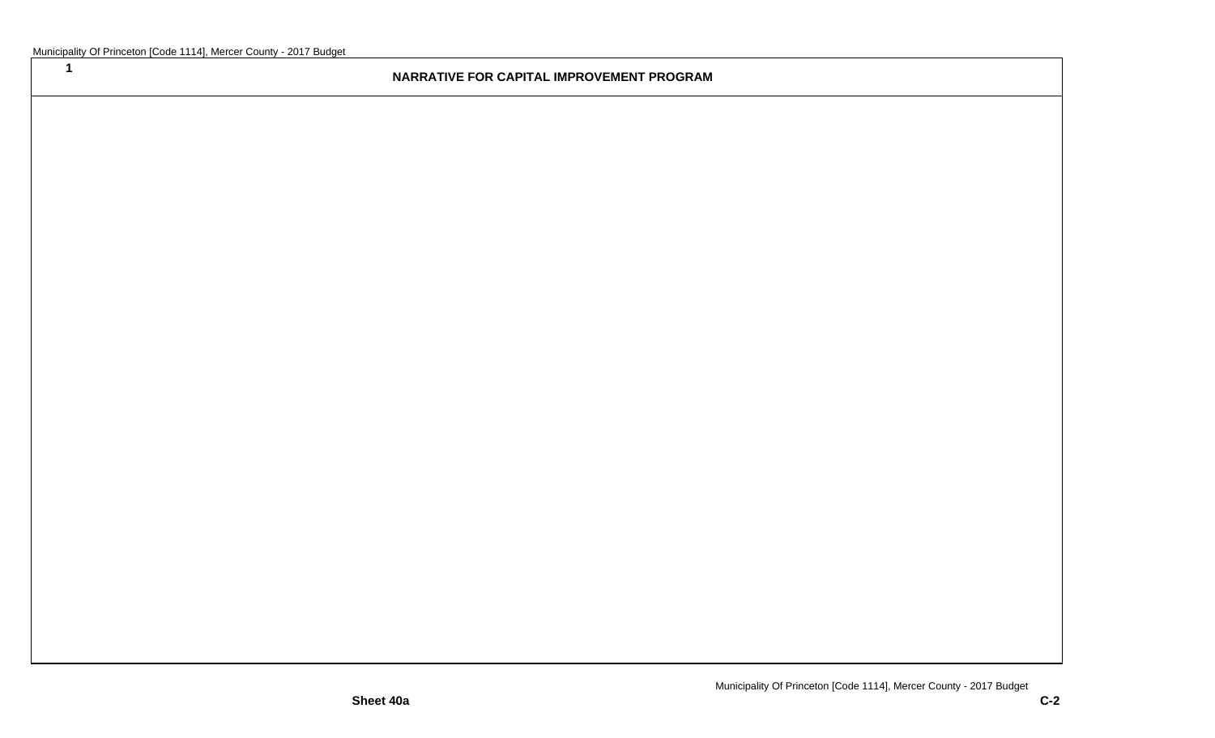1

## NARRATIVE FOR CAPITAL IMPROVEMENT PROGRAM

Sheet 40a

C-2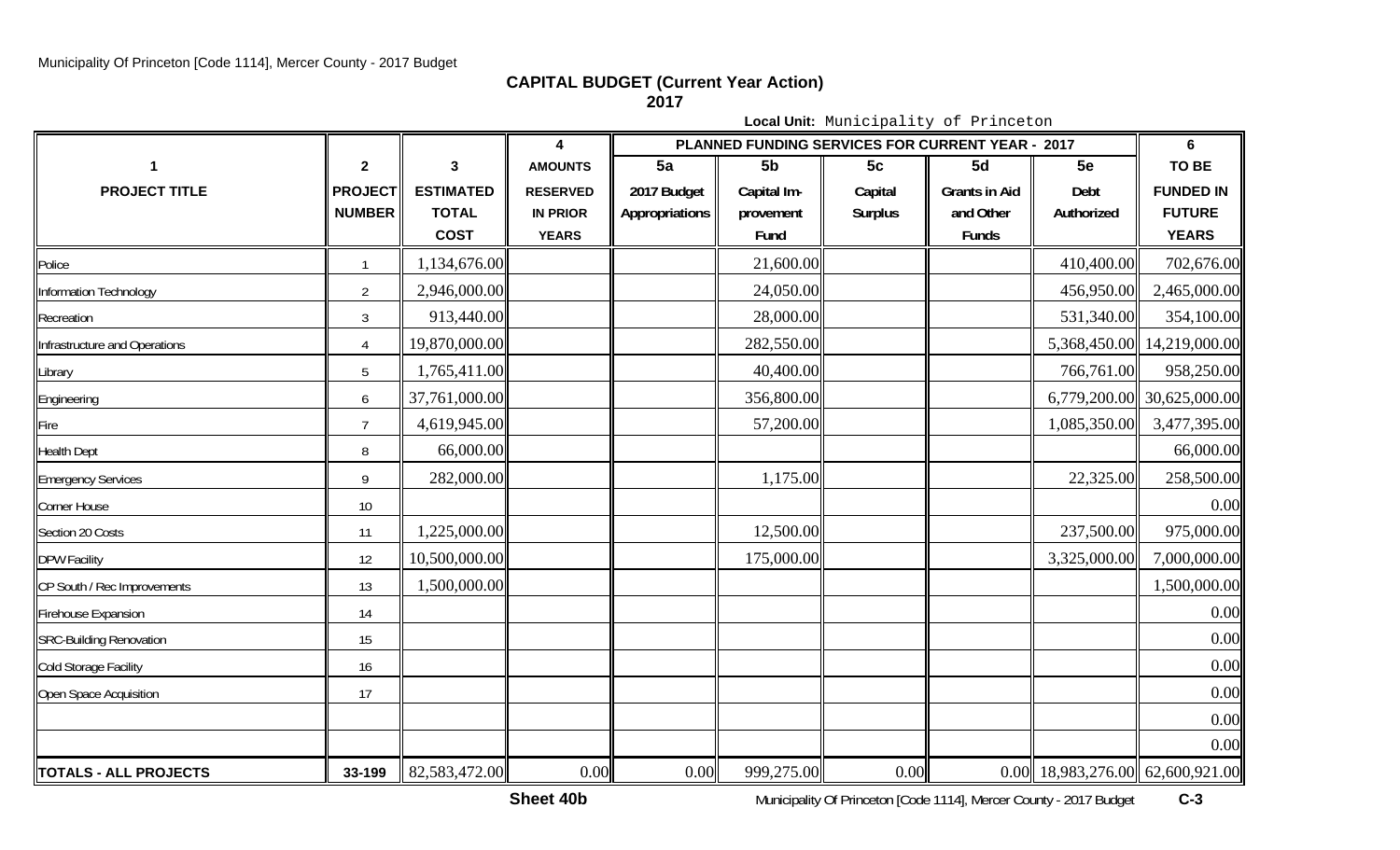## CAPITAL BUDGET (Current Year Action)
### 2017

**Local Unit:** Municipality of Princeton

| 1 | 2 | 3 | 4 | PLANNED FUNDING SERVICES FOR CURRENT YEAR - 2017 | | | | | 6 |
|---|---|---|---|---|---|---|---|---|---|
| PROJECT TITLE | PROJECT NUMBER | ESTIMATED TOTAL COST | AMOUNTS RESERVED IN PRIOR YEARS | 5a 2017 Budget Appropriations | 5b Capital Improvement Fund | 5c Capital Surplus | 5d Grants in Aid and Other Funds | 5e Debt Authorized | TO BE FUNDED IN FUTURE YEARS |
| Police | 1 | 1,134,676.00 | | | 21,600.00 | | | 410,400.00 | 702,676.00 |
| Information Technology | 2 | 2,946,000.00 | | | 24,050.00 | | | 456,950.00 | 2,465,000.00 |
| Recreation | 3 | 913,440.00 | | | 28,000.00 | | | 531,340.00 | 354,100.00 |
| Infrastructure and Operations | 4 | 19,870,000.00 | | | 282,550.00 | | | 5,368,450.00 | 14,219,000.00 |
| Library | 5 | 1,765,411.00 | | | 40,400.00 | | | 766,761.00 | 958,250.00 |
| Engineering | 6 | 37,761,000.00 | | | 356,800.00 | | | 6,779,200.00 | 30,625,000.00 |
| Fire | 7 | 4,619,945.00 | | | 57,200.00 | | | 1,085,350.00 | 3,477,395.00 |
| Health Dept | 8 | 66,000.00 | | | | | | | 66,000.00 |
| Emergency Services | 9 | 282,000.00 | | | 1,175.00 | | | 22,325.00 | 258,500.00 |
| Corner House | 10 | | | | | | | | 0.00 |
| Section 20 Costs | 11 | 1,225,000.00 | | | 12,500.00 | | | 237,500.00 | 975,000.00 |
| DPW Facility | 12 | 10,500,000.00 | | | 175,000.00 | | | 3,325,000.00 | 7,000,000.00 |
| CP South / Rec Improvements | 13 | 1,500,000.00 | | | | | | | 1,500,000.00 |
| Firehouse Expansion | 14 | | | | | | | | 0.00 |
| SRC-Building Renovation | 15 | | | | | | | | 0.00 |
| Cold Storage Facility | 16 | | | | | | | | 0.00 |
| Open Space Acquisition | 17 | | | | | | | | 0.00 |
| | | | | | | | | | 0.00 |
| | | | | | | | | | 0.00 |
| **TOTALS - ALL PROJECTS** | 33-199 | 82,583,472.00 | 0.00 | 0.00 | 999,275.00 | 0.00 | 0.00 | 18,983,276.00 | 62,600,921.00 |

Sheet 40b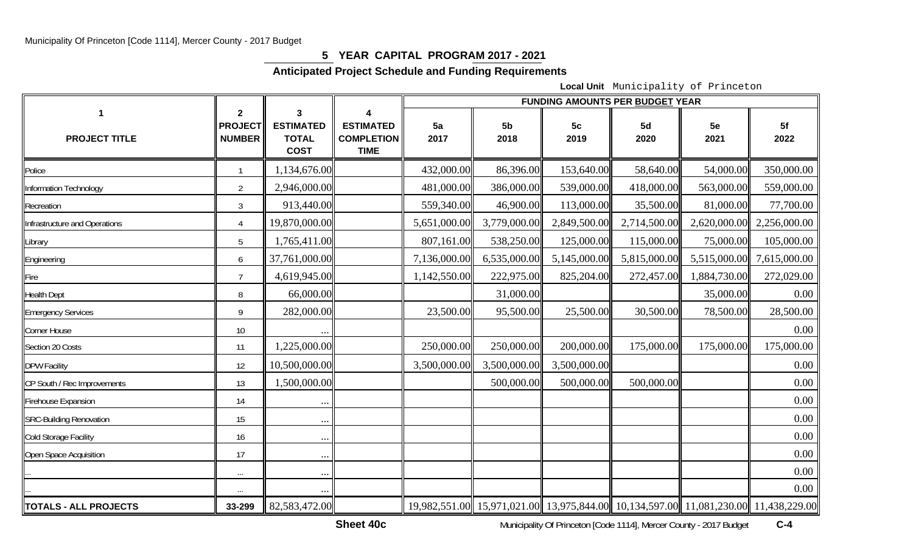## 5 YEAR CAPITAL PROGRAM 2017 - 2021

### Anticipated Project Schedule and Funding Requirements

**Local Unit** Municipality of Princeton

| 1 | 2 | 3 | 4 | FUNDING AMOUNTS PER BUDGET YEAR | | | | | |
|---|---|---|---|---|---|---|---|---|---|
| PROJECT TITLE | PROJECT NUMBER | ESTIMATED TOTAL COST | ESTIMATED COMPLETION TIME | 5a 2017 | 5b 2018 | 5c 2019 | 5d 2020 | 5e 2021 | 5f 2022 |
| Police | 1 | 1,134,676.00 | | 432,000.00 | 86,396.00 | 153,640.00 | 58,640.00 | 54,000.00 | 350,000.00 |
| Information Technology | 2 | 2,946,000.00 | | 481,000.00 | 386,000.00 | 539,000.00 | 418,000.00 | 563,000.00 | 559,000.00 |
| Recreation | 3 | 913,440.00 | | 559,340.00 | 46,900.00 | 113,000.00 | 35,500.00 | 81,000.00 | 77,700.00 |
| Infrastructure and Operations | 4 | 19,870,000.00 | | 5,651,000.00 | 3,779,000.00 | 2,849,500.00 | 2,714,500.00 | 2,620,000.00 | 2,256,000.00 |
| Library | 5 | 1,765,411.00 | | 807,161.00 | 538,250.00 | 125,000.00 | 115,000.00 | 75,000.00 | 105,000.00 |
| Engineering | 6 | 37,761,000.00 | | 7,136,000.00 | 6,535,000.00 | 5,145,000.00 | 5,815,000.00 | 5,515,000.00 | 7,615,000.00 |
| Fire | 7 | 4,619,945.00 | | 1,142,550.00 | 222,975.00 | 825,204.00 | 272,457.00 | 1,884,730.00 | 272,029.00 |
| Health Dept | 8 | 66,000.00 | | | 31,000.00 | | | 35,000.00 | 0.00 |
| Emergency Services | 9 | 282,000.00 | | 23,500.00 | 95,500.00 | 25,500.00 | 30,500.00 | 78,500.00 | 28,500.00 |
| Corner House | 10 | ... | | | | | | | 0.00 |
| Section 20 Costs | 11 | 1,225,000.00 | | 250,000.00 | 250,000.00 | 200,000.00 | 175,000.00 | 175,000.00 | 175,000.00 |
| DPW Facility | 12 | 10,500,000.00 | | 3,500,000.00 | 3,500,000.00 | 3,500,000.00 | | | 0.00 |
| CP South / Rec Improvements | 13 | 1,500,000.00 | | | 500,000.00 | 500,000.00 | 500,000.00 | | 0.00 |
| Firehouse Expansion | 14 | ... | | | | | | | 0.00 |
| SRC-Building Renovation | 15 | ... | | | | | | | 0.00 |
| Cold Storage Facility | 16 | ... | | | | | | | 0.00 |
| Open Space Acquisition | 17 | ... | | | | | | | 0.00 |
| ... | ... | ... | | | | | | | 0.00 |
| ... | ... | ... | | | | | | | 0.00 |
| **TOTALS - ALL PROJECTS** | 33-299 | 82,583,472.00 | | 19,982,551.00 | 15,971,021.00 | 13,975,844.00 | 10,134,597.00 | 11,081,230.00 | 11,438,229.00 |

**Sheet 40c**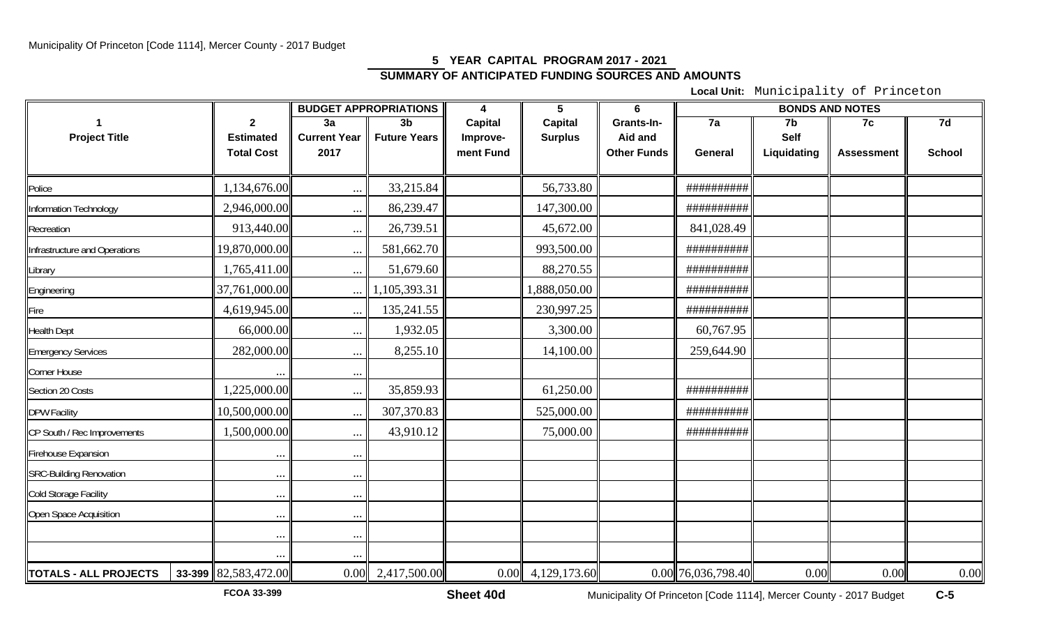## 5 YEAR CAPITAL PROGRAM 2017 - 2021

## SUMMARY OF ANTICIPATED FUNDING SOURCES AND AMOUNTS

**Local Unit:** Municipality of Princeton

| 1 Project Title | | 2 Estimated Total Cost | BUDGET APPROPRIATIONS 3a Current Year 2017 | 3b Future Years | 4 Capital Improvement Fund | 5 Capital Surplus | 6 Grants-In-Aid and Other Funds | BONDS AND NOTES 7a General | 7b Self Liquidating | 7c Assessment | 7d School |
|---|---|---|---|---|---|---|---|---|---|---|---|
| Police | | 1,134,676.00 | ... | 33,215.84 | | 56,733.80 | | ########## | | | |
| Information Technology | | 2,946,000.00 | ... | 86,239.47 | | 147,300.00 | | ########## | | | |
| Recreation | | 913,440.00 | ... | 26,739.51 | | 45,672.00 | | 841,028.49 | | | |
| Infrastructure and Operations | | 19,870,000.00 | ... | 581,662.70 | | 993,500.00 | | ########## | | | |
| Library | | 1,765,411.00 | ... | 51,679.60 | | 88,270.55 | | ########## | | | |
| Engineering | | 37,761,000.00 | ... | 1,105,393.31 | | 1,888,050.00 | | ########## | | | |
| Fire | | 4,619,945.00 | ... | 135,241.55 | | 230,997.25 | | ########## | | | |
| Health Dept | | 66,000.00 | ... | 1,932.05 | | 3,300.00 | | 60,767.95 | | | |
| Emergency Services | | 282,000.00 | ... | 8,255.10 | | 14,100.00 | | 259,644.90 | | | |
| Corner House | | ... | ... | | | | | | | | |
| Section 20 Costs | | 1,225,000.00 | ... | 35,859.93 | | 61,250.00 | | ########## | | | |
| DPW Facility | | 10,500,000.00 | ... | 307,370.83 | | 525,000.00 | | ########## | | | |
| CP South / Rec Improvements | | 1,500,000.00 | ... | 43,910.12 | | 75,000.00 | | ########## | | | |
| Firehouse Expansion | | ... | ... | | | | | | | | |
| SRC-Building Renovation | | ... | ... | | | | | | | | |
| Cold Storage Facility | | ... | ... | | | | | | | | |
| Open Space Acquisition | | ... | ... | | | | | | | | |
| | | ... | ... | | | | | | | | |
| | | ... | ... | | | | | | | | |
| **TOTALS - ALL PROJECTS** | 33-399 | 82,583,472.00 | 0.00 | 2,417,500.00 | 0.00 | 4,129,173.60 | 0.00 | 76,036,798.40 | 0.00 | 0.00 | 0.00 |

FCOA 33-399

Sheet 40d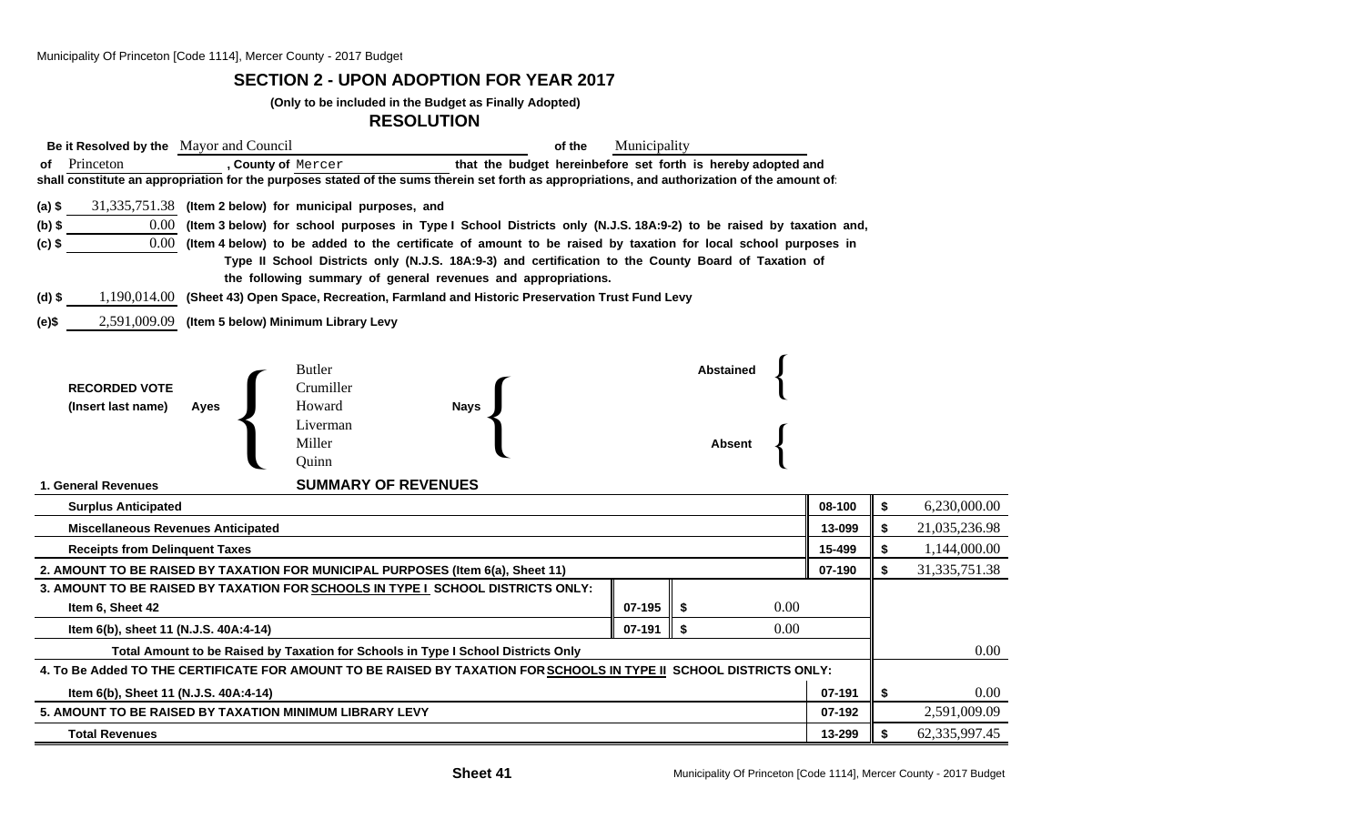## SECTION 2 - UPON ADOPTION FOR YEAR 2017

**(Only to be included in the Budget as Finally Adopted)**

### RESOLUTION

**Be it Resolved by the** Mayor and Council **of the** Municipality **of** Princeton **, County of** Mercer **that the budget hereinbefore set forth is hereby adopted and shall constitute an appropriation for the purposes stated of the sums therein set forth as appropriations, and authorization of the amount of:**

**(a) $** 31,335,751.38 **(Item 2 below) for municipal purposes, and**

**(b) $** 0.00 **(Item 3 below) for school purposes in Type I School Districts only (N.J.S. 18A:9-2) to be raised by taxation and,**

**(c) $** 0.00 **(Item 4 below) to be added to the certificate of amount to be raised by taxation for local school purposes in Type II School Districts only (N.J.S. 18A:9-3) and certification to the County Board of Taxation of the following summary of general revenues and appropriations.**

**(d) $** 1,190,014.00 **(Sheet 43) Open Space, Recreation, Farmland and Historic Preservation Trust Fund Levy**

**(e)$** 2,591,009.09 **(Item 5 below) Minimum Library Levy**

**RECORDED VOTE (Insert last name)**

**Ayes:** Butler, Crumiller, Howard, Liverman, Miller, Quinn

**Nays:**

**Abstained:**

**Absent:**

### SUMMARY OF REVENUES

| | | | | |
|---|---|---|---|---|
| **1. General Revenues** | | | | |
| **Surplus Anticipated** | | | 08-100 | $ 6,230,000.00 |
| **Miscellaneous Revenues Anticipated** | | | 13-099 | $ 21,035,236.98 |
| **Receipts from Delinquent Taxes** | | | 15-499 | $ 1,144,000.00 |
| **2. AMOUNT TO BE RAISED BY TAXATION FOR MUNICIPAL PURPOSES (Item 6(a), Sheet 11)** | | | 07-190 | $ 31,335,751.38 |
| **3. AMOUNT TO BE RAISED BY TAXATION FOR SCHOOLS IN TYPE I SCHOOL DISTRICTS ONLY:** | | | | |
| **Item 6, Sheet 42** | 07-195 | $ 0.00 | | |
| **Item 6(b), sheet 11 (N.J.S. 40A:4-14)** | 07-191 | $ 0.00 | | |
| **Total Amount to be Raised by Taxation for Schools in Type I School Districts Only** | | | | 0.00 |
| **4. To Be Added TO THE CERTIFICATE FOR AMOUNT TO BE RAISED BY TAXATION FOR SCHOOLS IN TYPE II SCHOOL DISTRICTS ONLY:** | | | | |
| **Item 6(b), Sheet 11 (N.J.S. 40A:4-14)** | | | 07-191 | $ 0.00 |
| **5. AMOUNT TO BE RAISED BY TAXATION MINIMUM LIBRARY LEVY** | | | 07-192 | 2,591,009.09 |
| **Total Revenues** | | | 13-299 | $ 62,335,997.45 |

**Sheet 41**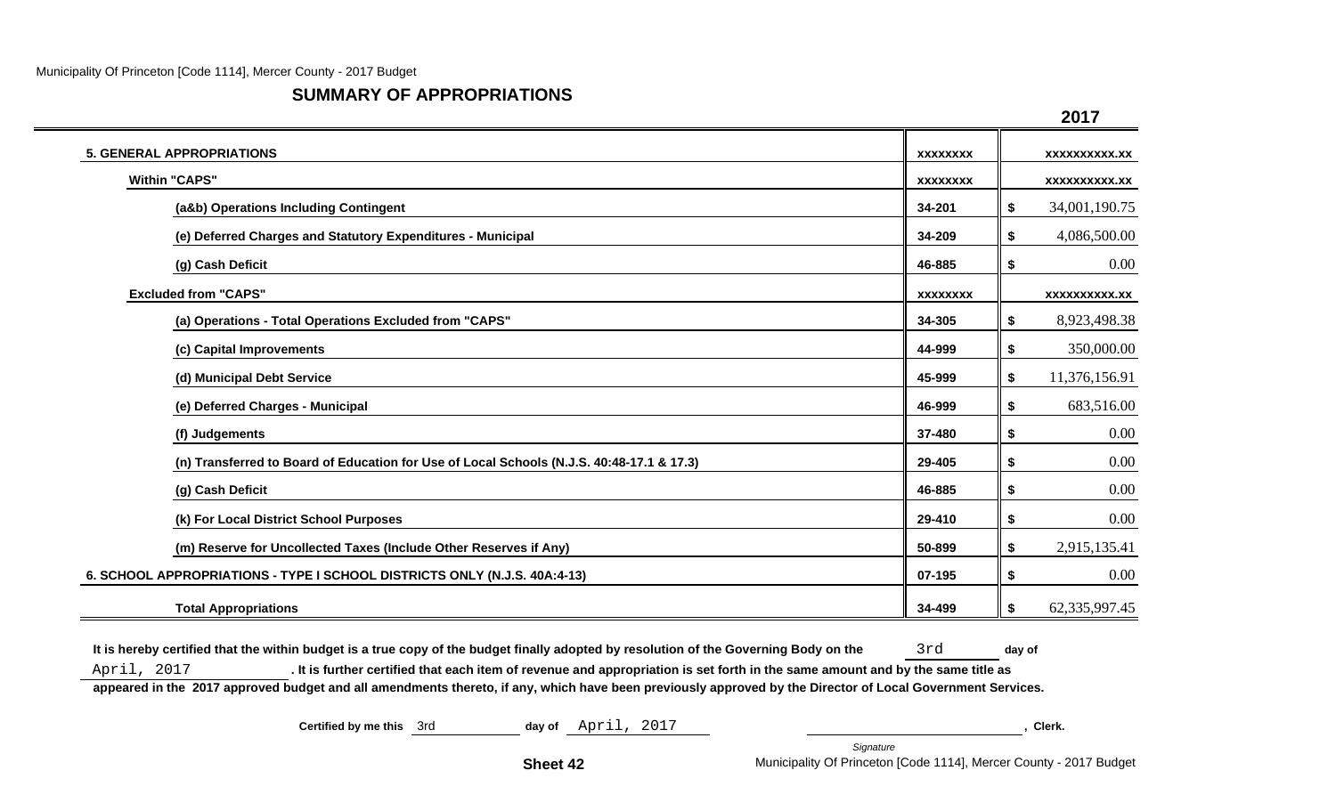## SUMMARY OF APPROPRIATIONS

| | | 2017 |
|---|---|---|
| **5. GENERAL APPROPRIATIONS** | xxxxxxxx | xxxxxxxxxx.xx |
| **Within "CAPS"** | xxxxxxxx | xxxxxxxxxx.xx |
| **(a&b) Operations Including Contingent** | 34-201 | $ 34,001,190.75 |
| **(e) Deferred Charges and Statutory Expenditures - Municipal** | 34-209 | $ 4,086,500.00 |
| **(g) Cash Deficit** | 46-885 | $ 0.00 |
| **Excluded from "CAPS"** | xxxxxxxx | xxxxxxxxxx.xx |
| **(a) Operations - Total Operations Excluded from "CAPS"** | 34-305 | $ 8,923,498.38 |
| **(c) Capital Improvements** | 44-999 | $ 350,000.00 |
| **(d) Municipal Debt Service** | 45-999 | $ 11,376,156.91 |
| **(e) Deferred Charges - Municipal** | 46-999 | $ 683,516.00 |
| **(f) Judgements** | 37-480 | $ 0.00 |
| **(n) Transferred to Board of Education for Use of Local Schools (N.J.S. 40:48-17.1 & 17.3)** | 29-405 | $ 0.00 |
| **(g) Cash Deficit** | 46-885 | $ 0.00 |
| **(k) For Local District School Purposes** | 29-410 | $ 0.00 |
| **(m) Reserve for Uncollected Taxes (Include Other Reserves if Any)** | 50-899 | $ 2,915,135.41 |
| **6. SCHOOL APPROPRIATIONS - TYPE I SCHOOL DISTRICTS ONLY (N.J.S. 40A:4-13)** | 07-195 | $ 0.00 |
| **Total Appropriations** | 34-499 | $ 62,335,997.45 |

**It is hereby certified that the within budget is a true copy of the budget finally adopted by resolution of the Governing Body on the** 3rd **day of** April, 2017 **. It is further certified that each item of revenue and appropriation is set forth in the same amount and by the same title as appeared in the 2017 approved budget and all amendments thereto, if any, which have been previously approved by the Director of Local Government Services.**

**Certified by me this** 3rd **day of** April, 2017 ______________________, **Clerk.**

*Signature*

**Sheet 42**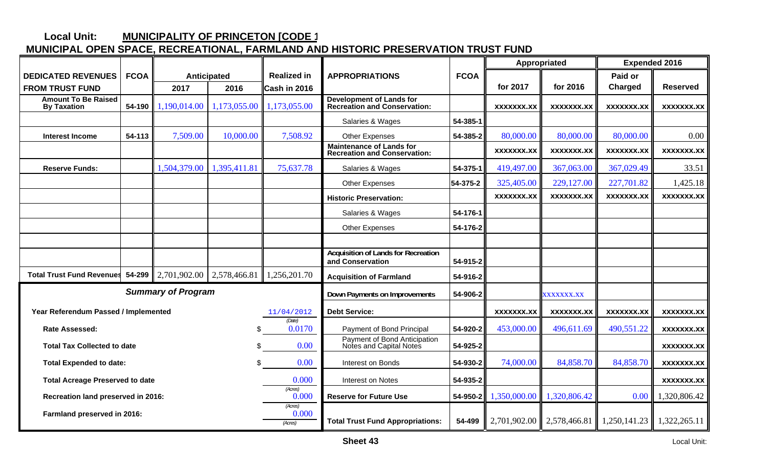**Local Unit: MUNICIPALITY OF PRINCETON [CODE 1**

## MUNICIPAL OPEN SPACE, RECREATIONAL, FARMLAND AND HISTORIC PRESERVATION TRUST FUND

| DEDICATED REVENUES FROM TRUST FUND | FCOA | Anticipated 2017 | Anticipated 2016 | Realized in Cash in 2016 |
|---|---|---|---|---|
| Amount To Be Raised By Taxation | 54-190 | 1,190,014.00 | 1,173,055.00 | 1,173,055.00 |
| Interest Income | 54-113 | 7,509.00 | 10,000.00 | 7,508.92 |
| Reserve Funds: | | 1,504,379.00 | 1,395,411.81 | 75,637.78 |
| Total Trust Fund Revenues | 54-299 | 2,701,902.00 | 2,578,466.81 | 1,256,201.70 |

| APPROPRIATIONS | FCOA | Appropriated for 2017 | Appropriated for 2016 | Expended 2016 Paid or Charged | Expended 2016 Reserved |
|---|---|---|---|---|---|
| **Development of Lands for Recreation and Conservation:** | | XXXXXXX.XX | XXXXXXX.XX | XXXXXXX.XX | XXXXXXX.XX |
| Salaries & Wages | 54-385-1 | | | | |
| Other Expenses | 54-385-2 | 80,000.00 | 80,000.00 | 80,000.00 | 0.00 |
| **Maintenance of Lands for Recreation and Conservation:** | | XXXXXXX.XX | XXXXXXX.XX | XXXXXXX.XX | XXXXXXX.XX |
| Salaries & Wages | 54-375-1 | 419,497.00 | 367,063.00 | 367,029.49 | 33.51 |
| Other Expenses | 54-375-2 | 325,405.00 | 229,127.00 | 227,701.82 | 1,425.18 |
| **Historic Preservation:** | | XXXXXXX.XX | XXXXXXX.XX | XXXXXXX.XX | XXXXXXX.XX |
| Salaries & Wages | 54-176-1 | | | | |
| Other Expenses | 54-176-2 | | | | |
| **Acquisition of Lands for Recreation and Conservation** | 54-915-2 | | | | |
| **Acquisition of Farmland** | 54-916-2 | | | | |
| **Down Payments on Improvements** | 54-906-2 | | XXXXXXX.XX | | |
| **Debt Service:** | | XXXXXXX.XX | XXXXXXX.XX | XXXXXXX.XX | XXXXXXX.XX |
| Payment of Bond Principal | 54-920-2 | 453,000.00 | 496,611.69 | 490,551.22 | XXXXXXX.XX |
| Payment of Bond Anticipation Notes and Capital Notes | 54-925-2 | | | | XXXXXXX.XX |
| Interest on Bonds | 54-930-2 | 74,000.00 | 84,858.70 | 84,858.70 | XXXXXXX.XX |
| Interest on Notes | 54-935-2 | | | | XXXXXXX.XX |
| **Reserve for Future Use** | 54-950-2 | 1,350,000.00 | 1,320,806.42 | 0.00 | 1,320,806.42 |
| **Total Trust Fund Appropriations:** | 54-499 | 2,701,902.00 | 2,578,466.81 | 1,250,141.23 | 1,322,265.11 |

### Summary of Program

| | |
|---|---|
| Year Referendum Passed / Implemented | 11/04/2012 (Date) |
| Rate Assessed: | $ 0.0170 |
| Total Tax Collected to date | $ 0.00 |
| Total Expended to date: | $ 0.00 |
| Total Acreage Preserved to date | 0.000 (Acres) |
| Recreation land preserved in 2016: | 0.000 (Acres) |
| Farmland preserved in 2016: | 0.000 (Acres) |

**Sheet 43**

Local Unit: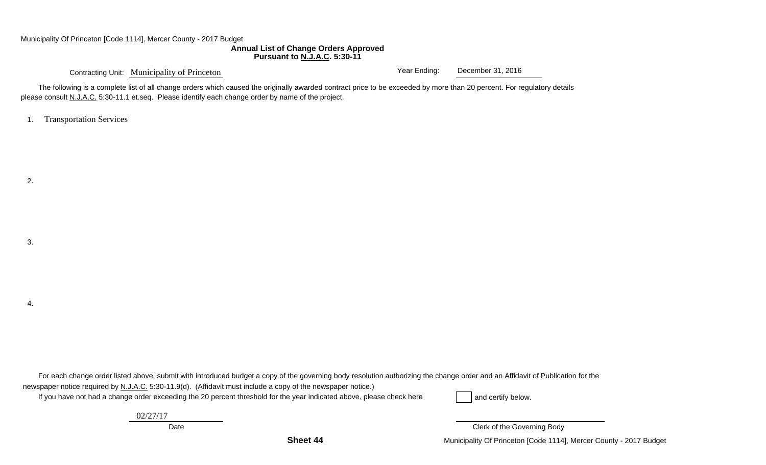# Annual List of Change Orders Approved
## Pursuant to <u>N.J.A.C</u>. 5:30-11

Contracting Unit: Municipality of Princeton

Year Ending: December 31, 2016

The following is a complete list of all change orders which caused the originally awarded contract price to be exceeded by more than 20 percent. For regulatory details please consult <u>N.J.A.C.</u> 5:30-11.1 et.seq. Please identify each change order by name of the project.

1. Transportation Services

2.

3.

4.

For each change order listed above, submit with introduced budget a copy of the governing body resolution authorizing the change order and an Affidavit of Publication for the newspaper notice required by <u>N.J.A.C.</u> 5:30-11.9(d). (Affidavit must include a copy of the newspaper notice.)

If you have not had a change order exceeding the 20 percent threshold for the year indicated above, please check here [ ] and certify below.

02/27/17
Date

Clerk of the Governing Body

**Sheet 44**